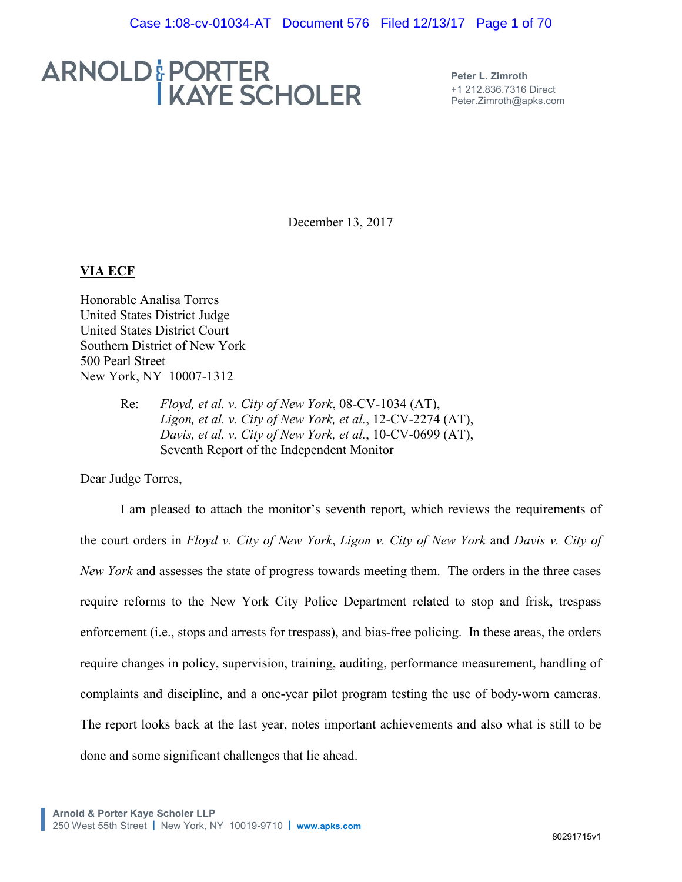ARNOLD & PORTER KAYE SCHOLER

**Peter L. Zimroth**
+1 212.836.7316 Direct
Peter.Zimroth@apks.com

December 13, 2017

**VIA ECF**

Honorable Analisa Torres
United States District Judge
United States District Court
Southern District of New York
500 Pearl Street
New York, NY 10007-1312

Re: *Floyd, et al. v. City of New York*, 08-CV-1034 (AT),
*Ligon, et al. v. City of New York, et al.*, 12-CV-2274 (AT),
*Davis, et al. v. City of New York, et al.*, 10-CV-0699 (AT),
Seventh Report of the Independent Monitor

Dear Judge Torres,

I am pleased to attach the monitor's seventh report, which reviews the requirements of the court orders in *Floyd v. City of New York*, *Ligon v. City of New York* and *Davis v. City of New York* and assesses the state of progress towards meeting them. The orders in the three cases require reforms to the New York City Police Department related to stop and frisk, trespass enforcement (i.e., stops and arrests for trespass), and bias-free policing. In these areas, the orders require changes in policy, supervision, training, auditing, performance measurement, handling of complaints and discipline, and a one-year pilot program testing the use of body-worn cameras. The report looks back at the last year, notes important achievements and also what is still to be done and some significant challenges that lie ahead.

**Arnold & Porter Kaye Scholer LLP**
250 West 55th Street | New York, NY 10019-9710 | www.apks.com

80291715v1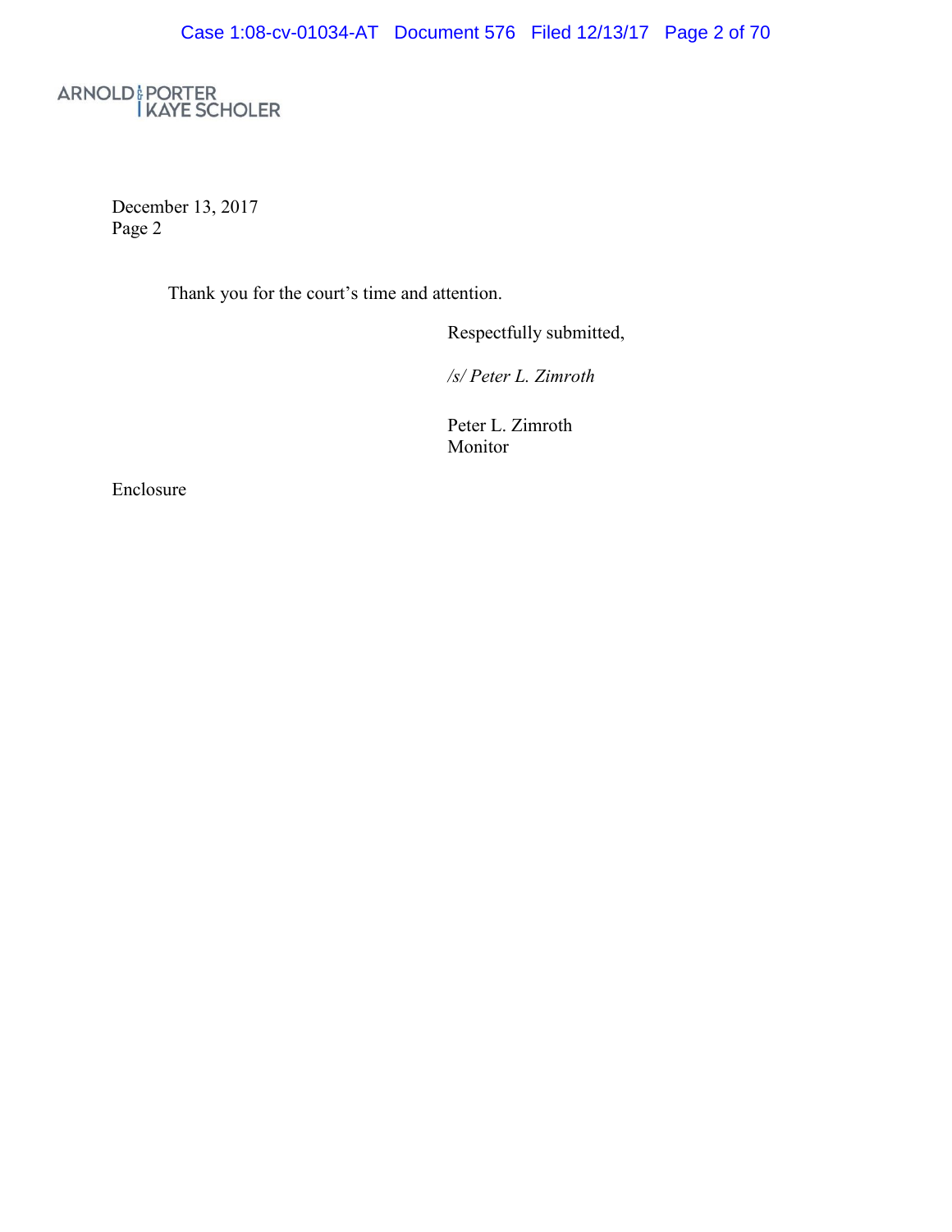ARNOLD & PORTER KAYE SCHOLER

December 13, 2017
Page 2

Thank you for the court's time and attention.

Respectfully submitted,

*/s/ Peter L. Zimroth*

Peter L. Zimroth
Monitor

Enclosure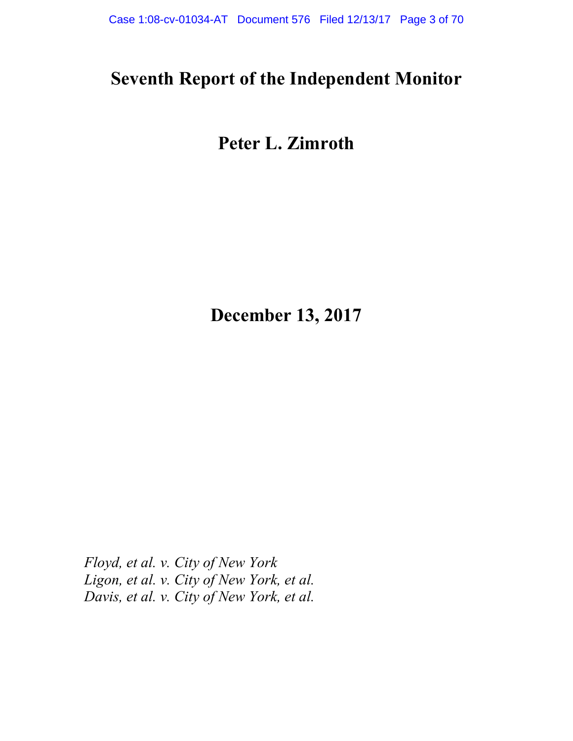# Seventh Report of the Independent Monitor

## Peter L. Zimroth

## December 13, 2017

*Floyd, et al. v. City of New York*
*Ligon, et al. v. City of New York, et al.*
*Davis, et al. v. City of New York, et al.*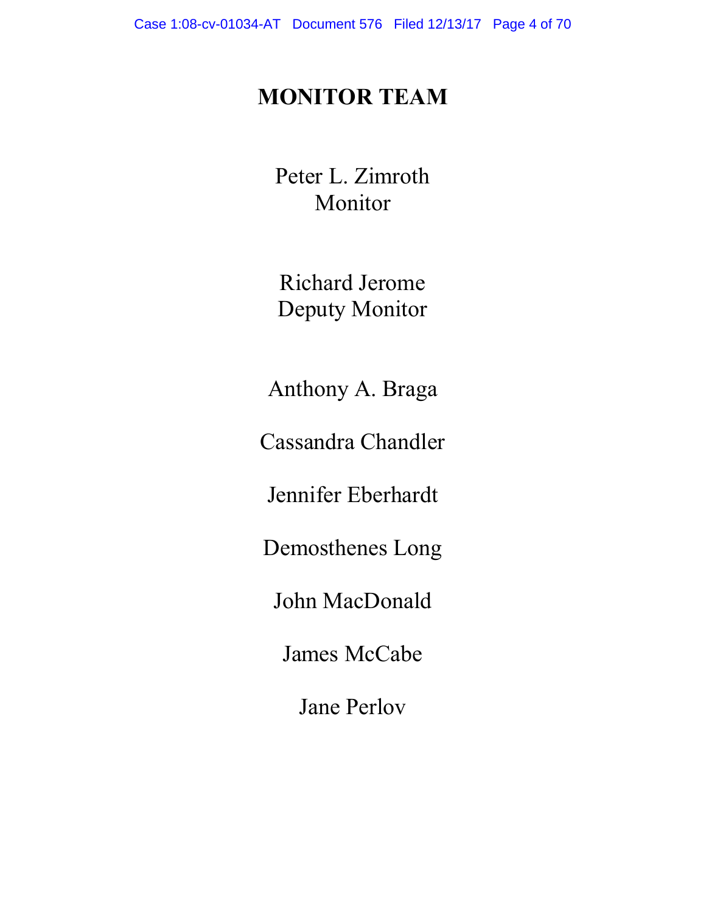# MONITOR TEAM

Peter L. Zimroth
Monitor

Richard Jerome
Deputy Monitor

Anthony A. Braga

Cassandra Chandler

Jennifer Eberhardt

Demosthenes Long

John MacDonald

James McCabe

Jane Perlov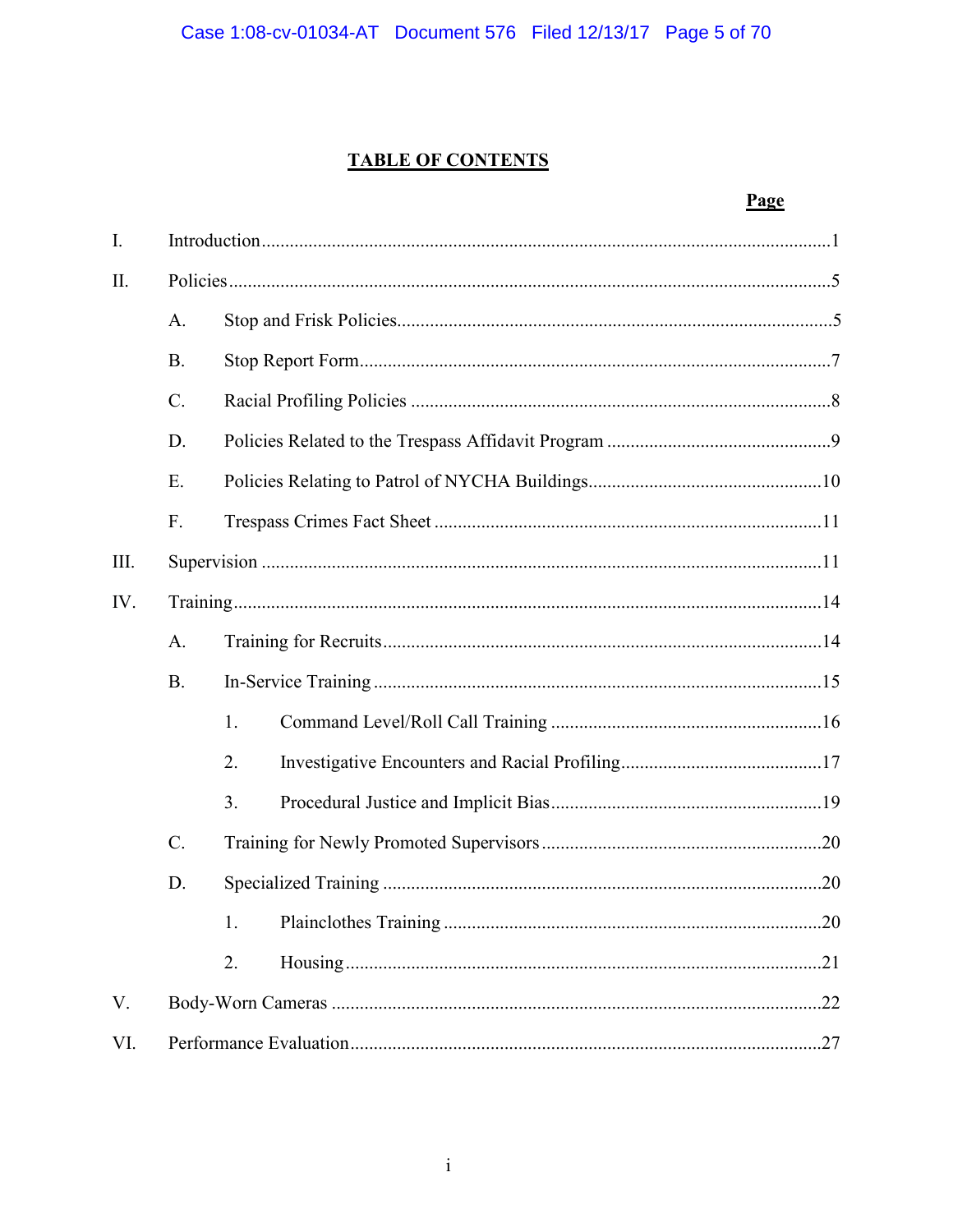## TABLE OF CONTENTS

| | | Page |
|---|---|---|
| I. | Introduction | 1 |
| II. | Policies | 5 |
| | A. Stop and Frisk Policies | 5 |
| | B. Stop Report Form | 7 |
| | C. Racial Profiling Policies | 8 |
| | D. Policies Related to the Trespass Affidavit Program | 9 |
| | E. Policies Relating to Patrol of NYCHA Buildings | 10 |
| | F. Trespass Crimes Fact Sheet | 11 |
| III. | Supervision | 11 |
| IV. | Training | 14 |
| | A. Training for Recruits | 14 |
| | B. In-Service Training | 15 |
| | 1. Command Level/Roll Call Training | 16 |
| | 2. Investigative Encounters and Racial Profiling | 17 |
| | 3. Procedural Justice and Implicit Bias | 19 |
| | C. Training for Newly Promoted Supervisors | 20 |
| | D. Specialized Training | 20 |
| | 1. Plainclothes Training | 20 |
| | 2. Housing | 21 |
| V. | Body-Worn Cameras | 22 |
| VI. | Performance Evaluation | 27 |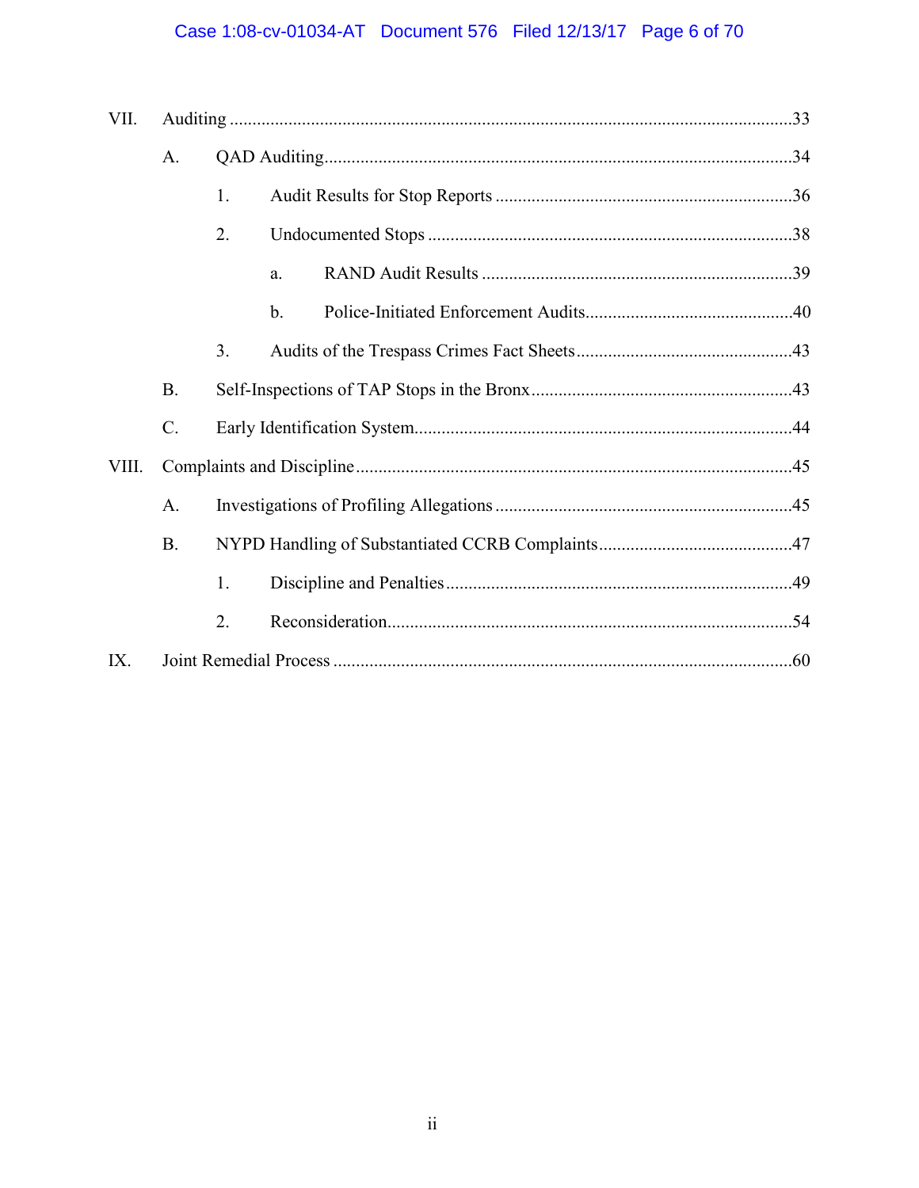VII. Auditing ....................................................................................................................33

A. QAD Auditing....................................................................................................34

1. Audit Results for Stop Reports ..................................................................36

2. Undocumented Stops .................................................................................38

a. RAND Audit Results .....................................................................39

b. Police-Initiated Enforcement Audits.............................................40

3. Audits of the Trespass Crimes Fact Sheets ................................................43

B. Self-Inspections of TAP Stops in the Bronx ..........................................................43

C. Early Identification System....................................................................................44

VIII. Complaints and Discipline ................................................................................................45

A. Investigations of Profiling Allegations ..................................................................45

B. NYPD Handling of Substantiated CCRB Complaints ...........................................47

1. Discipline and Penalties .............................................................................49

2. Reconsideration..........................................................................................54

IX. Joint Remedial Process ......................................................................................................60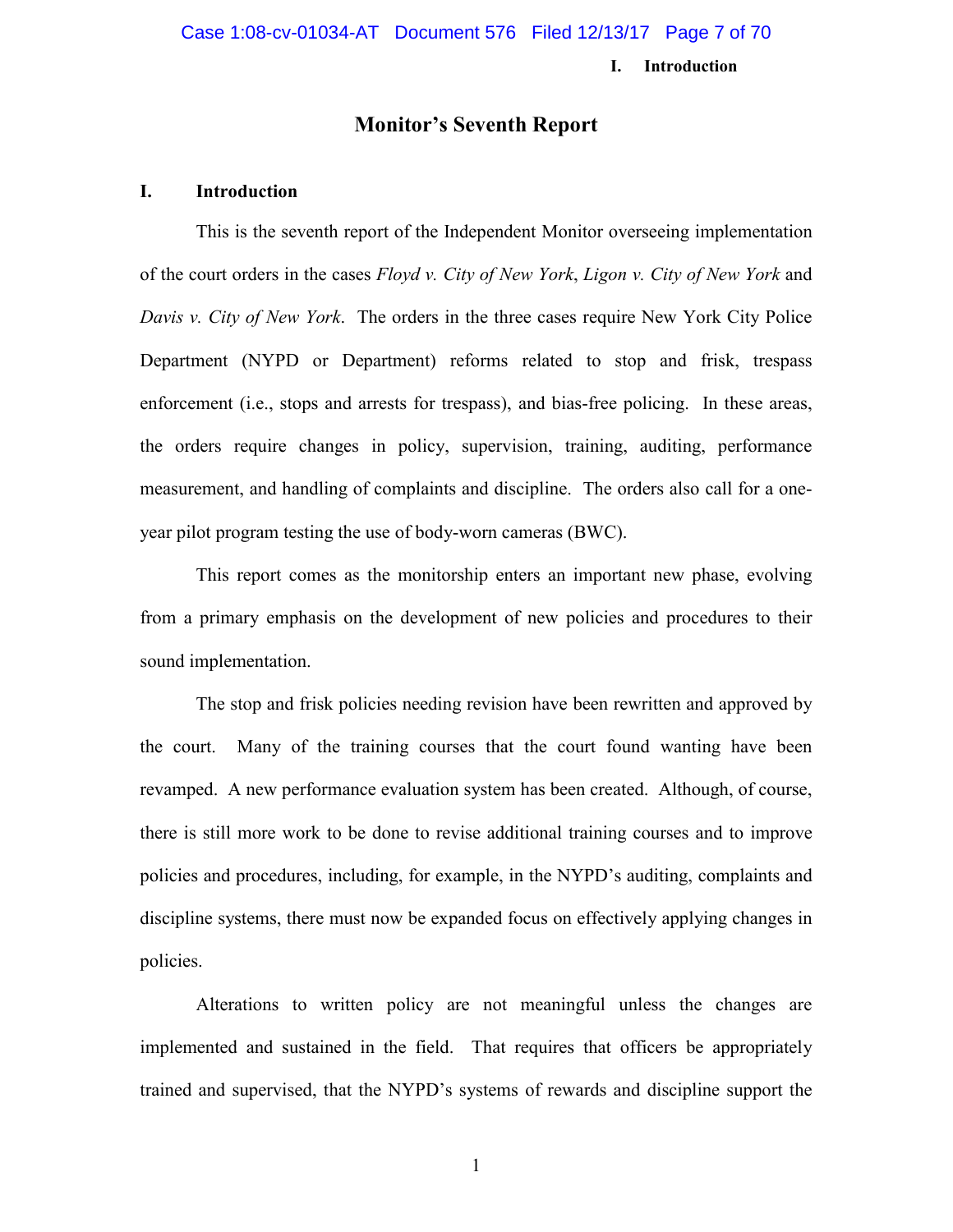# Monitor's Seventh Report

## I. Introduction

This is the seventh report of the Independent Monitor overseeing implementation of the court orders in the cases *Floyd v. City of New York*, *Ligon v. City of New York* and *Davis v. City of New York*. The orders in the three cases require New York City Police Department (NYPD or Department) reforms related to stop and frisk, trespass enforcement (i.e., stops and arrests for trespass), and bias-free policing. In these areas, the orders require changes in policy, supervision, training, auditing, performance measurement, and handling of complaints and discipline. The orders also call for a one-year pilot program testing the use of body-worn cameras (BWC).

This report comes as the monitorship enters an important new phase, evolving from a primary emphasis on the development of new policies and procedures to their sound implementation.

The stop and frisk policies needing revision have been rewritten and approved by the court. Many of the training courses that the court found wanting have been revamped. A new performance evaluation system has been created. Although, of course, there is still more work to be done to revise additional training courses and to improve policies and procedures, including, for example, in the NYPD's auditing, complaints and discipline systems, there must now be expanded focus on effectively applying changes in policies.

Alterations to written policy are not meaningful unless the changes are implemented and sustained in the field. That requires that officers be appropriately trained and supervised, that the NYPD's systems of rewards and discipline support the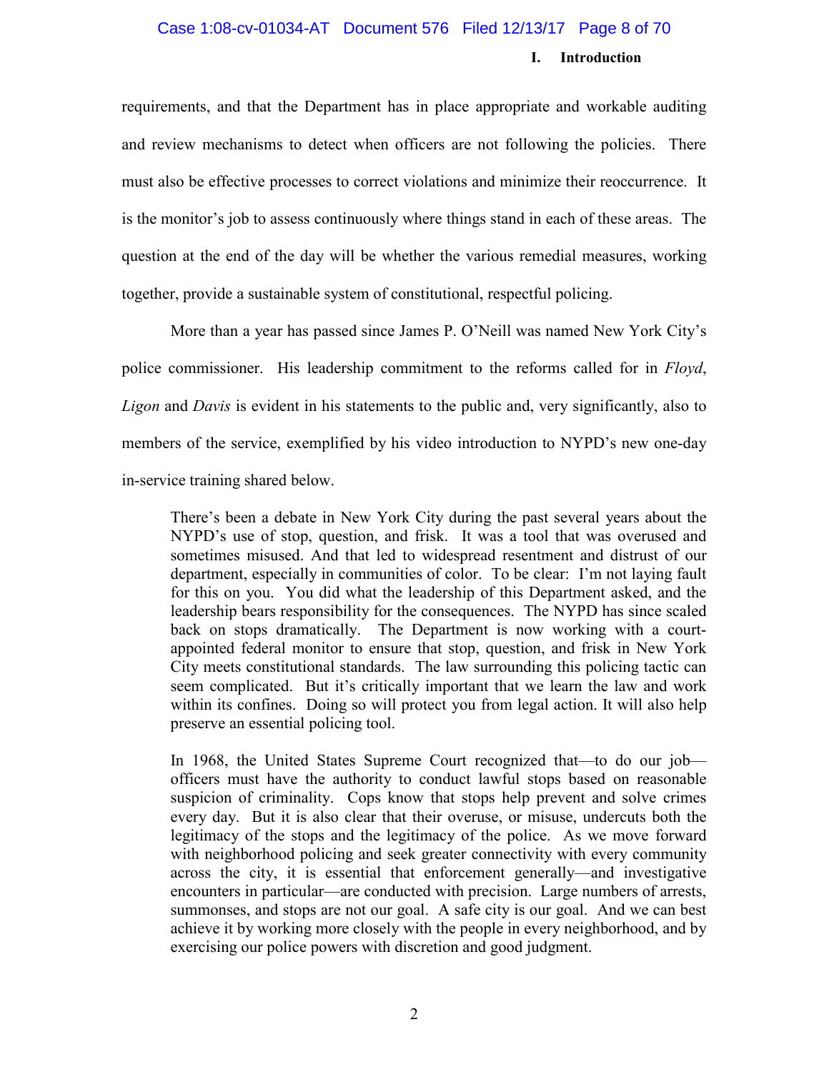requirements, and that the Department has in place appropriate and workable auditing and review mechanisms to detect when officers are not following the policies. There must also be effective processes to correct violations and minimize their reoccurrence. It is the monitor's job to assess continuously where things stand in each of these areas. The question at the end of the day will be whether the various remedial measures, working together, provide a sustainable system of constitutional, respectful policing.

More than a year has passed since James P. O'Neill was named New York City's police commissioner. His leadership commitment to the reforms called for in *Floyd*, *Ligon* and *Davis* is evident in his statements to the public and, very significantly, also to members of the service, exemplified by his video introduction to NYPD's new one-day in-service training shared below.

> There's been a debate in New York City during the past several years about the NYPD's use of stop, question, and frisk. It was a tool that was overused and sometimes misused. And that led to widespread resentment and distrust of our department, especially in communities of color. To be clear: I'm not laying fault for this on you. You did what the leadership of this Department asked, and the leadership bears responsibility for the consequences. The NYPD has since scaled back on stops dramatically. The Department is now working with a court-appointed federal monitor to ensure that stop, question, and frisk in New York City meets constitutional standards. The law surrounding this policing tactic can seem complicated. But it's critically important that we learn the law and work within its confines. Doing so will protect you from legal action. It will also help preserve an essential policing tool.
>
> In 1968, the United States Supreme Court recognized that—to do our job—officers must have the authority to conduct lawful stops based on reasonable suspicion of criminality. Cops know that stops help prevent and solve crimes every day. But it is also clear that their overuse, or misuse, undercuts both the legitimacy of the stops and the legitimacy of the police. As we move forward with neighborhood policing and seek greater connectivity with every community across the city, it is essential that enforcement generally—and investigative encounters in particular—are conducted with precision. Large numbers of arrests, summonses, and stops are not our goal. A safe city is our goal. And we can best achieve it by working more closely with the people in every neighborhood, and by exercising our police powers with discretion and good judgment.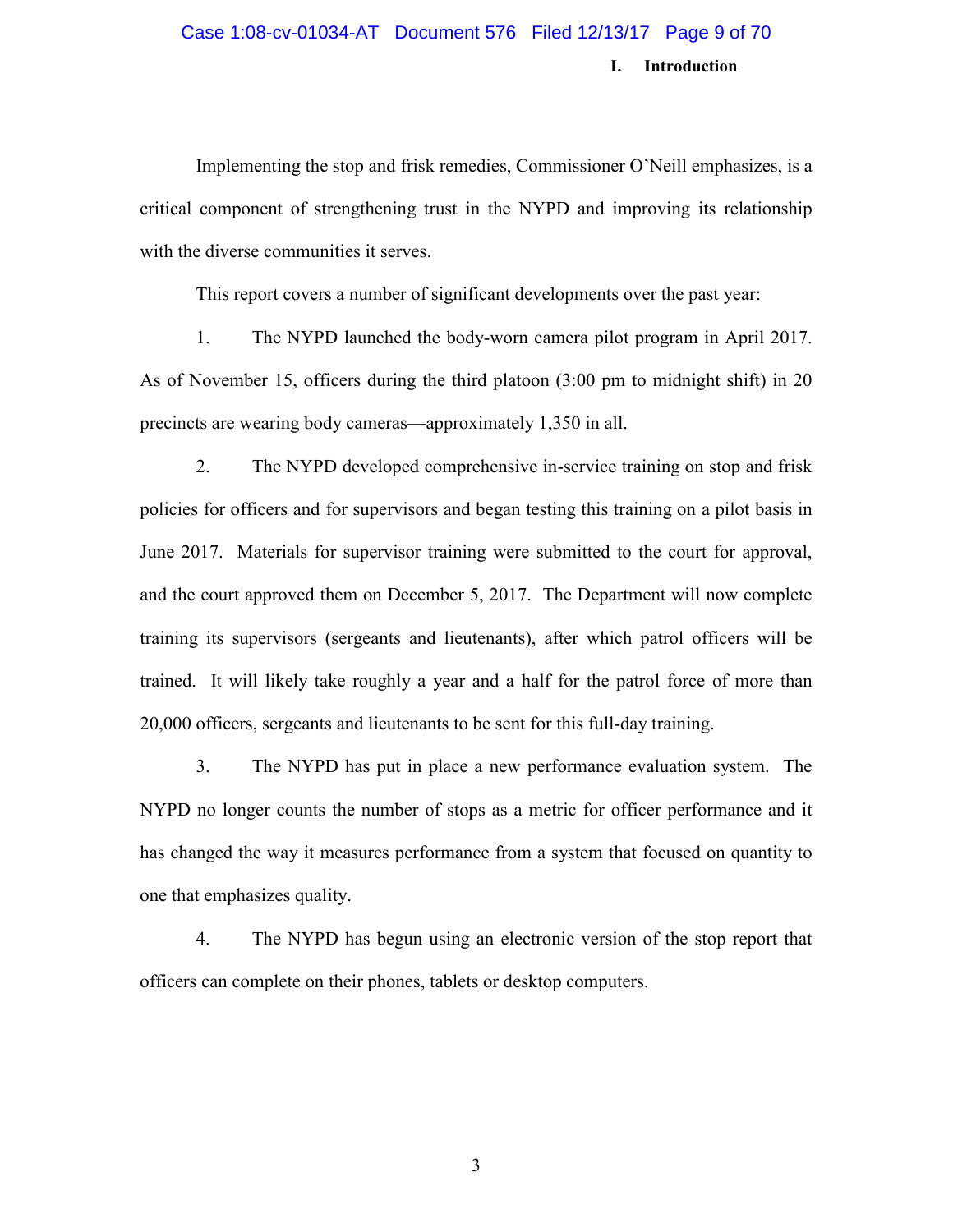## I. Introduction

Implementing the stop and frisk remedies, Commissioner O'Neill emphasizes, is a critical component of strengthening trust in the NYPD and improving its relationship with the diverse communities it serves.

This report covers a number of significant developments over the past year:

1. The NYPD launched the body-worn camera pilot program in April 2017. As of November 15, officers during the third platoon (3:00 pm to midnight shift) in 20 precincts are wearing body cameras—approximately 1,350 in all.

2. The NYPD developed comprehensive in-service training on stop and frisk policies for officers and for supervisors and began testing this training on a pilot basis in June 2017. Materials for supervisor training were submitted to the court for approval, and the court approved them on December 5, 2017. The Department will now complete training its supervisors (sergeants and lieutenants), after which patrol officers will be trained. It will likely take roughly a year and a half for the patrol force of more than 20,000 officers, sergeants and lieutenants to be sent for this full-day training.

3. The NYPD has put in place a new performance evaluation system. The NYPD no longer counts the number of stops as a metric for officer performance and it has changed the way it measures performance from a system that focused on quantity to one that emphasizes quality.

4. The NYPD has begun using an electronic version of the stop report that officers can complete on their phones, tablets or desktop computers.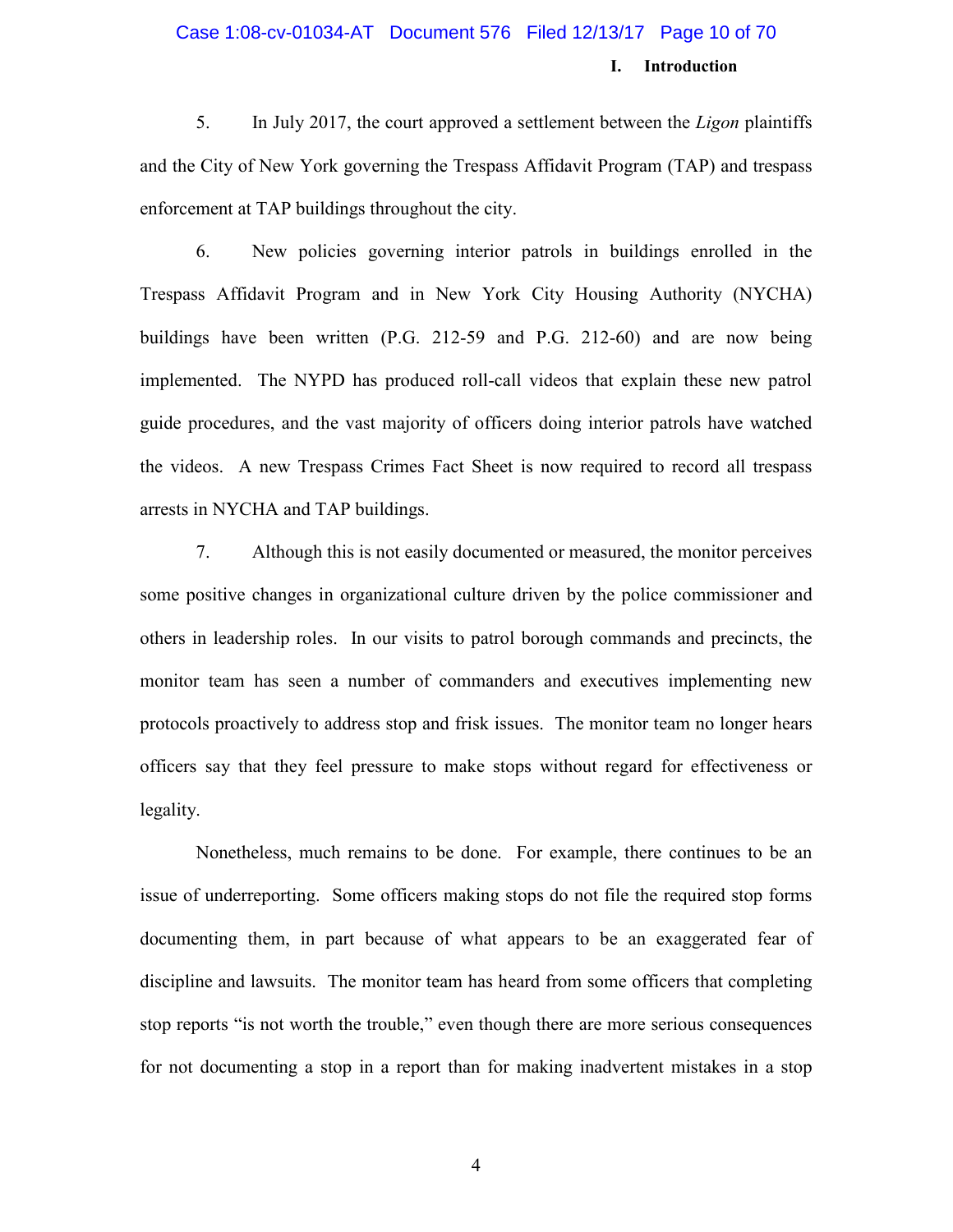## I. Introduction

5. In July 2017, the court approved a settlement between the *Ligon* plaintiffs and the City of New York governing the Trespass Affidavit Program (TAP) and trespass enforcement at TAP buildings throughout the city.

6. New policies governing interior patrols in buildings enrolled in the Trespass Affidavit Program and in New York City Housing Authority (NYCHA) buildings have been written (P.G. 212-59 and P.G. 212-60) and are now being implemented. The NYPD has produced roll-call videos that explain these new patrol guide procedures, and the vast majority of officers doing interior patrols have watched the videos. A new Trespass Crimes Fact Sheet is now required to record all trespass arrests in NYCHA and TAP buildings.

7. Although this is not easily documented or measured, the monitor perceives some positive changes in organizational culture driven by the police commissioner and others in leadership roles. In our visits to patrol borough commands and precincts, the monitor team has seen a number of commanders and executives implementing new protocols proactively to address stop and frisk issues. The monitor team no longer hears officers say that they feel pressure to make stops without regard for effectiveness or legality.

Nonetheless, much remains to be done. For example, there continues to be an issue of underreporting. Some officers making stops do not file the required stop forms documenting them, in part because of what appears to be an exaggerated fear of discipline and lawsuits. The monitor team has heard from some officers that completing stop reports "is not worth the trouble," even though there are more serious consequences for not documenting a stop in a report than for making inadvertent mistakes in a stop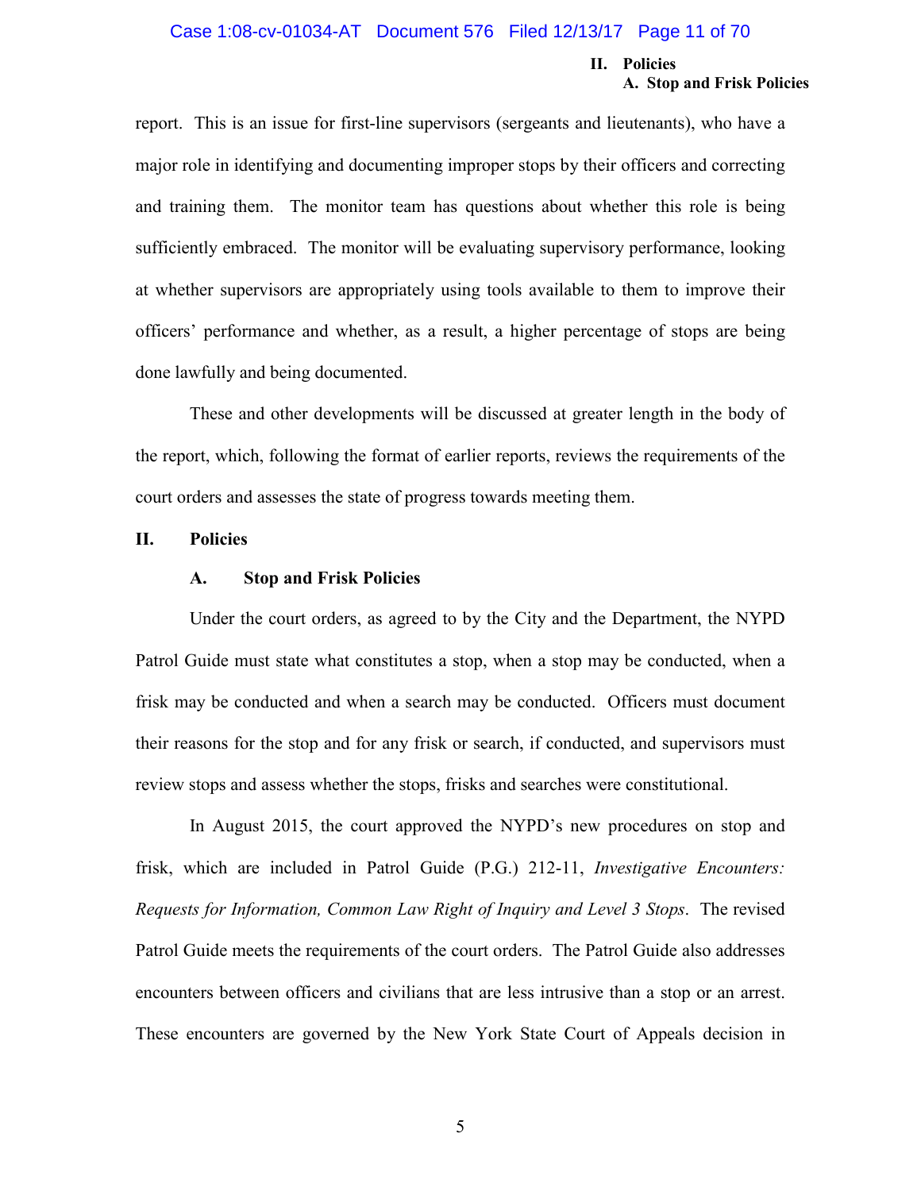report. This is an issue for first-line supervisors (sergeants and lieutenants), who have a major role in identifying and documenting improper stops by their officers and correcting and training them. The monitor team has questions about whether this role is being sufficiently embraced. The monitor will be evaluating supervisory performance, looking at whether supervisors are appropriately using tools available to them to improve their officers' performance and whether, as a result, a higher percentage of stops are being done lawfully and being documented.

These and other developments will be discussed at greater length in the body of the report, which, following the format of earlier reports, reviews the requirements of the court orders and assesses the state of progress towards meeting them.

## II. Policies

### A. Stop and Frisk Policies

Under the court orders, as agreed to by the City and the Department, the NYPD Patrol Guide must state what constitutes a stop, when a stop may be conducted, when a frisk may be conducted and when a search may be conducted. Officers must document their reasons for the stop and for any frisk or search, if conducted, and supervisors must review stops and assess whether the stops, frisks and searches were constitutional.

In August 2015, the court approved the NYPD's new procedures on stop and frisk, which are included in Patrol Guide (P.G.) 212-11, *Investigative Encounters: Requests for Information, Common Law Right of Inquiry and Level 3 Stops*. The revised Patrol Guide meets the requirements of the court orders. The Patrol Guide also addresses encounters between officers and civilians that are less intrusive than a stop or an arrest. These encounters are governed by the New York State Court of Appeals decision in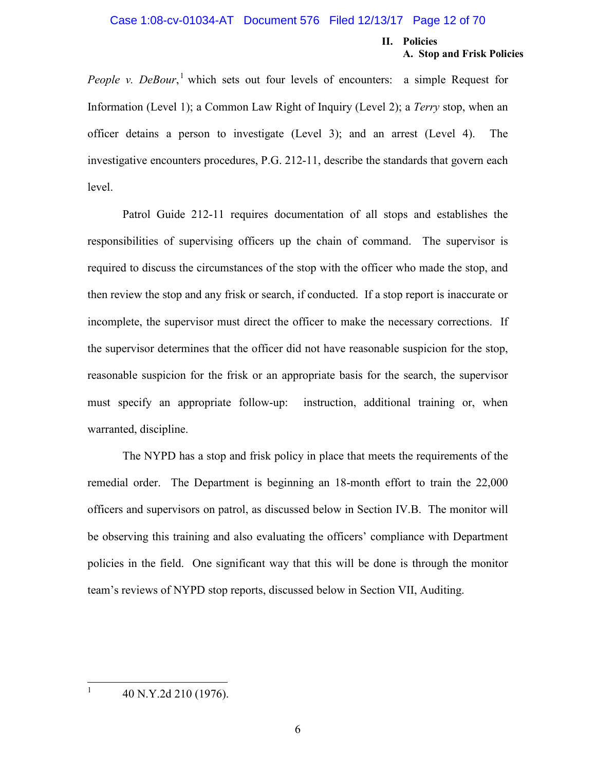*People v. DeBour*,[1] which sets out four levels of encounters: a simple Request for Information (Level 1); a Common Law Right of Inquiry (Level 2); a *Terry* stop, when an officer detains a person to investigate (Level 3); and an arrest (Level 4). The investigative encounters procedures, P.G. 212-11, describe the standards that govern each level.

Patrol Guide 212-11 requires documentation of all stops and establishes the responsibilities of supervising officers up the chain of command. The supervisor is required to discuss the circumstances of the stop with the officer who made the stop, and then review the stop and any frisk or search, if conducted. If a stop report is inaccurate or incomplete, the supervisor must direct the officer to make the necessary corrections. If the supervisor determines that the officer did not have reasonable suspicion for the stop, reasonable suspicion for the frisk or an appropriate basis for the search, the supervisor must specify an appropriate follow-up: instruction, additional training or, when warranted, discipline.

The NYPD has a stop and frisk policy in place that meets the requirements of the remedial order. The Department is beginning an 18-month effort to train the 22,000 officers and supervisors on patrol, as discussed below in Section IV.B. The monitor will be observing this training and also evaluating the officers' compliance with Department policies in the field. One significant way that this will be done is through the monitor team's reviews of NYPD stop reports, discussed below in Section VII, Auditing.

---

[1] 40 N.Y.2d 210 (1976).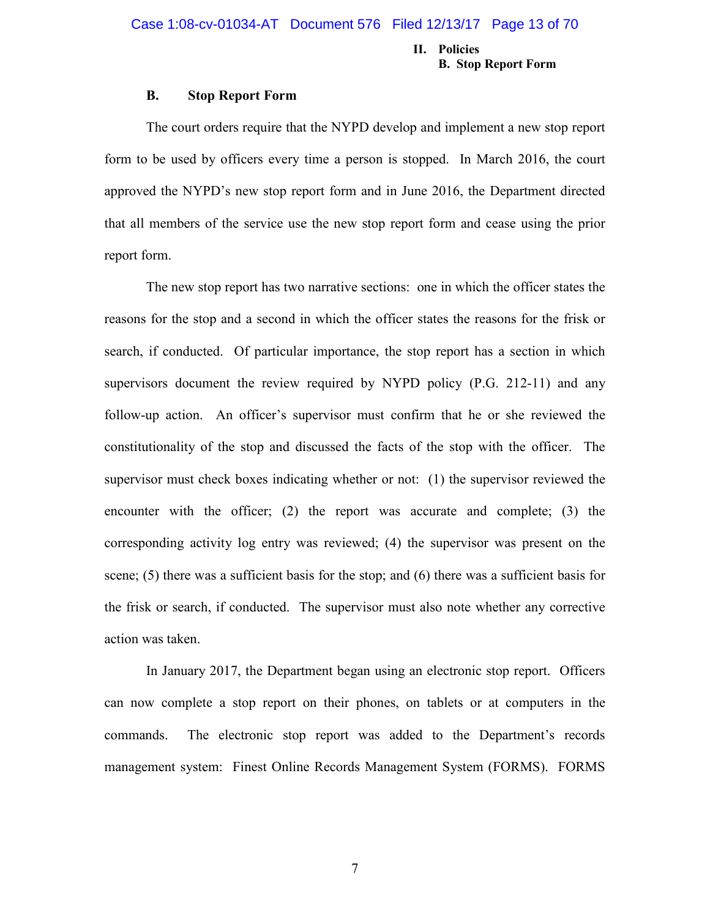### B. Stop Report Form

The court orders require that the NYPD develop and implement a new stop report form to be used by officers every time a person is stopped. In March 2016, the court approved the NYPD's new stop report form and in June 2016, the Department directed that all members of the service use the new stop report form and cease using the prior report form.

The new stop report has two narrative sections: one in which the officer states the reasons for the stop and a second in which the officer states the reasons for the frisk or search, if conducted. Of particular importance, the stop report has a section in which supervisors document the review required by NYPD policy (P.G. 212-11) and any follow-up action. An officer's supervisor must confirm that he or she reviewed the constitutionality of the stop and discussed the facts of the stop with the officer. The supervisor must check boxes indicating whether or not: (1) the supervisor reviewed the encounter with the officer; (2) the report was accurate and complete; (3) the corresponding activity log entry was reviewed; (4) the supervisor was present on the scene; (5) there was a sufficient basis for the stop; and (6) there was a sufficient basis for the frisk or search, if conducted. The supervisor must also note whether any corrective action was taken.

In January 2017, the Department began using an electronic stop report. Officers can now complete a stop report on their phones, on tablets or at computers in the commands. The electronic stop report was added to the Department's records management system: Finest Online Records Management System (FORMS). FORMS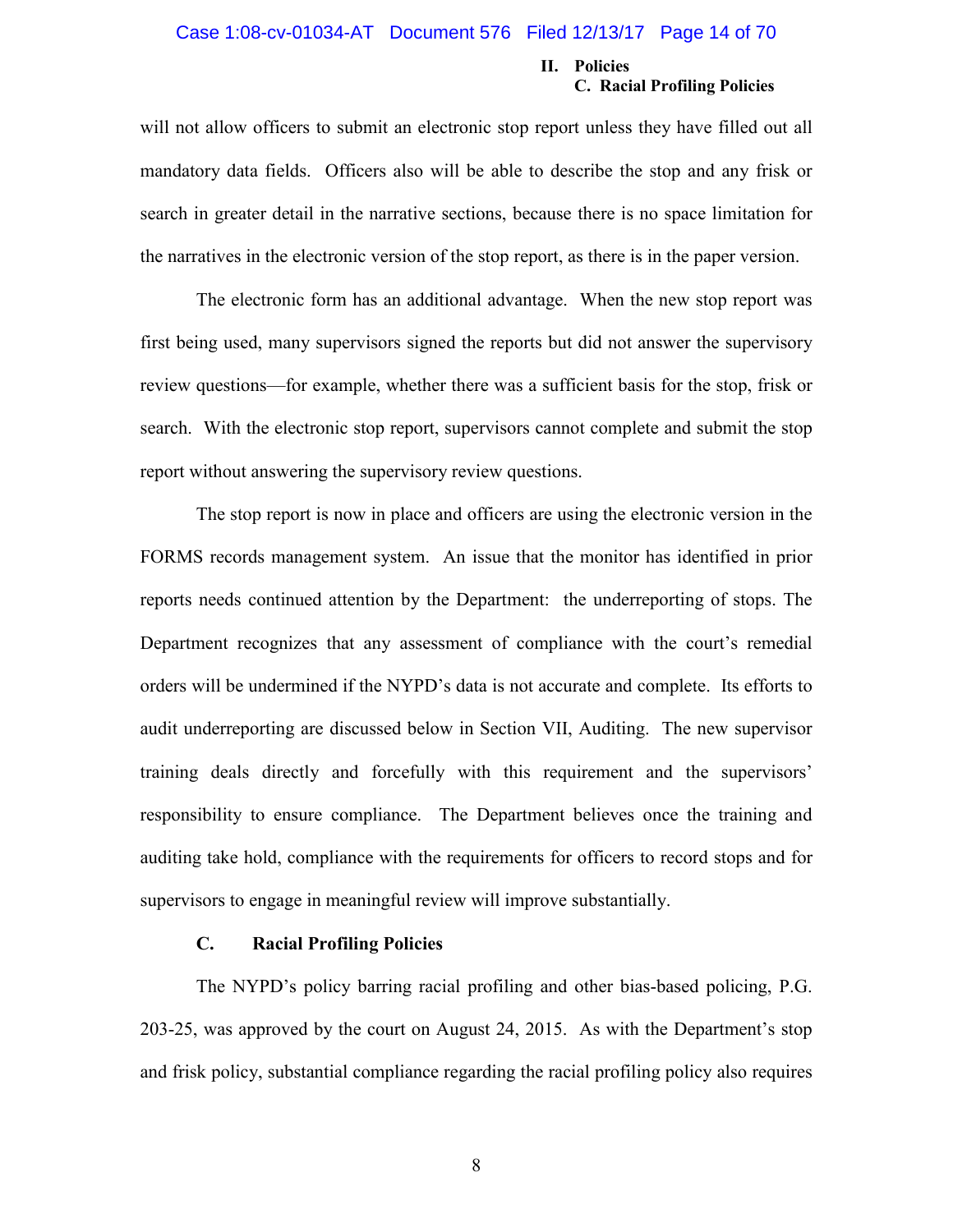will not allow officers to submit an electronic stop report unless they have filled out all mandatory data fields. Officers also will be able to describe the stop and any frisk or search in greater detail in the narrative sections, because there is no space limitation for the narratives in the electronic version of the stop report, as there is in the paper version.

The electronic form has an additional advantage. When the new stop report was first being used, many supervisors signed the reports but did not answer the supervisory review questions—for example, whether there was a sufficient basis for the stop, frisk or search. With the electronic stop report, supervisors cannot complete and submit the stop report without answering the supervisory review questions.

The stop report is now in place and officers are using the electronic version in the FORMS records management system. An issue that the monitor has identified in prior reports needs continued attention by the Department: the underreporting of stops. The Department recognizes that any assessment of compliance with the court's remedial orders will be undermined if the NYPD's data is not accurate and complete. Its efforts to audit underreporting are discussed below in Section VII, Auditing. The new supervisor training deals directly and forcefully with this requirement and the supervisors' responsibility to ensure compliance. The Department believes once the training and auditing take hold, compliance with the requirements for officers to record stops and for supervisors to engage in meaningful review will improve substantially.

### C. Racial Profiling Policies

The NYPD's policy barring racial profiling and other bias-based policing, P.G. 203-25, was approved by the court on August 24, 2015. As with the Department's stop and frisk policy, substantial compliance regarding the racial profiling policy also requires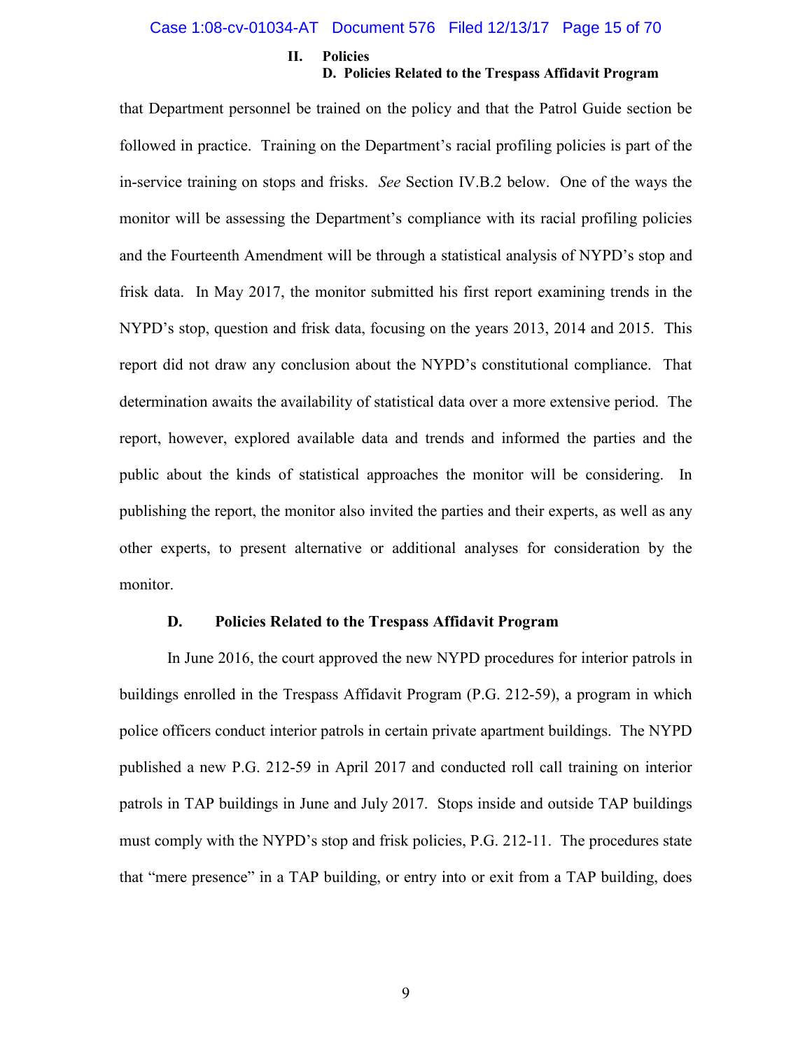that Department personnel be trained on the policy and that the Patrol Guide section be followed in practice. Training on the Department's racial profiling policies is part of the in-service training on stops and frisks. *See* Section IV.B.2 below. One of the ways the monitor will be assessing the Department's compliance with its racial profiling policies and the Fourteenth Amendment will be through a statistical analysis of NYPD's stop and frisk data. In May 2017, the monitor submitted his first report examining trends in the NYPD's stop, question and frisk data, focusing on the years 2013, 2014 and 2015. This report did not draw any conclusion about the NYPD's constitutional compliance. That determination awaits the availability of statistical data over a more extensive period. The report, however, explored available data and trends and informed the parties and the public about the kinds of statistical approaches the monitor will be considering. In publishing the report, the monitor also invited the parties and their experts, as well as any other experts, to present alternative or additional analyses for consideration by the monitor.

### D. Policies Related to the Trespass Affidavit Program

In June 2016, the court approved the new NYPD procedures for interior patrols in buildings enrolled in the Trespass Affidavit Program (P.G. 212-59), a program in which police officers conduct interior patrols in certain private apartment buildings. The NYPD published a new P.G. 212-59 in April 2017 and conducted roll call training on interior patrols in TAP buildings in June and July 2017. Stops inside and outside TAP buildings must comply with the NYPD's stop and frisk policies, P.G. 212-11. The procedures state that "mere presence" in a TAP building, or entry into or exit from a TAP building, does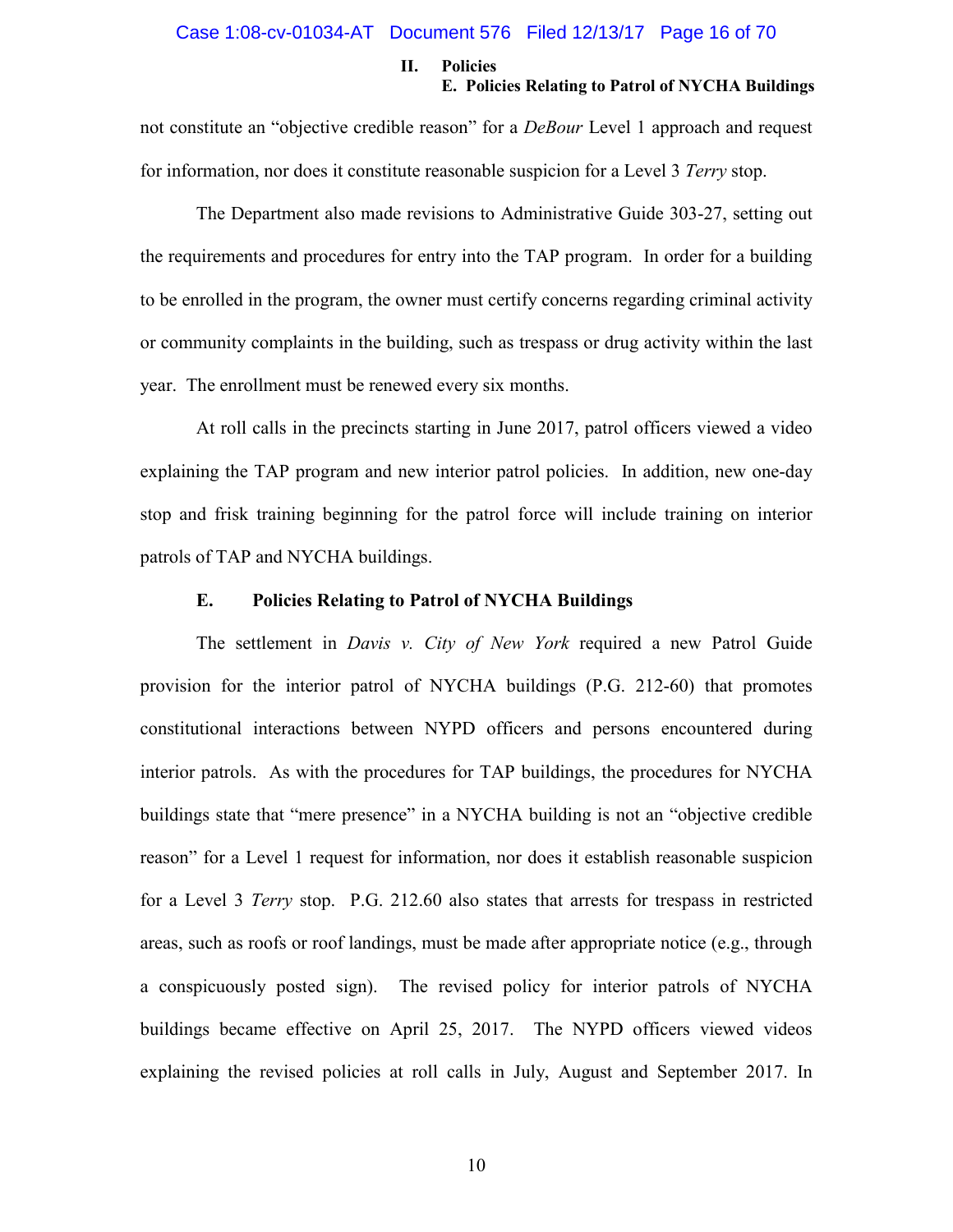not constitute an "objective credible reason" for a *DeBour* Level 1 approach and request for information, nor does it constitute reasonable suspicion for a Level 3 *Terry* stop.

The Department also made revisions to Administrative Guide 303-27, setting out the requirements and procedures for entry into the TAP program. In order for a building to be enrolled in the program, the owner must certify concerns regarding criminal activity or community complaints in the building, such as trespass or drug activity within the last year. The enrollment must be renewed every six months.

At roll calls in the precincts starting in June 2017, patrol officers viewed a video explaining the TAP program and new interior patrol policies. In addition, new one-day stop and frisk training beginning for the patrol force will include training on interior patrols of TAP and NYCHA buildings.

### E. Policies Relating to Patrol of NYCHA Buildings

The settlement in *Davis v. City of New York* required a new Patrol Guide provision for the interior patrol of NYCHA buildings (P.G. 212-60) that promotes constitutional interactions between NYPD officers and persons encountered during interior patrols. As with the procedures for TAP buildings, the procedures for NYCHA buildings state that "mere presence" in a NYCHA building is not an "objective credible reason" for a Level 1 request for information, nor does it establish reasonable suspicion for a Level 3 *Terry* stop. P.G. 212.60 also states that arrests for trespass in restricted areas, such as roofs or roof landings, must be made after appropriate notice (e.g., through a conspicuously posted sign). The revised policy for interior patrols of NYCHA buildings became effective on April 25, 2017. The NYPD officers viewed videos explaining the revised policies at roll calls in July, August and September 2017. In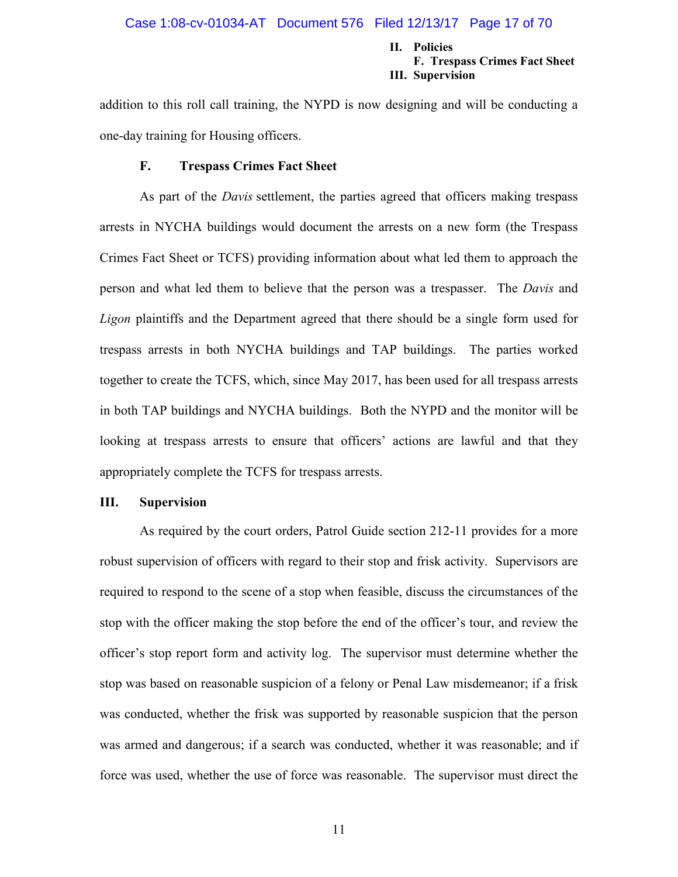addition to this roll call training, the NYPD is now designing and will be conducting a one-day training for Housing officers.

### F. Trespass Crimes Fact Sheet

As part of the *Davis* settlement, the parties agreed that officers making trespass arrests in NYCHA buildings would document the arrests on a new form (the Trespass Crimes Fact Sheet or TCFS) providing information about what led them to approach the person and what led them to believe that the person was a trespasser. The *Davis* and *Ligon* plaintiffs and the Department agreed that there should be a single form used for trespass arrests in both NYCHA buildings and TAP buildings. The parties worked together to create the TCFS, which, since May 2017, has been used for all trespass arrests in both TAP buildings and NYCHA buildings. Both the NYPD and the monitor will be looking at trespass arrests to ensure that officers' actions are lawful and that they appropriately complete the TCFS for trespass arrests.

## III. Supervision

As required by the court orders, Patrol Guide section 212-11 provides for a more robust supervision of officers with regard to their stop and frisk activity. Supervisors are required to respond to the scene of a stop when feasible, discuss the circumstances of the stop with the officer making the stop before the end of the officer's tour, and review the officer's stop report form and activity log. The supervisor must determine whether the stop was based on reasonable suspicion of a felony or Penal Law misdemeanor; if a frisk was conducted, whether the frisk was supported by reasonable suspicion that the person was armed and dangerous; if a search was conducted, whether it was reasonable; and if force was used, whether the use of force was reasonable. The supervisor must direct the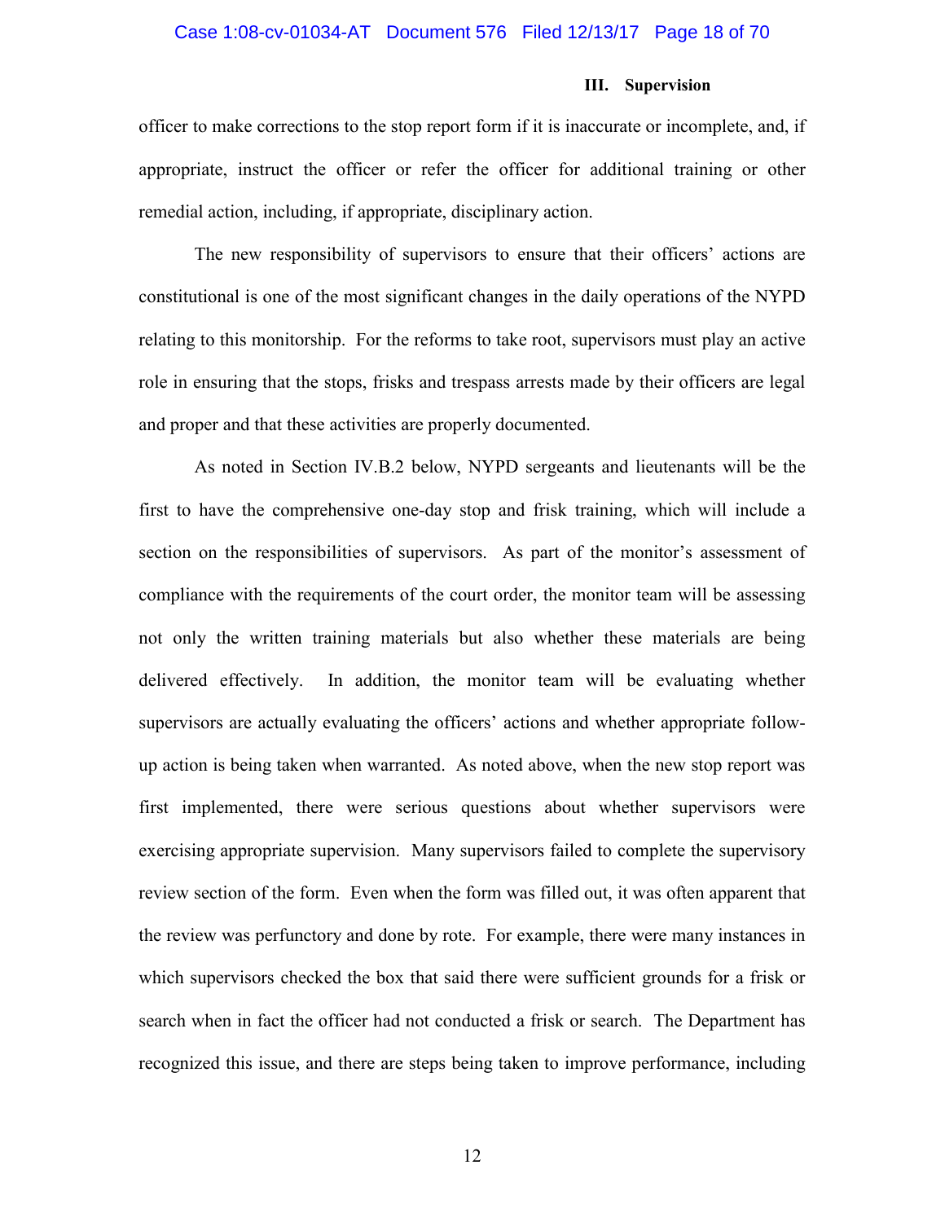officer to make corrections to the stop report form if it is inaccurate or incomplete, and, if appropriate, instruct the officer or refer the officer for additional training or other remedial action, including, if appropriate, disciplinary action.

The new responsibility of supervisors to ensure that their officers' actions are constitutional is one of the most significant changes in the daily operations of the NYPD relating to this monitorship. For the reforms to take root, supervisors must play an active role in ensuring that the stops, frisks and trespass arrests made by their officers are legal and proper and that these activities are properly documented.

As noted in Section IV.B.2 below, NYPD sergeants and lieutenants will be the first to have the comprehensive one-day stop and frisk training, which will include a section on the responsibilities of supervisors. As part of the monitor's assessment of compliance with the requirements of the court order, the monitor team will be assessing not only the written training materials but also whether these materials are being delivered effectively. In addition, the monitor team will be evaluating whether supervisors are actually evaluating the officers' actions and whether appropriate follow-up action is being taken when warranted. As noted above, when the new stop report was first implemented, there were serious questions about whether supervisors were exercising appropriate supervision. Many supervisors failed to complete the supervisory review section of the form. Even when the form was filled out, it was often apparent that the review was perfunctory and done by rote. For example, there were many instances in which supervisors checked the box that said there were sufficient grounds for a frisk or search when in fact the officer had not conducted a frisk or search. The Department has recognized this issue, and there are steps being taken to improve performance, including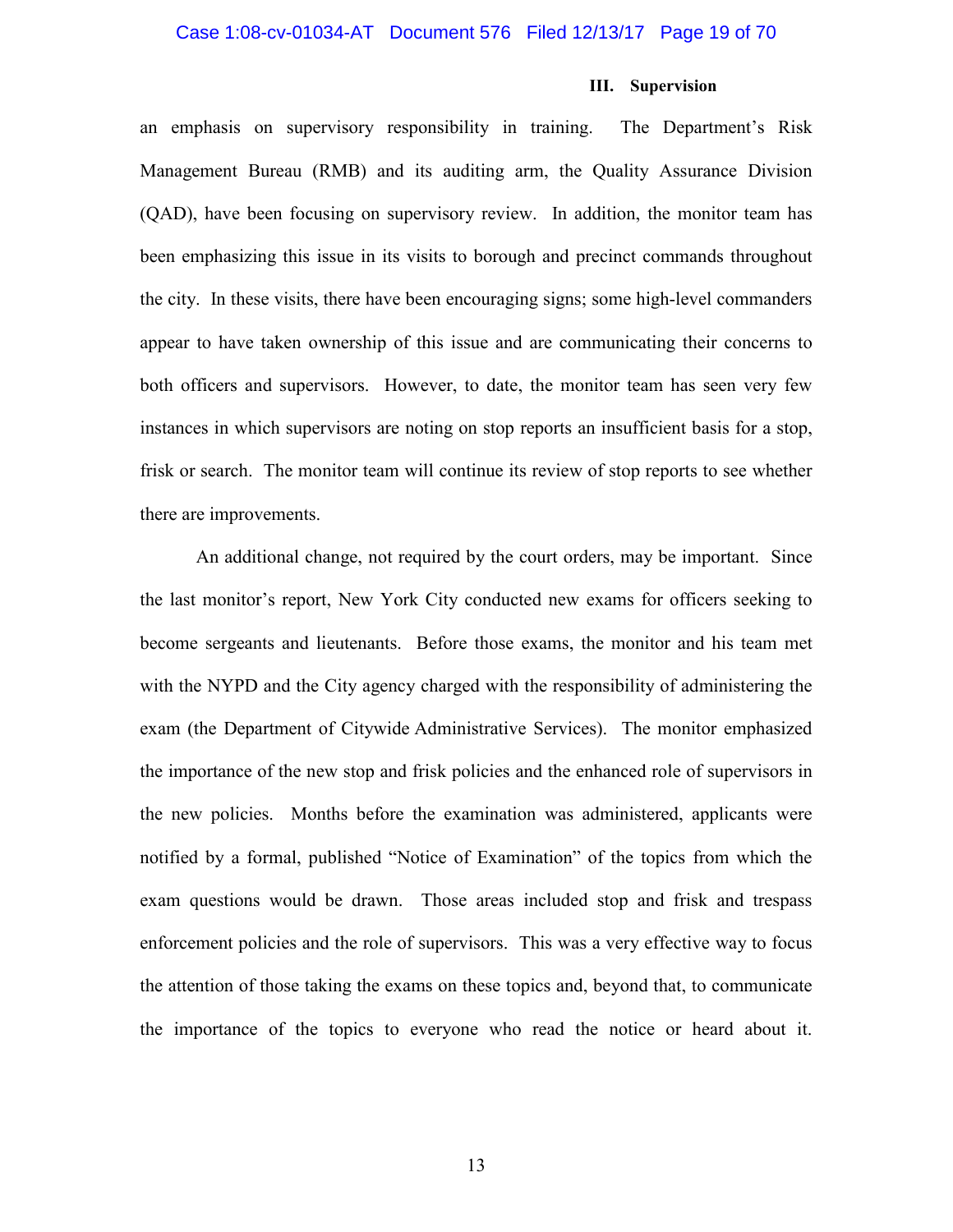an emphasis on supervisory responsibility in training. The Department's Risk Management Bureau (RMB) and its auditing arm, the Quality Assurance Division (QAD), have been focusing on supervisory review. In addition, the monitor team has been emphasizing this issue in its visits to borough and precinct commands throughout the city. In these visits, there have been encouraging signs; some high-level commanders appear to have taken ownership of this issue and are communicating their concerns to both officers and supervisors. However, to date, the monitor team has seen very few instances in which supervisors are noting on stop reports an insufficient basis for a stop, frisk or search. The monitor team will continue its review of stop reports to see whether there are improvements.

An additional change, not required by the court orders, may be important. Since the last monitor's report, New York City conducted new exams for officers seeking to become sergeants and lieutenants. Before those exams, the monitor and his team met with the NYPD and the City agency charged with the responsibility of administering the exam (the Department of Citywide Administrative Services). The monitor emphasized the importance of the new stop and frisk policies and the enhanced role of supervisors in the new policies. Months before the examination was administered, applicants were notified by a formal, published "Notice of Examination" of the topics from which the exam questions would be drawn. Those areas included stop and frisk and trespass enforcement policies and the role of supervisors. This was a very effective way to focus the attention of those taking the exams on these topics and, beyond that, to communicate the importance of the topics to everyone who read the notice or heard about it.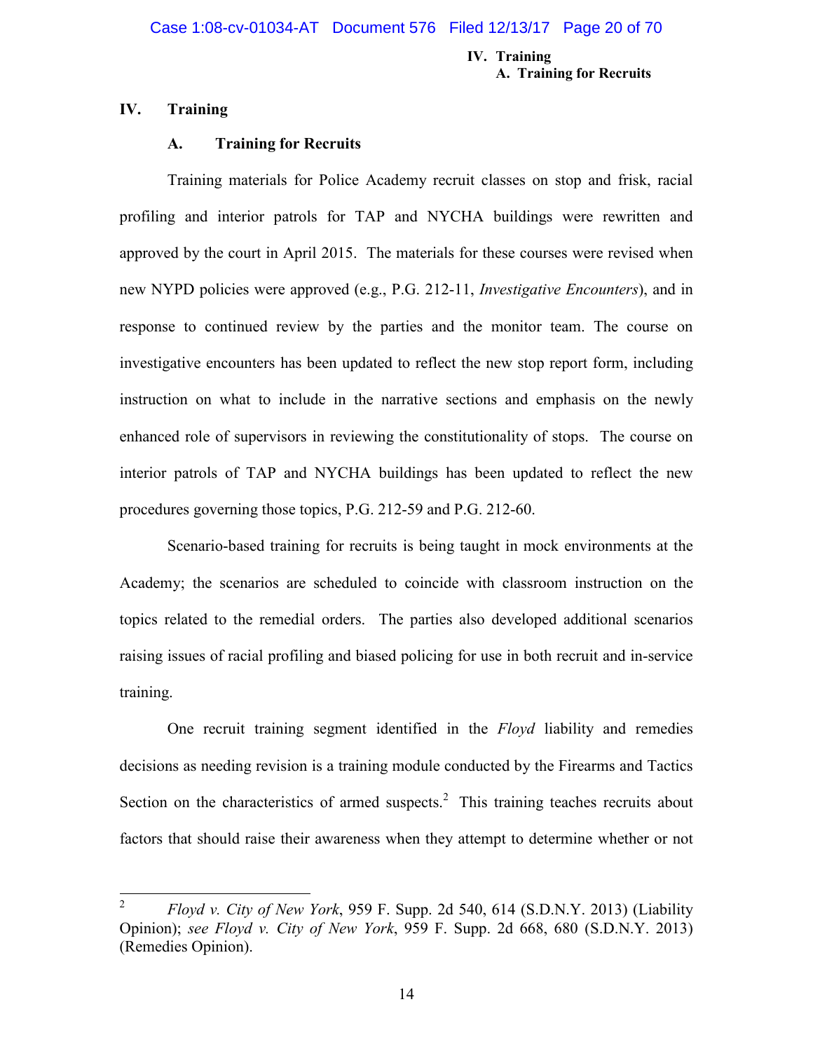## IV. Training

### A. Training for Recruits

Training materials for Police Academy recruit classes on stop and frisk, racial profiling and interior patrols for TAP and NYCHA buildings were rewritten and approved by the court in April 2015. The materials for these courses were revised when new NYPD policies were approved (e.g., P.G. 212-11, *Investigative Encounters*), and in response to continued review by the parties and the monitor team. The course on investigative encounters has been updated to reflect the new stop report form, including instruction on what to include in the narrative sections and emphasis on the newly enhanced role of supervisors in reviewing the constitutionality of stops. The course on interior patrols of TAP and NYCHA buildings has been updated to reflect the new procedures governing those topics, P.G. 212-59 and P.G. 212-60.

Scenario-based training for recruits is being taught in mock environments at the Academy; the scenarios are scheduled to coincide with classroom instruction on the topics related to the remedial orders. The parties also developed additional scenarios raising issues of racial profiling and biased policing for use in both recruit and in-service training.

One recruit training segment identified in the *Floyd* liability and remedies decisions as needing revision is a training module conducted by the Firearms and Tactics Section on the characteristics of armed suspects.[2] This training teaches recruits about factors that should raise their awareness when they attempt to determine whether or not

---

[2] *Floyd v. City of New York*, 959 F. Supp. 2d 540, 614 (S.D.N.Y. 2013) (Liability Opinion); *see Floyd v. City of New York*, 959 F. Supp. 2d 668, 680 (S.D.N.Y. 2013) (Remedies Opinion).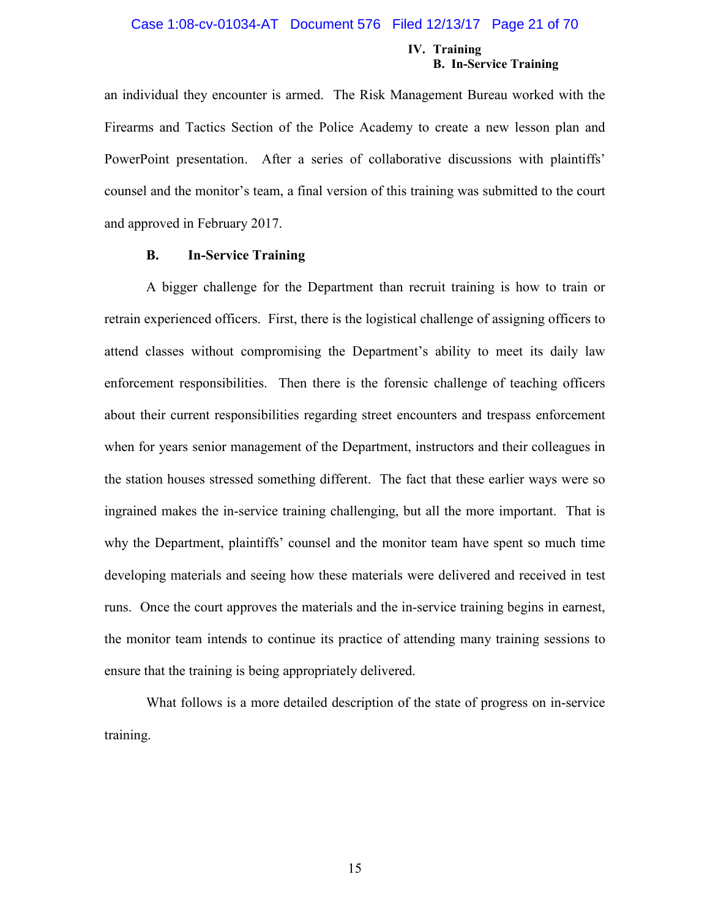an individual they encounter is armed. The Risk Management Bureau worked with the Firearms and Tactics Section of the Police Academy to create a new lesson plan and PowerPoint presentation. After a series of collaborative discussions with plaintiffs' counsel and the monitor's team, a final version of this training was submitted to the court and approved in February 2017.

## B. In-Service Training

A bigger challenge for the Department than recruit training is how to train or retrain experienced officers. First, there is the logistical challenge of assigning officers to attend classes without compromising the Department's ability to meet its daily law enforcement responsibilities. Then there is the forensic challenge of teaching officers about their current responsibilities regarding street encounters and trespass enforcement when for years senior management of the Department, instructors and their colleagues in the station houses stressed something different. The fact that these earlier ways were so ingrained makes the in-service training challenging, but all the more important. That is why the Department, plaintiffs' counsel and the monitor team have spent so much time developing materials and seeing how these materials were delivered and received in test runs. Once the court approves the materials and the in-service training begins in earnest, the monitor team intends to continue its practice of attending many training sessions to ensure that the training is being appropriately delivered.

What follows is a more detailed description of the state of progress on in-service training.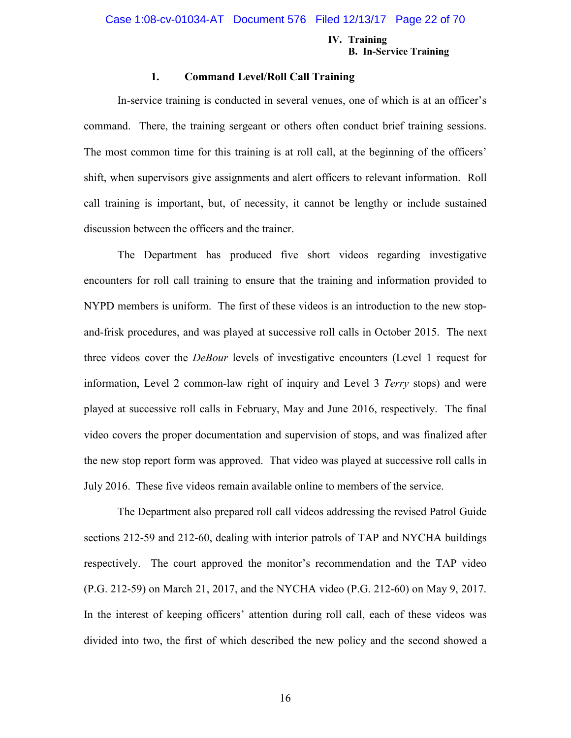### 1. Command Level/Roll Call Training

In-service training is conducted in several venues, one of which is at an officer's command. There, the training sergeant or others often conduct brief training sessions. The most common time for this training is at roll call, at the beginning of the officers' shift, when supervisors give assignments and alert officers to relevant information. Roll call training is important, but, of necessity, it cannot be lengthy or include sustained discussion between the officers and the trainer.

The Department has produced five short videos regarding investigative encounters for roll call training to ensure that the training and information provided to NYPD members is uniform. The first of these videos is an introduction to the new stop-and-frisk procedures, and was played at successive roll calls in October 2015. The next three videos cover the *DeBour* levels of investigative encounters (Level 1 request for information, Level 2 common-law right of inquiry and Level 3 *Terry* stops) and were played at successive roll calls in February, May and June 2016, respectively. The final video covers the proper documentation and supervision of stops, and was finalized after the new stop report form was approved. That video was played at successive roll calls in July 2016. These five videos remain available online to members of the service.

The Department also prepared roll call videos addressing the revised Patrol Guide sections 212-59 and 212-60, dealing with interior patrols of TAP and NYCHA buildings respectively. The court approved the monitor's recommendation and the TAP video (P.G. 212-59) on March 21, 2017, and the NYCHA video (P.G. 212-60) on May 9, 2017. In the interest of keeping officers' attention during roll call, each of these videos was divided into two, the first of which described the new policy and the second showed a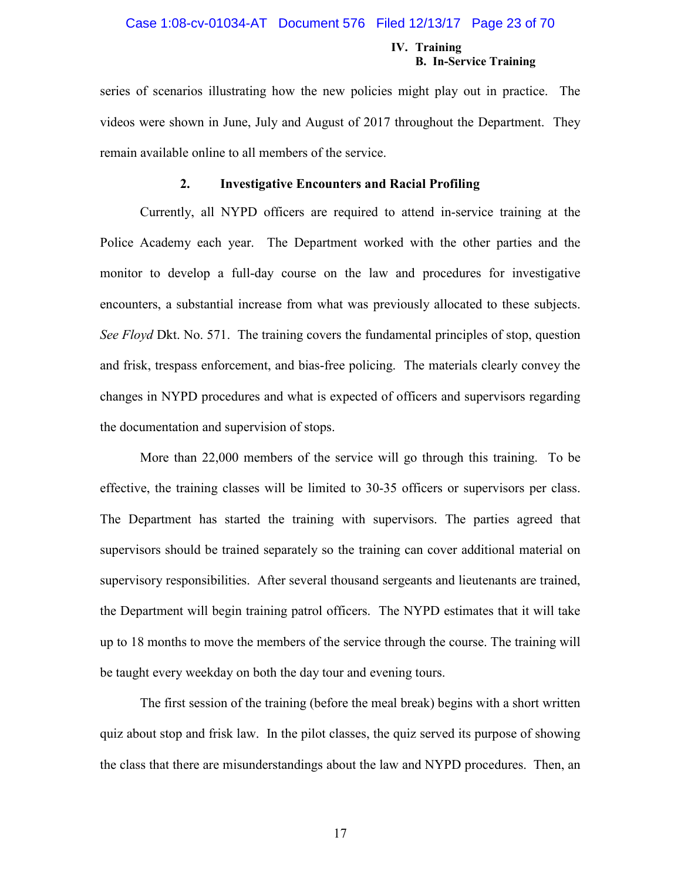series of scenarios illustrating how the new policies might play out in practice. The videos were shown in June, July and August of 2017 throughout the Department. They remain available online to all members of the service.

### 2. Investigative Encounters and Racial Profiling

Currently, all NYPD officers are required to attend in-service training at the Police Academy each year. The Department worked with the other parties and the monitor to develop a full-day course on the law and procedures for investigative encounters, a substantial increase from what was previously allocated to these subjects. *See Floyd* Dkt. No. 571. The training covers the fundamental principles of stop, question and frisk, trespass enforcement, and bias-free policing. The materials clearly convey the changes in NYPD procedures and what is expected of officers and supervisors regarding the documentation and supervision of stops.

More than 22,000 members of the service will go through this training. To be effective, the training classes will be limited to 30-35 officers or supervisors per class. The Department has started the training with supervisors. The parties agreed that supervisors should be trained separately so the training can cover additional material on supervisory responsibilities. After several thousand sergeants and lieutenants are trained, the Department will begin training patrol officers. The NYPD estimates that it will take up to 18 months to move the members of the service through the course. The training will be taught every weekday on both the day tour and evening tours.

The first session of the training (before the meal break) begins with a short written quiz about stop and frisk law. In the pilot classes, the quiz served its purpose of showing the class that there are misunderstandings about the law and NYPD procedures. Then, an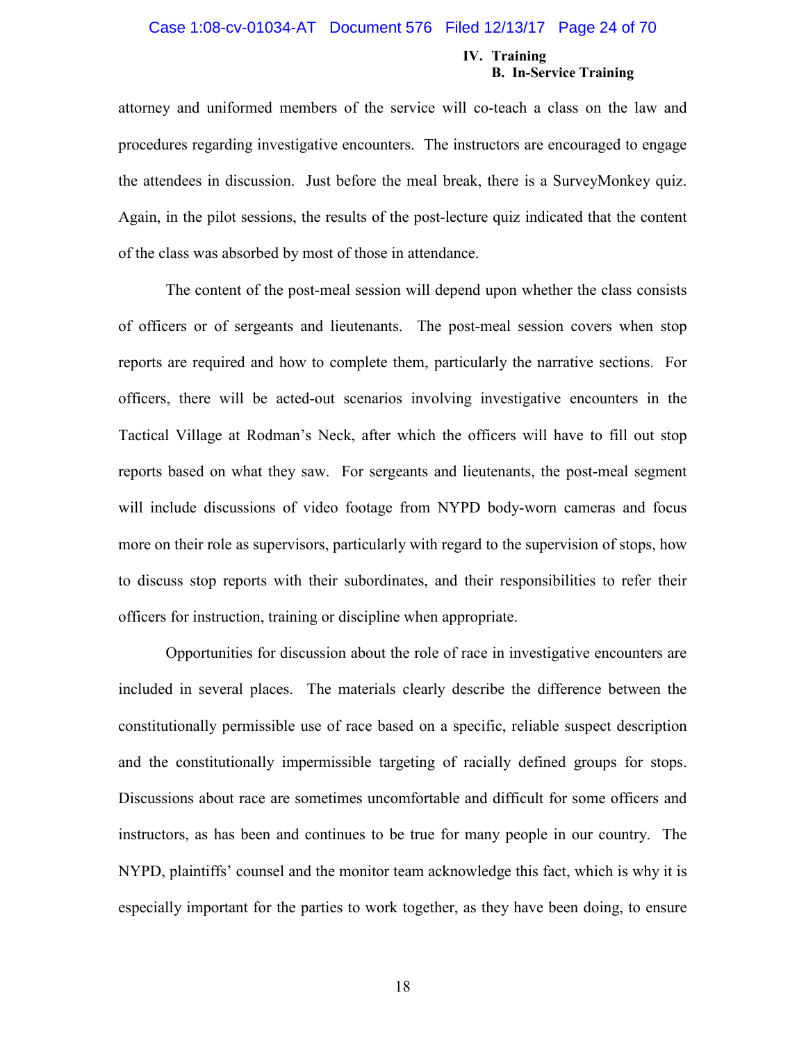attorney and uniformed members of the service will co-teach a class on the law and procedures regarding investigative encounters. The instructors are encouraged to engage the attendees in discussion. Just before the meal break, there is a SurveyMonkey quiz. Again, in the pilot sessions, the results of the post-lecture quiz indicated that the content of the class was absorbed by most of those in attendance.

The content of the post-meal session will depend upon whether the class consists of officers or of sergeants and lieutenants. The post-meal session covers when stop reports are required and how to complete them, particularly the narrative sections. For officers, there will be acted-out scenarios involving investigative encounters in the Tactical Village at Rodman's Neck, after which the officers will have to fill out stop reports based on what they saw. For sergeants and lieutenants, the post-meal segment will include discussions of video footage from NYPD body-worn cameras and focus more on their role as supervisors, particularly with regard to the supervision of stops, how to discuss stop reports with their subordinates, and their responsibilities to refer their officers for instruction, training or discipline when appropriate.

Opportunities for discussion about the role of race in investigative encounters are included in several places. The materials clearly describe the difference between the constitutionally permissible use of race based on a specific, reliable suspect description and the constitutionally impermissible targeting of racially defined groups for stops. Discussions about race are sometimes uncomfortable and difficult for some officers and instructors, as has been and continues to be true for many people in our country. The NYPD, plaintiffs' counsel and the monitor team acknowledge this fact, which is why it is especially important for the parties to work together, as they have been doing, to ensure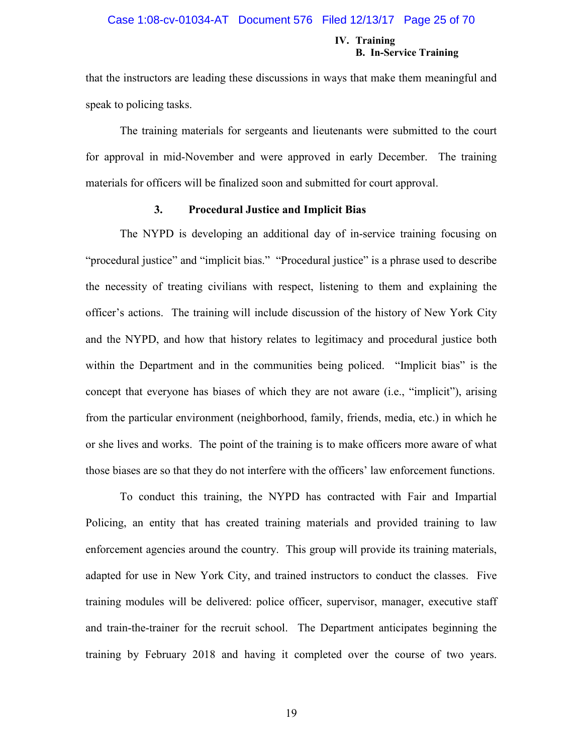that the instructors are leading these discussions in ways that make them meaningful and speak to policing tasks.

The training materials for sergeants and lieutenants were submitted to the court for approval in mid-November and were approved in early December. The training materials for officers will be finalized soon and submitted for court approval.

### 3. Procedural Justice and Implicit Bias

The NYPD is developing an additional day of in-service training focusing on "procedural justice" and "implicit bias." "Procedural justice" is a phrase used to describe the necessity of treating civilians with respect, listening to them and explaining the officer's actions. The training will include discussion of the history of New York City and the NYPD, and how that history relates to legitimacy and procedural justice both within the Department and in the communities being policed. "Implicit bias" is the concept that everyone has biases of which they are not aware (i.e., "implicit"), arising from the particular environment (neighborhood, family, friends, media, etc.) in which he or she lives and works. The point of the training is to make officers more aware of what those biases are so that they do not interfere with the officers' law enforcement functions.

To conduct this training, the NYPD has contracted with Fair and Impartial Policing, an entity that has created training materials and provided training to law enforcement agencies around the country. This group will provide its training materials, adapted for use in New York City, and trained instructors to conduct the classes. Five training modules will be delivered: police officer, supervisor, manager, executive staff and train-the-trainer for the recruit school. The Department anticipates beginning the training by February 2018 and having it completed over the course of two years.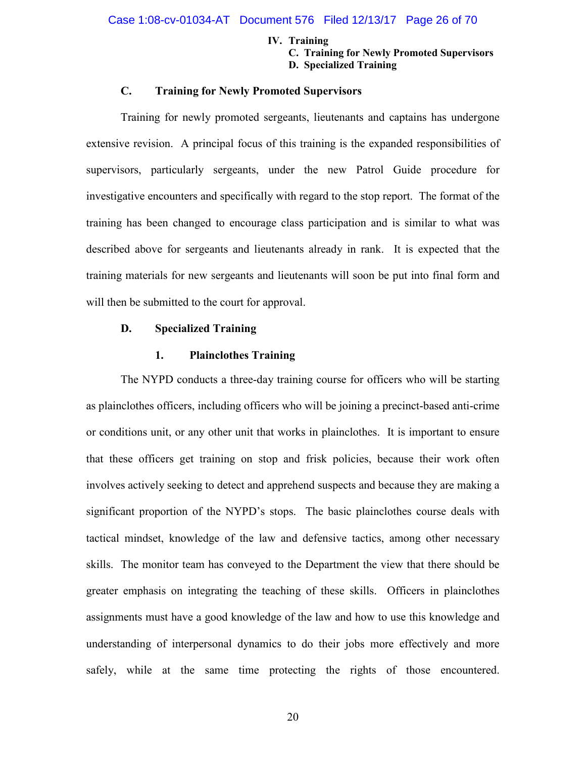## C. Training for Newly Promoted Supervisors

Training for newly promoted sergeants, lieutenants and captains has undergone extensive revision. A principal focus of this training is the expanded responsibilities of supervisors, particularly sergeants, under the new Patrol Guide procedure for investigative encounters and specifically with regard to the stop report. The format of the training has been changed to encourage class participation and is similar to what was described above for sergeants and lieutenants already in rank. It is expected that the training materials for new sergeants and lieutenants will soon be put into final form and will then be submitted to the court for approval.

## D. Specialized Training

### 1. Plainclothes Training

The NYPD conducts a three-day training course for officers who will be starting as plainclothes officers, including officers who will be joining a precinct-based anti-crime or conditions unit, or any other unit that works in plainclothes. It is important to ensure that these officers get training on stop and frisk policies, because their work often involves actively seeking to detect and apprehend suspects and because they are making a significant proportion of the NYPD's stops. The basic plainclothes course deals with tactical mindset, knowledge of the law and defensive tactics, among other necessary skills. The monitor team has conveyed to the Department the view that there should be greater emphasis on integrating the teaching of these skills. Officers in plainclothes assignments must have a good knowledge of the law and how to use this knowledge and understanding of interpersonal dynamics to do their jobs more effectively and more safely, while at the same time protecting the rights of those encountered.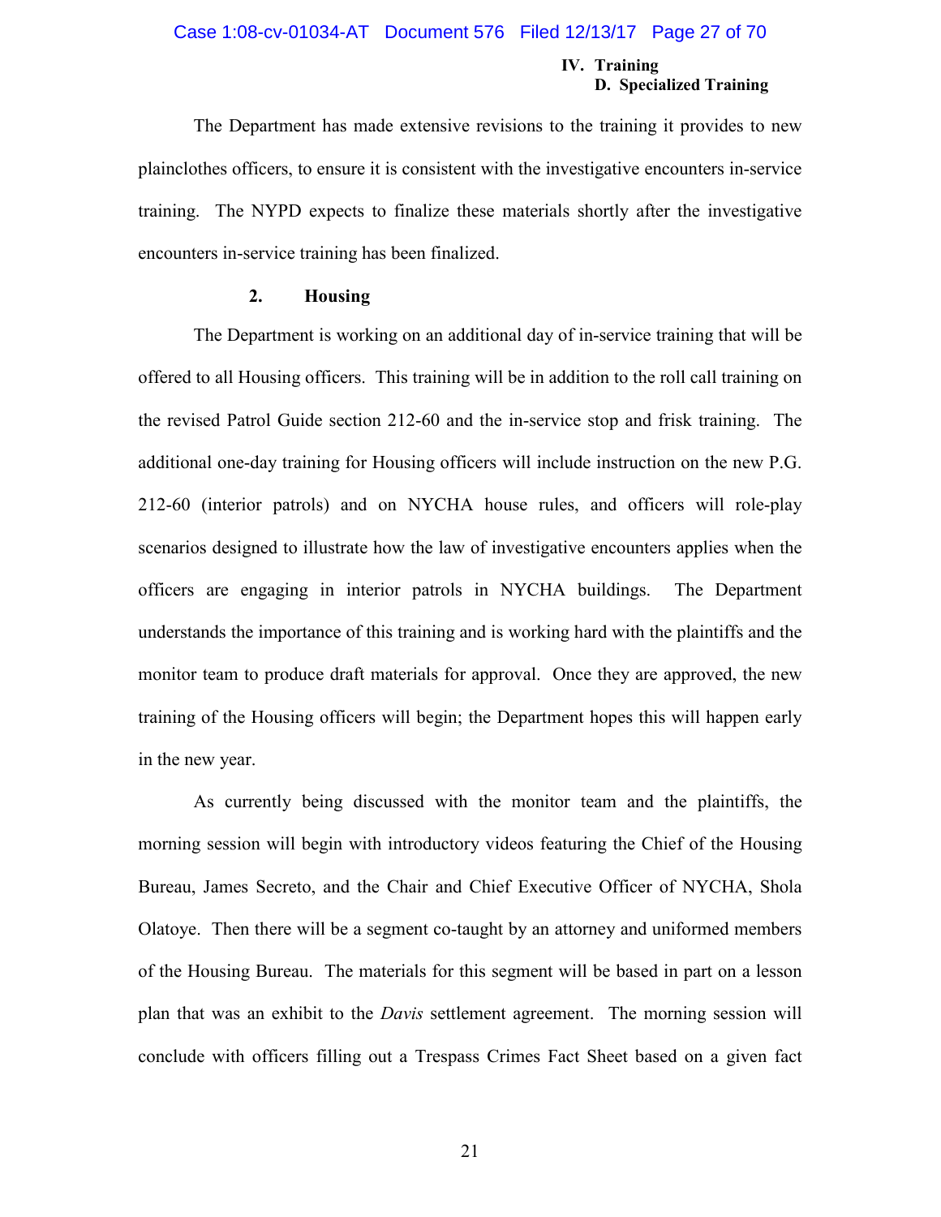The Department has made extensive revisions to the training it provides to new plainclothes officers, to ensure it is consistent with the investigative encounters in-service training. The NYPD expects to finalize these materials shortly after the investigative encounters in-service training has been finalized.

### 2. Housing

The Department is working on an additional day of in-service training that will be offered to all Housing officers. This training will be in addition to the roll call training on the revised Patrol Guide section 212-60 and the in-service stop and frisk training. The additional one-day training for Housing officers will include instruction on the new P.G. 212-60 (interior patrols) and on NYCHA house rules, and officers will role-play scenarios designed to illustrate how the law of investigative encounters applies when the officers are engaging in interior patrols in NYCHA buildings. The Department understands the importance of this training and is working hard with the plaintiffs and the monitor team to produce draft materials for approval. Once they are approved, the new training of the Housing officers will begin; the Department hopes this will happen early in the new year.

As currently being discussed with the monitor team and the plaintiffs, the morning session will begin with introductory videos featuring the Chief of the Housing Bureau, James Secreto, and the Chair and Chief Executive Officer of NYCHA, Shola Olatoye. Then there will be a segment co-taught by an attorney and uniformed members of the Housing Bureau. The materials for this segment will be based in part on a lesson plan that was an exhibit to the *Davis* settlement agreement. The morning session will conclude with officers filling out a Trespass Crimes Fact Sheet based on a given fact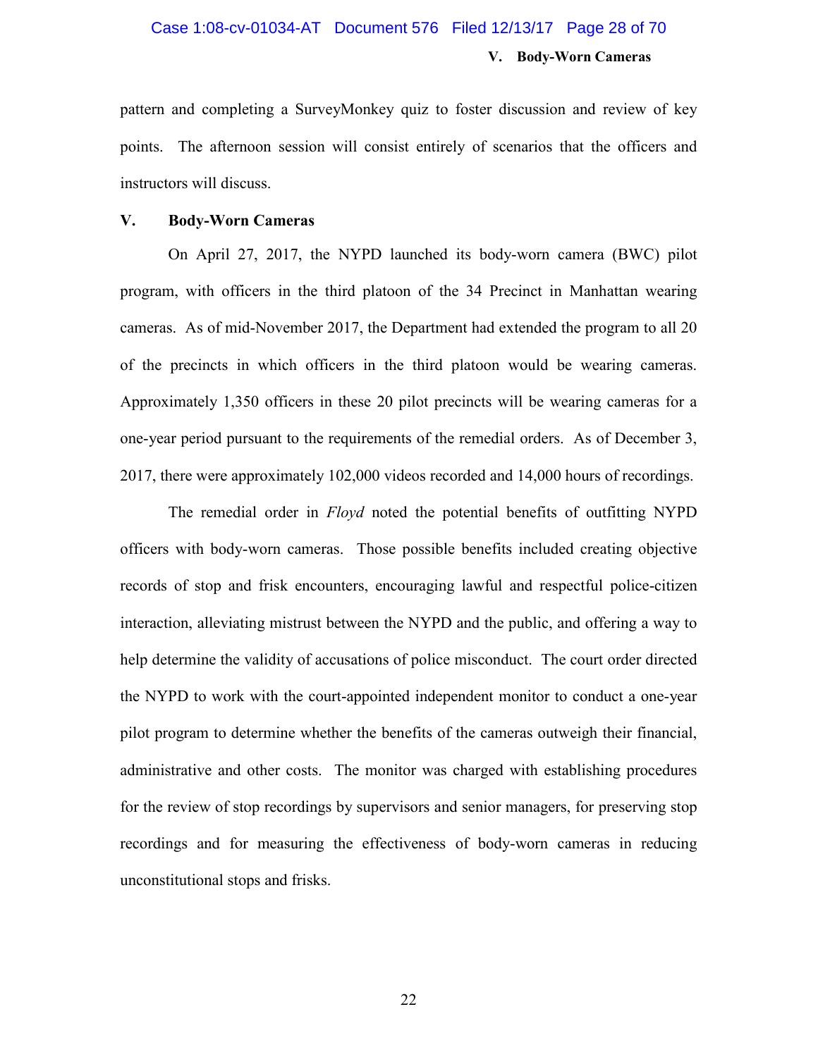pattern and completing a SurveyMonkey quiz to foster discussion and review of key points. The afternoon session will consist entirely of scenarios that the officers and instructors will discuss.

## V. Body-Worn Cameras

On April 27, 2017, the NYPD launched its body-worn camera (BWC) pilot program, with officers in the third platoon of the 34 Precinct in Manhattan wearing cameras. As of mid-November 2017, the Department had extended the program to all 20 of the precincts in which officers in the third platoon would be wearing cameras. Approximately 1,350 officers in these 20 pilot precincts will be wearing cameras for a one-year period pursuant to the requirements of the remedial orders. As of December 3, 2017, there were approximately 102,000 videos recorded and 14,000 hours of recordings.

The remedial order in *Floyd* noted the potential benefits of outfitting NYPD officers with body-worn cameras. Those possible benefits included creating objective records of stop and frisk encounters, encouraging lawful and respectful police-citizen interaction, alleviating mistrust between the NYPD and the public, and offering a way to help determine the validity of accusations of police misconduct. The court order directed the NYPD to work with the court-appointed independent monitor to conduct a one-year pilot program to determine whether the benefits of the cameras outweigh their financial, administrative and other costs. The monitor was charged with establishing procedures for the review of stop recordings by supervisors and senior managers, for preserving stop recordings and for measuring the effectiveness of body-worn cameras in reducing unconstitutional stops and frisks.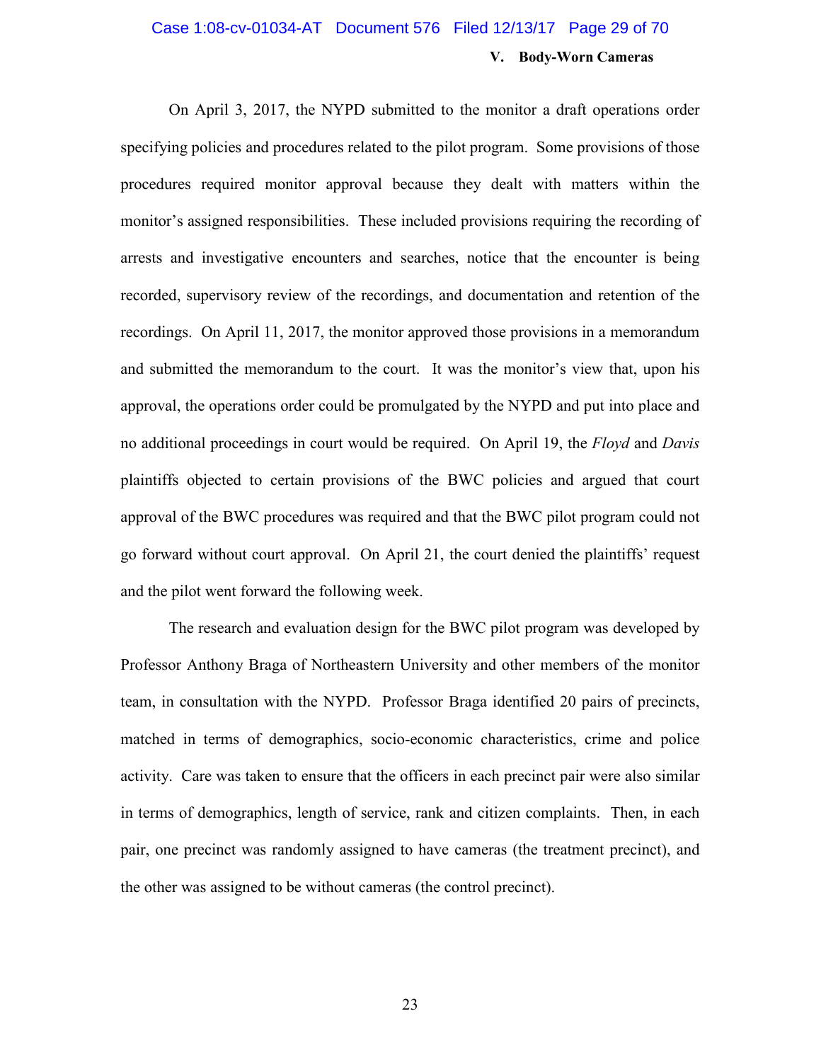## V. Body-Worn Cameras

On April 3, 2017, the NYPD submitted to the monitor a draft operations order specifying policies and procedures related to the pilot program. Some provisions of those procedures required monitor approval because they dealt with matters within the monitor's assigned responsibilities. These included provisions requiring the recording of arrests and investigative encounters and searches, notice that the encounter is being recorded, supervisory review of the recordings, and documentation and retention of the recordings. On April 11, 2017, the monitor approved those provisions in a memorandum and submitted the memorandum to the court. It was the monitor's view that, upon his approval, the operations order could be promulgated by the NYPD and put into place and no additional proceedings in court would be required. On April 19, the *Floyd* and *Davis* plaintiffs objected to certain provisions of the BWC policies and argued that court approval of the BWC procedures was required and that the BWC pilot program could not go forward without court approval. On April 21, the court denied the plaintiffs' request and the pilot went forward the following week.

The research and evaluation design for the BWC pilot program was developed by Professor Anthony Braga of Northeastern University and other members of the monitor team, in consultation with the NYPD. Professor Braga identified 20 pairs of precincts, matched in terms of demographics, socio-economic characteristics, crime and police activity. Care was taken to ensure that the officers in each precinct pair were also similar in terms of demographics, length of service, rank and citizen complaints. Then, in each pair, one precinct was randomly assigned to have cameras (the treatment precinct), and the other was assigned to be without cameras (the control precinct).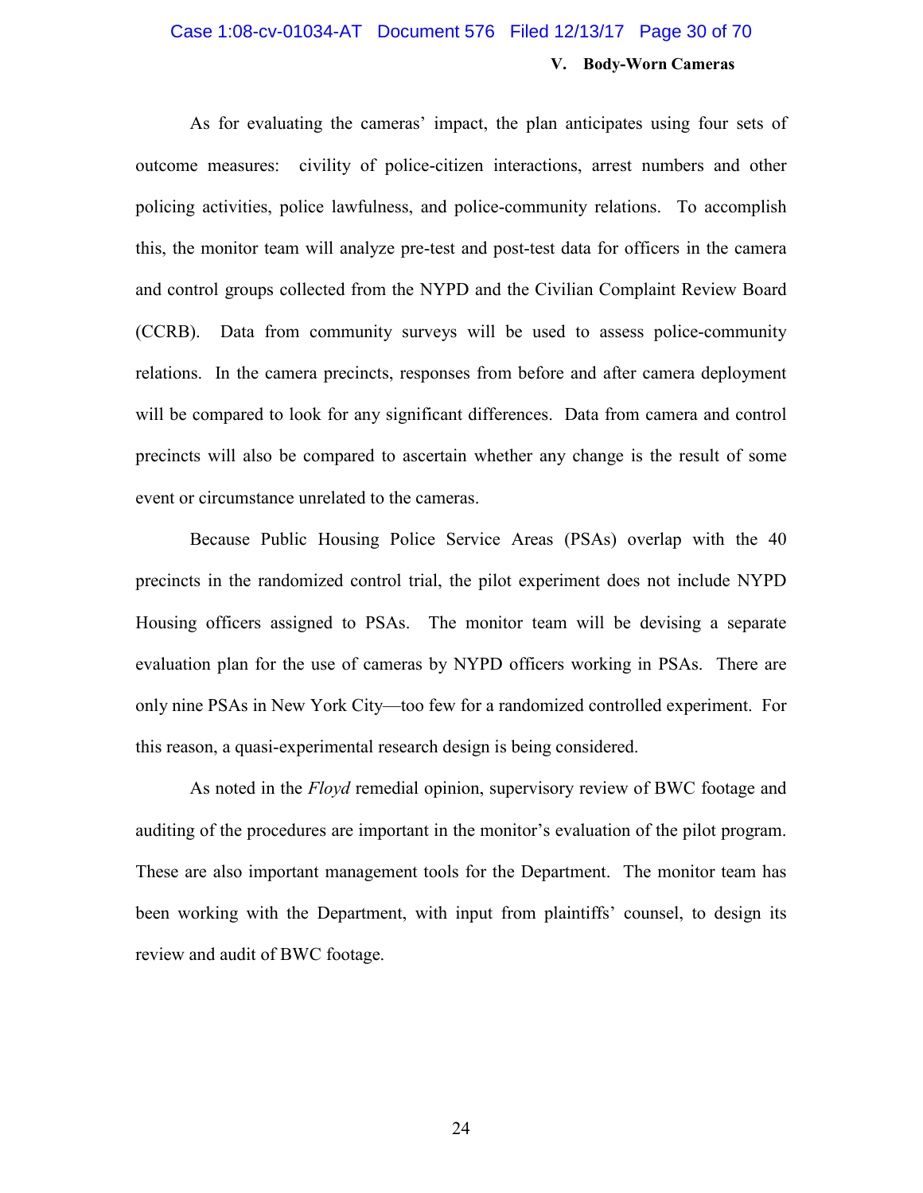As for evaluating the cameras' impact, the plan anticipates using four sets of outcome measures: civility of police-citizen interactions, arrest numbers and other policing activities, police lawfulness, and police-community relations. To accomplish this, the monitor team will analyze pre-test and post-test data for officers in the camera and control groups collected from the NYPD and the Civilian Complaint Review Board (CCRB). Data from community surveys will be used to assess police-community relations. In the camera precincts, responses from before and after camera deployment will be compared to look for any significant differences. Data from camera and control precincts will also be compared to ascertain whether any change is the result of some event or circumstance unrelated to the cameras.

Because Public Housing Police Service Areas (PSAs) overlap with the 40 precincts in the randomized control trial, the pilot experiment does not include NYPD Housing officers assigned to PSAs. The monitor team will be devising a separate evaluation plan for the use of cameras by NYPD officers working in PSAs. There are only nine PSAs in New York City—too few for a randomized controlled experiment. For this reason, a quasi-experimental research design is being considered.

As noted in the *Floyd* remedial opinion, supervisory review of BWC footage and auditing of the procedures are important in the monitor's evaluation of the pilot program. These are also important management tools for the Department. The monitor team has been working with the Department, with input from plaintiffs' counsel, to design its review and audit of BWC footage.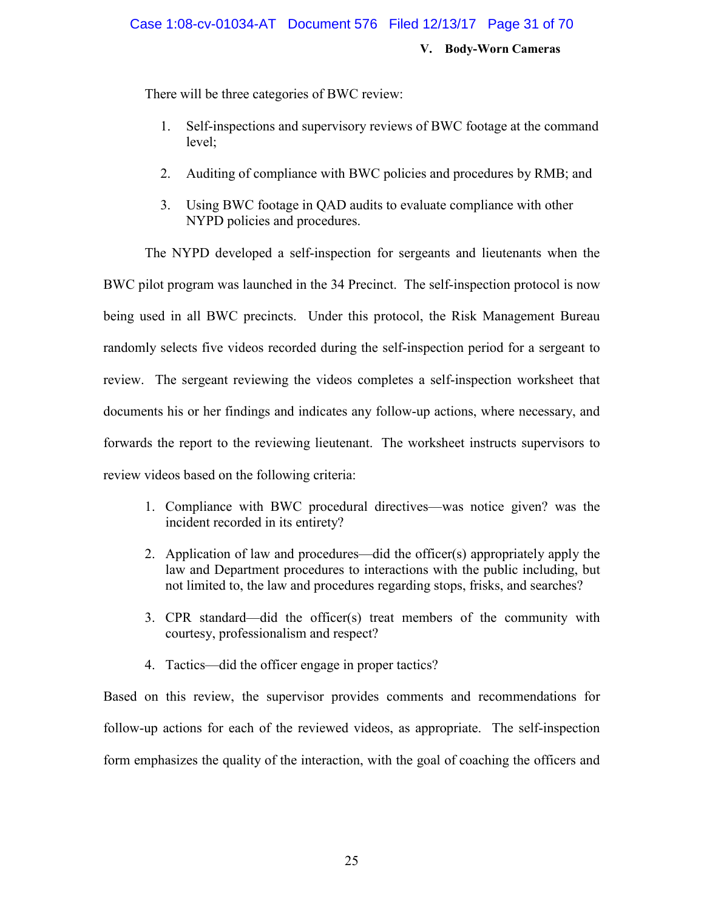There will be three categories of BWC review:

1. Self-inspections and supervisory reviews of BWC footage at the command level;

2. Auditing of compliance with BWC policies and procedures by RMB; and

3. Using BWC footage in QAD audits to evaluate compliance with other NYPD policies and procedures.

The NYPD developed a self-inspection for sergeants and lieutenants when the BWC pilot program was launched in the 34 Precinct. The self-inspection protocol is now being used in all BWC precincts. Under this protocol, the Risk Management Bureau randomly selects five videos recorded during the self-inspection period for a sergeant to review. The sergeant reviewing the videos completes a self-inspection worksheet that documents his or her findings and indicates any follow-up actions, where necessary, and forwards the report to the reviewing lieutenant. The worksheet instructs supervisors to review videos based on the following criteria:

1. Compliance with BWC procedural directives—was notice given? was the incident recorded in its entirety?

2. Application of law and procedures—did the officer(s) appropriately apply the law and Department procedures to interactions with the public including, but not limited to, the law and procedures regarding stops, frisks, and searches?

3. CPR standard—did the officer(s) treat members of the community with courtesy, professionalism and respect?

4. Tactics—did the officer engage in proper tactics?

Based on this review, the supervisor provides comments and recommendations for follow-up actions for each of the reviewed videos, as appropriate. The self-inspection form emphasizes the quality of the interaction, with the goal of coaching the officers and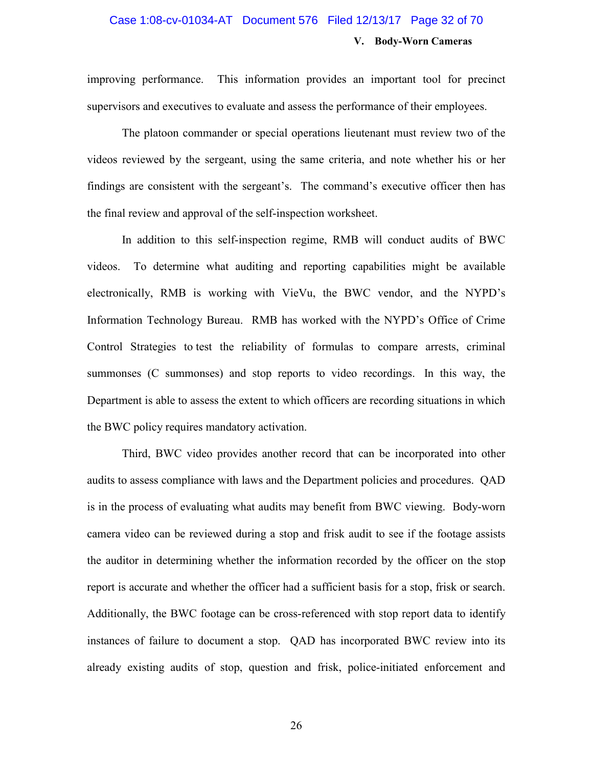improving performance. This information provides an important tool for precinct supervisors and executives to evaluate and assess the performance of their employees.

The platoon commander or special operations lieutenant must review two of the videos reviewed by the sergeant, using the same criteria, and note whether his or her findings are consistent with the sergeant's. The command's executive officer then has the final review and approval of the self-inspection worksheet.

In addition to this self-inspection regime, RMB will conduct audits of BWC videos. To determine what auditing and reporting capabilities might be available electronically, RMB is working with VieVu, the BWC vendor, and the NYPD's Information Technology Bureau. RMB has worked with the NYPD's Office of Crime Control Strategies to test the reliability of formulas to compare arrests, criminal summonses (C summonses) and stop reports to video recordings. In this way, the Department is able to assess the extent to which officers are recording situations in which the BWC policy requires mandatory activation.

Third, BWC video provides another record that can be incorporated into other audits to assess compliance with laws and the Department policies and procedures. QAD is in the process of evaluating what audits may benefit from BWC viewing. Body-worn camera video can be reviewed during a stop and frisk audit to see if the footage assists the auditor in determining whether the information recorded by the officer on the stop report is accurate and whether the officer had a sufficient basis for a stop, frisk or search. Additionally, the BWC footage can be cross-referenced with stop report data to identify instances of failure to document a stop. QAD has incorporated BWC review into its already existing audits of stop, question and frisk, police-initiated enforcement and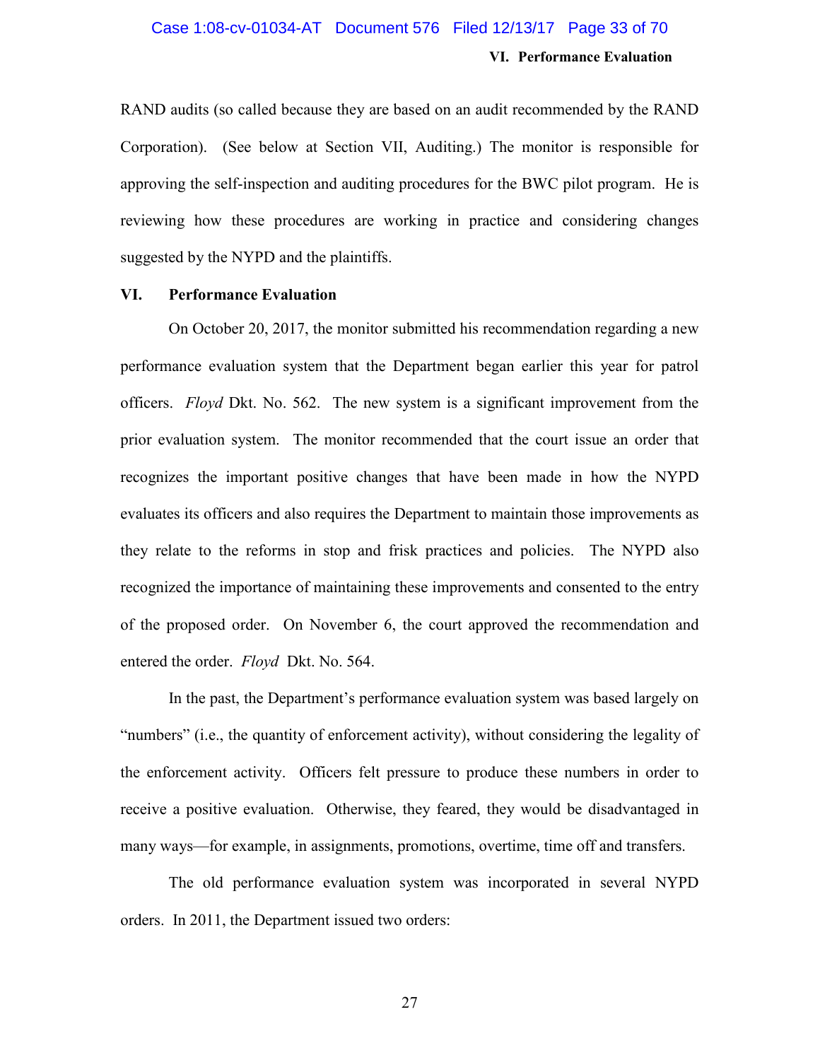RAND audits (so called because they are based on an audit recommended by the RAND Corporation). (See below at Section VII, Auditing.) The monitor is responsible for approving the self-inspection and auditing procedures for the BWC pilot program. He is reviewing how these procedures are working in practice and considering changes suggested by the NYPD and the plaintiffs.

## VI. Performance Evaluation

On October 20, 2017, the monitor submitted his recommendation regarding a new performance evaluation system that the Department began earlier this year for patrol officers. *Floyd* Dkt. No. 562. The new system is a significant improvement from the prior evaluation system. The monitor recommended that the court issue an order that recognizes the important positive changes that have been made in how the NYPD evaluates its officers and also requires the Department to maintain those improvements as they relate to the reforms in stop and frisk practices and policies. The NYPD also recognized the importance of maintaining these improvements and consented to the entry of the proposed order. On November 6, the court approved the recommendation and entered the order. *Floyd* Dkt. No. 564.

In the past, the Department's performance evaluation system was based largely on "numbers" (i.e., the quantity of enforcement activity), without considering the legality of the enforcement activity. Officers felt pressure to produce these numbers in order to receive a positive evaluation. Otherwise, they feared, they would be disadvantaged in many ways—for example, in assignments, promotions, overtime, time off and transfers.

The old performance evaluation system was incorporated in several NYPD orders. In 2011, the Department issued two orders: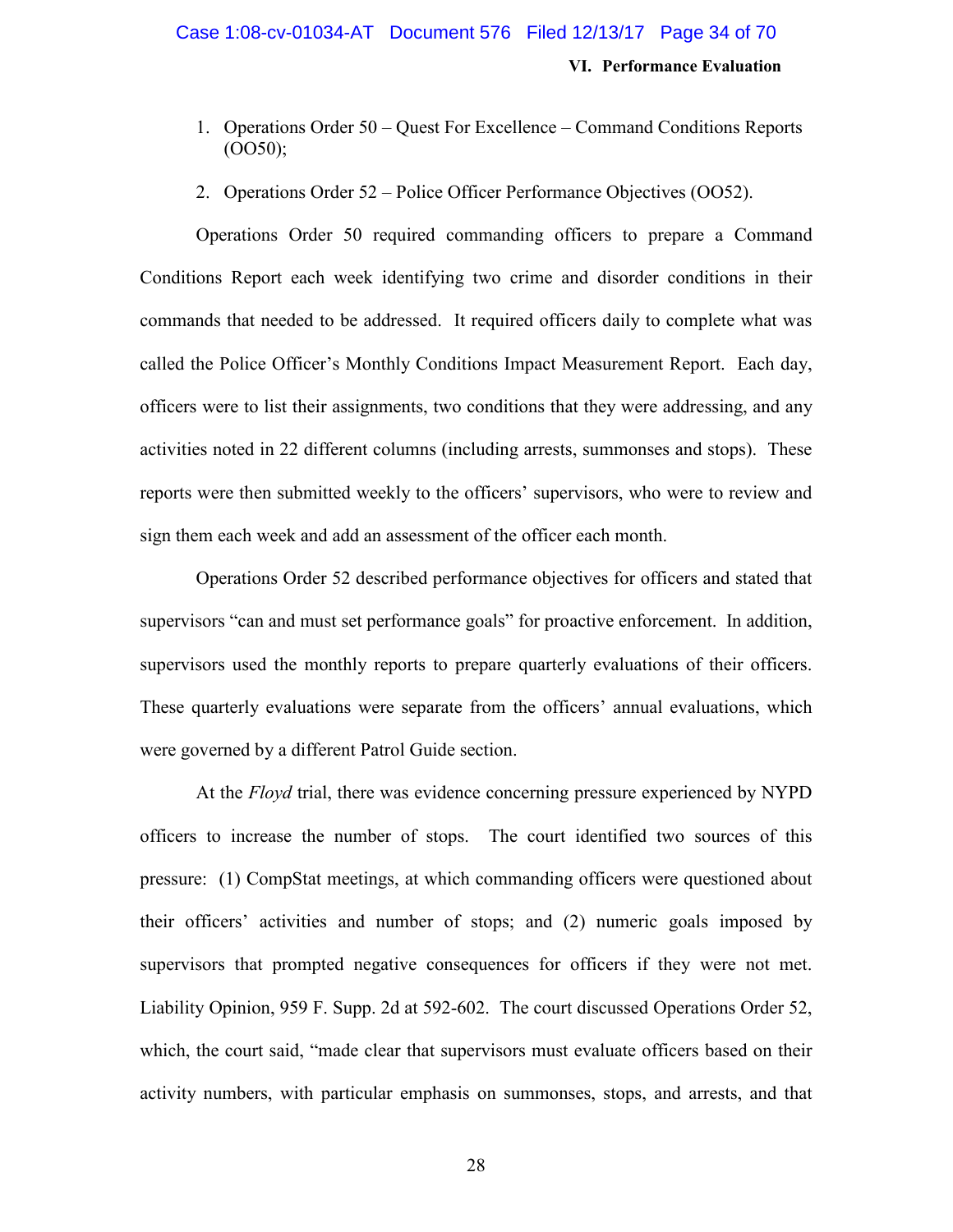1. Operations Order 50 – Quest For Excellence – Command Conditions Reports (OO50);

2. Operations Order 52 – Police Officer Performance Objectives (OO52).

Operations Order 50 required commanding officers to prepare a Command Conditions Report each week identifying two crime and disorder conditions in their commands that needed to be addressed. It required officers daily to complete what was called the Police Officer's Monthly Conditions Impact Measurement Report. Each day, officers were to list their assignments, two conditions that they were addressing, and any activities noted in 22 different columns (including arrests, summonses and stops). These reports were then submitted weekly to the officers' supervisors, who were to review and sign them each week and add an assessment of the officer each month.

Operations Order 52 described performance objectives for officers and stated that supervisors "can and must set performance goals" for proactive enforcement. In addition, supervisors used the monthly reports to prepare quarterly evaluations of their officers. These quarterly evaluations were separate from the officers' annual evaluations, which were governed by a different Patrol Guide section.

At the *Floyd* trial, there was evidence concerning pressure experienced by NYPD officers to increase the number of stops. The court identified two sources of this pressure: (1) CompStat meetings, at which commanding officers were questioned about their officers' activities and number of stops; and (2) numeric goals imposed by supervisors that prompted negative consequences for officers if they were not met. Liability Opinion, 959 F. Supp. 2d at 592-602. The court discussed Operations Order 52, which, the court said, "made clear that supervisors must evaluate officers based on their activity numbers, with particular emphasis on summonses, stops, and arrests, and that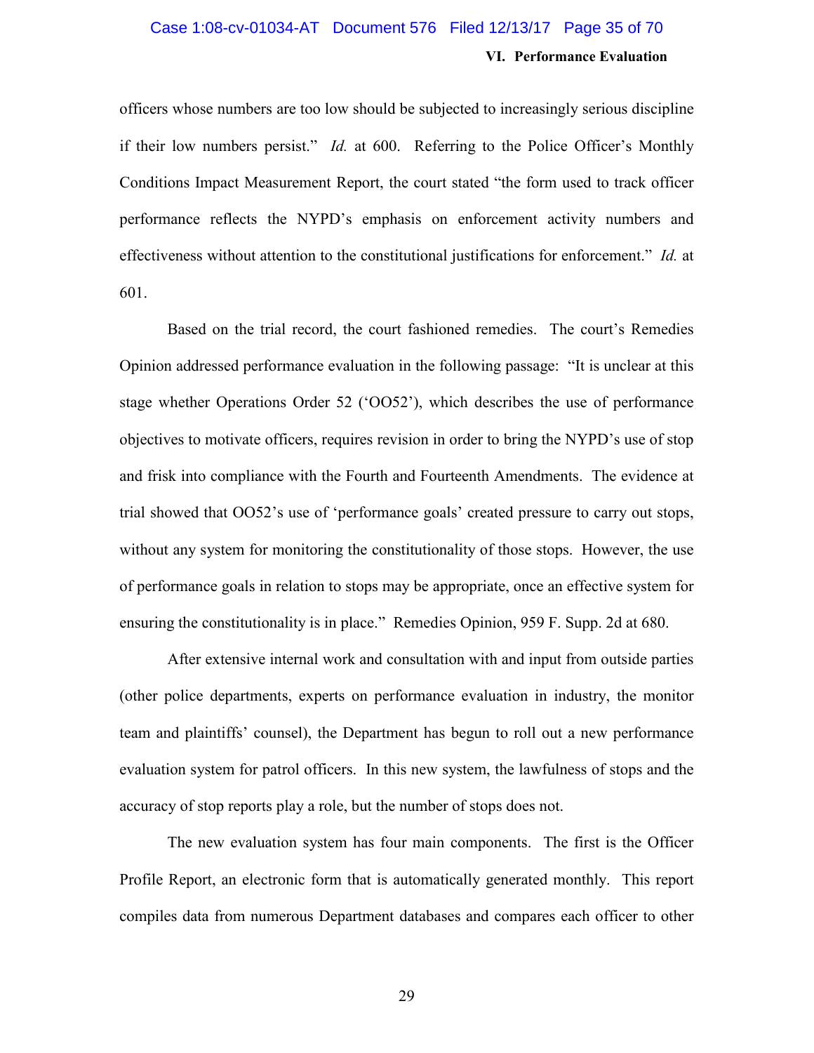officers whose numbers are too low should be subjected to increasingly serious discipline if their low numbers persist." *Id.* at 600. Referring to the Police Officer's Monthly Conditions Impact Measurement Report, the court stated "the form used to track officer performance reflects the NYPD's emphasis on enforcement activity numbers and effectiveness without attention to the constitutional justifications for enforcement." *Id.* at 601.

Based on the trial record, the court fashioned remedies. The court's Remedies Opinion addressed performance evaluation in the following passage: "It is unclear at this stage whether Operations Order 52 ('OO52'), which describes the use of performance objectives to motivate officers, requires revision in order to bring the NYPD's use of stop and frisk into compliance with the Fourth and Fourteenth Amendments. The evidence at trial showed that OO52's use of 'performance goals' created pressure to carry out stops, without any system for monitoring the constitutionality of those stops. However, the use of performance goals in relation to stops may be appropriate, once an effective system for ensuring the constitutionality is in place." Remedies Opinion, 959 F. Supp. 2d at 680.

After extensive internal work and consultation with and input from outside parties (other police departments, experts on performance evaluation in industry, the monitor team and plaintiffs' counsel), the Department has begun to roll out a new performance evaluation system for patrol officers. In this new system, the lawfulness of stops and the accuracy of stop reports play a role, but the number of stops does not.

The new evaluation system has four main components. The first is the Officer Profile Report, an electronic form that is automatically generated monthly. This report compiles data from numerous Department databases and compares each officer to other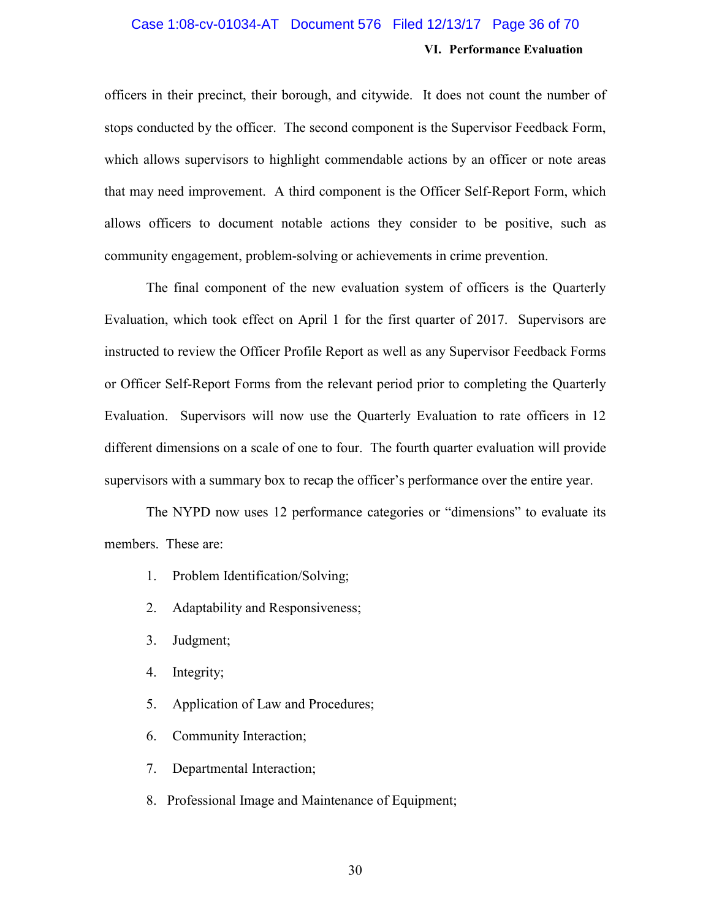officers in their precinct, their borough, and citywide. It does not count the number of stops conducted by the officer. The second component is the Supervisor Feedback Form, which allows supervisors to highlight commendable actions by an officer or note areas that may need improvement. A third component is the Officer Self-Report Form, which allows officers to document notable actions they consider to be positive, such as community engagement, problem-solving or achievements in crime prevention.

The final component of the new evaluation system of officers is the Quarterly Evaluation, which took effect on April 1 for the first quarter of 2017. Supervisors are instructed to review the Officer Profile Report as well as any Supervisor Feedback Forms or Officer Self-Report Forms from the relevant period prior to completing the Quarterly Evaluation. Supervisors will now use the Quarterly Evaluation to rate officers in 12 different dimensions on a scale of one to four. The fourth quarter evaluation will provide supervisors with a summary box to recap the officer's performance over the entire year.

The NYPD now uses 12 performance categories or "dimensions" to evaluate its members. These are:

1. Problem Identification/Solving;
2. Adaptability and Responsiveness;
3. Judgment;
4. Integrity;
5. Application of Law and Procedures;
6. Community Interaction;
7. Departmental Interaction;
8. Professional Image and Maintenance of Equipment;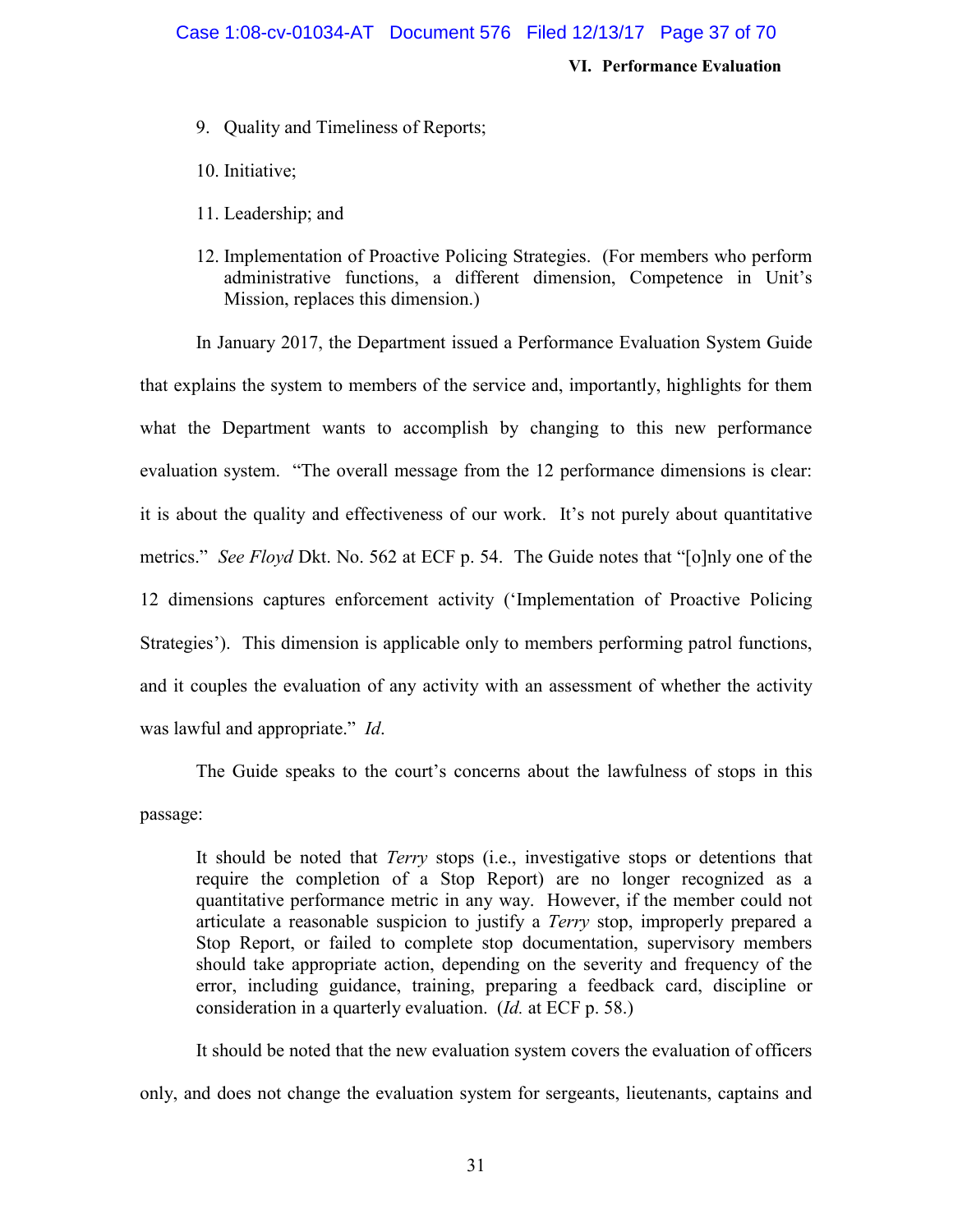9. Quality and Timeliness of Reports;

10. Initiative;

11. Leadership; and

12. Implementation of Proactive Policing Strategies. (For members who perform administrative functions, a different dimension, Competence in Unit's Mission, replaces this dimension.)

In January 2017, the Department issued a Performance Evaluation System Guide that explains the system to members of the service and, importantly, highlights for them what the Department wants to accomplish by changing to this new performance evaluation system. "The overall message from the 12 performance dimensions is clear: it is about the quality and effectiveness of our work. It's not purely about quantitative metrics." *See Floyd* Dkt. No. 562 at ECF p. 54. The Guide notes that "[o]nly one of the 12 dimensions captures enforcement activity ('Implementation of Proactive Policing Strategies'). This dimension is applicable only to members performing patrol functions, and it couples the evaluation of any activity with an assessment of whether the activity was lawful and appropriate." *Id*.

The Guide speaks to the court's concerns about the lawfulness of stops in this passage:

> It should be noted that *Terry* stops (i.e., investigative stops or detentions that require the completion of a Stop Report) are no longer recognized as a quantitative performance metric in any way. However, if the member could not articulate a reasonable suspicion to justify a *Terry* stop, improperly prepared a Stop Report, or failed to complete stop documentation, supervisory members should take appropriate action, depending on the severity and frequency of the error, including guidance, training, preparing a feedback card, discipline or consideration in a quarterly evaluation. (*Id.* at ECF p. 58.)

It should be noted that the new evaluation system covers the evaluation of officers only, and does not change the evaluation system for sergeants, lieutenants, captains and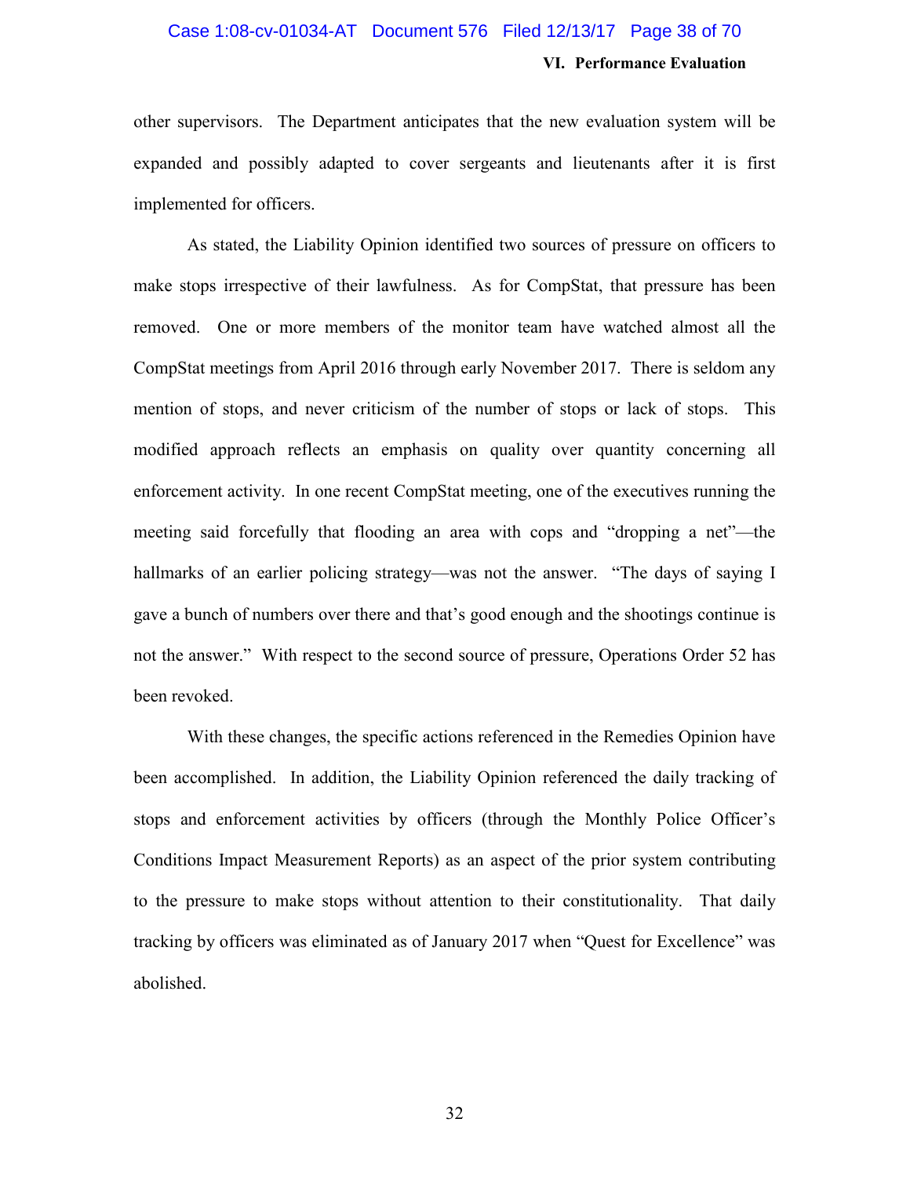other supervisors. The Department anticipates that the new evaluation system will be expanded and possibly adapted to cover sergeants and lieutenants after it is first implemented for officers.

As stated, the Liability Opinion identified two sources of pressure on officers to make stops irrespective of their lawfulness. As for CompStat, that pressure has been removed. One or more members of the monitor team have watched almost all the CompStat meetings from April 2016 through early November 2017. There is seldom any mention of stops, and never criticism of the number of stops or lack of stops. This modified approach reflects an emphasis on quality over quantity concerning all enforcement activity. In one recent CompStat meeting, one of the executives running the meeting said forcefully that flooding an area with cops and "dropping a net"—the hallmarks of an earlier policing strategy—was not the answer. "The days of saying I gave a bunch of numbers over there and that's good enough and the shootings continue is not the answer." With respect to the second source of pressure, Operations Order 52 has been revoked.

With these changes, the specific actions referenced in the Remedies Opinion have been accomplished. In addition, the Liability Opinion referenced the daily tracking of stops and enforcement activities by officers (through the Monthly Police Officer's Conditions Impact Measurement Reports) as an aspect of the prior system contributing to the pressure to make stops without attention to their constitutionality. That daily tracking by officers was eliminated as of January 2017 when "Quest for Excellence" was abolished.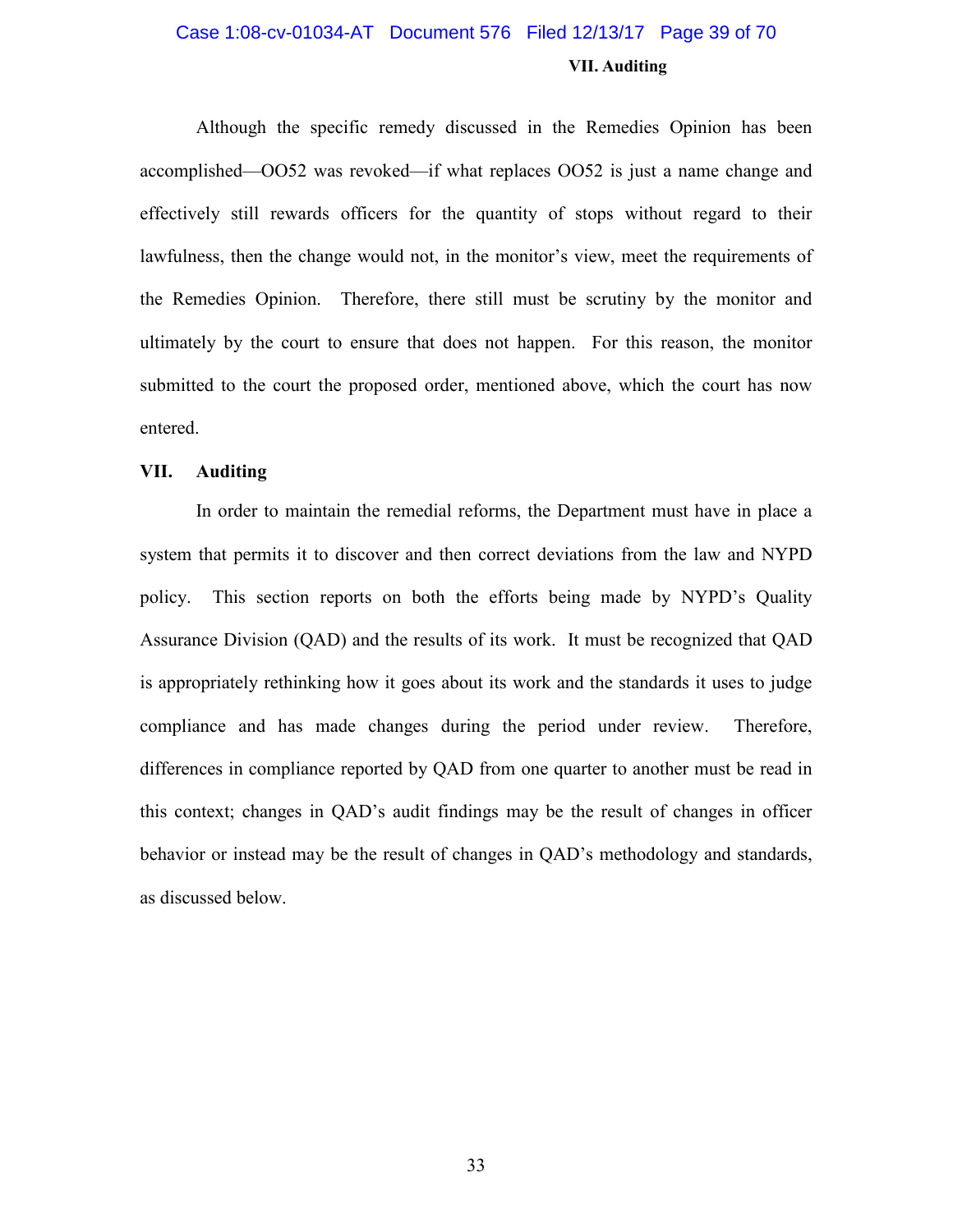Although the specific remedy discussed in the Remedies Opinion has been accomplished—OO52 was revoked—if what replaces OO52 is just a name change and effectively still rewards officers for the quantity of stops without regard to their lawfulness, then the change would not, in the monitor's view, meet the requirements of the Remedies Opinion. Therefore, there still must be scrutiny by the monitor and ultimately by the court to ensure that does not happen. For this reason, the monitor submitted to the court the proposed order, mentioned above, which the court has now entered.

## VII. Auditing

In order to maintain the remedial reforms, the Department must have in place a system that permits it to discover and then correct deviations from the law and NYPD policy. This section reports on both the efforts being made by NYPD's Quality Assurance Division (QAD) and the results of its work. It must be recognized that QAD is appropriately rethinking how it goes about its work and the standards it uses to judge compliance and has made changes during the period under review. Therefore, differences in compliance reported by QAD from one quarter to another must be read in this context; changes in QAD's audit findings may be the result of changes in officer behavior or instead may be the result of changes in QAD's methodology and standards, as discussed below.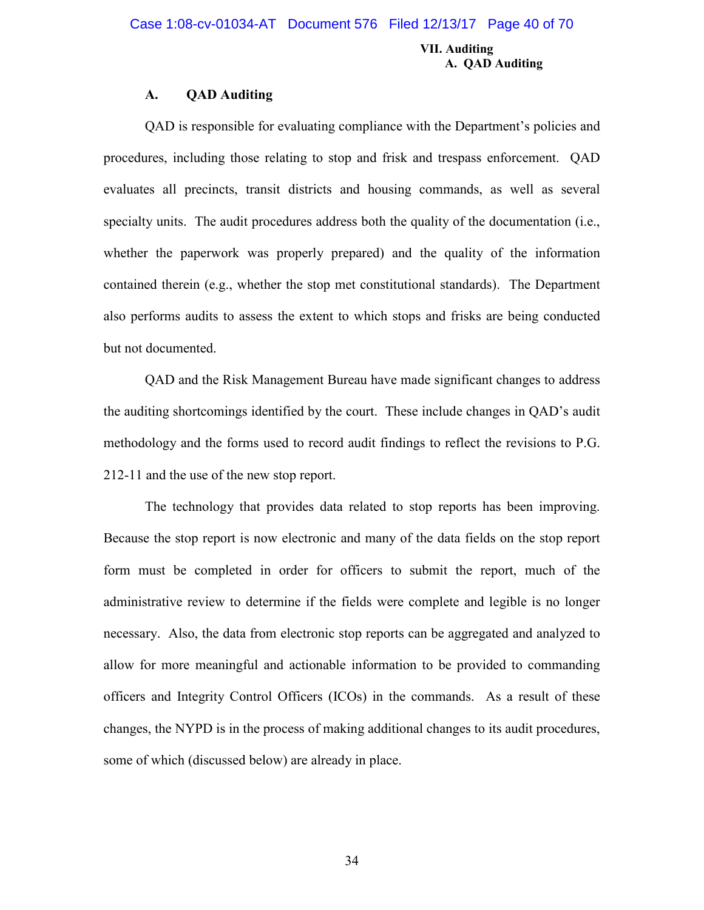### A. QAD Auditing

QAD is responsible for evaluating compliance with the Department's policies and procedures, including those relating to stop and frisk and trespass enforcement. QAD evaluates all precincts, transit districts and housing commands, as well as several specialty units. The audit procedures address both the quality of the documentation (i.e., whether the paperwork was properly prepared) and the quality of the information contained therein (e.g., whether the stop met constitutional standards). The Department also performs audits to assess the extent to which stops and frisks are being conducted but not documented.

QAD and the Risk Management Bureau have made significant changes to address the auditing shortcomings identified by the court. These include changes in QAD's audit methodology and the forms used to record audit findings to reflect the revisions to P.G. 212-11 and the use of the new stop report.

The technology that provides data related to stop reports has been improving. Because the stop report is now electronic and many of the data fields on the stop report form must be completed in order for officers to submit the report, much of the administrative review to determine if the fields were complete and legible is no longer necessary. Also, the data from electronic stop reports can be aggregated and analyzed to allow for more meaningful and actionable information to be provided to commanding officers and Integrity Control Officers (ICOs) in the commands. As a result of these changes, the NYPD is in the process of making additional changes to its audit procedures, some of which (discussed below) are already in place.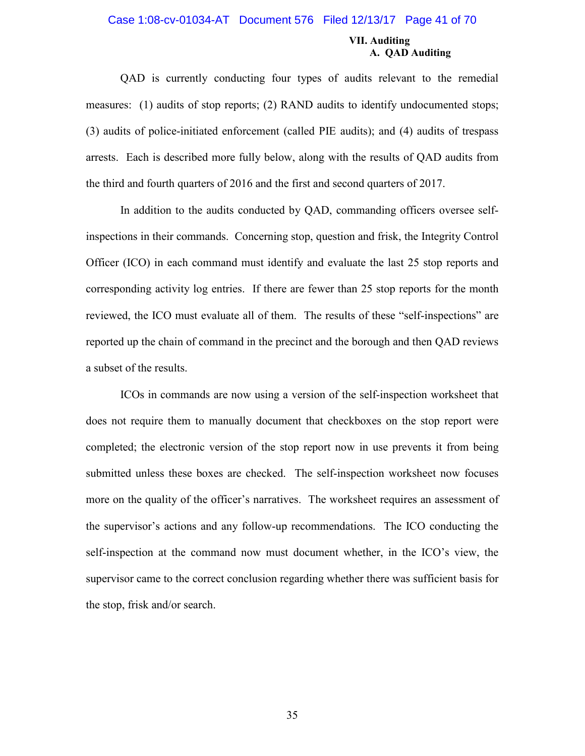## VII. Auditing

### A. QAD Auditing

QAD is currently conducting four types of audits relevant to the remedial measures: (1) audits of stop reports; (2) RAND audits to identify undocumented stops; (3) audits of police-initiated enforcement (called PIE audits); and (4) audits of trespass arrests. Each is described more fully below, along with the results of QAD audits from the third and fourth quarters of 2016 and the first and second quarters of 2017.

In addition to the audits conducted by QAD, commanding officers oversee self-inspections in their commands. Concerning stop, question and frisk, the Integrity Control Officer (ICO) in each command must identify and evaluate the last 25 stop reports and corresponding activity log entries. If there are fewer than 25 stop reports for the month reviewed, the ICO must evaluate all of them. The results of these "self-inspections" are reported up the chain of command in the precinct and the borough and then QAD reviews a subset of the results.

ICOs in commands are now using a version of the self-inspection worksheet that does not require them to manually document that checkboxes on the stop report were completed; the electronic version of the stop report now in use prevents it from being submitted unless these boxes are checked. The self-inspection worksheet now focuses more on the quality of the officer's narratives. The worksheet requires an assessment of the supervisor's actions and any follow-up recommendations. The ICO conducting the self-inspection at the command now must document whether, in the ICO's view, the supervisor came to the correct conclusion regarding whether there was sufficient basis for the stop, frisk and/or search.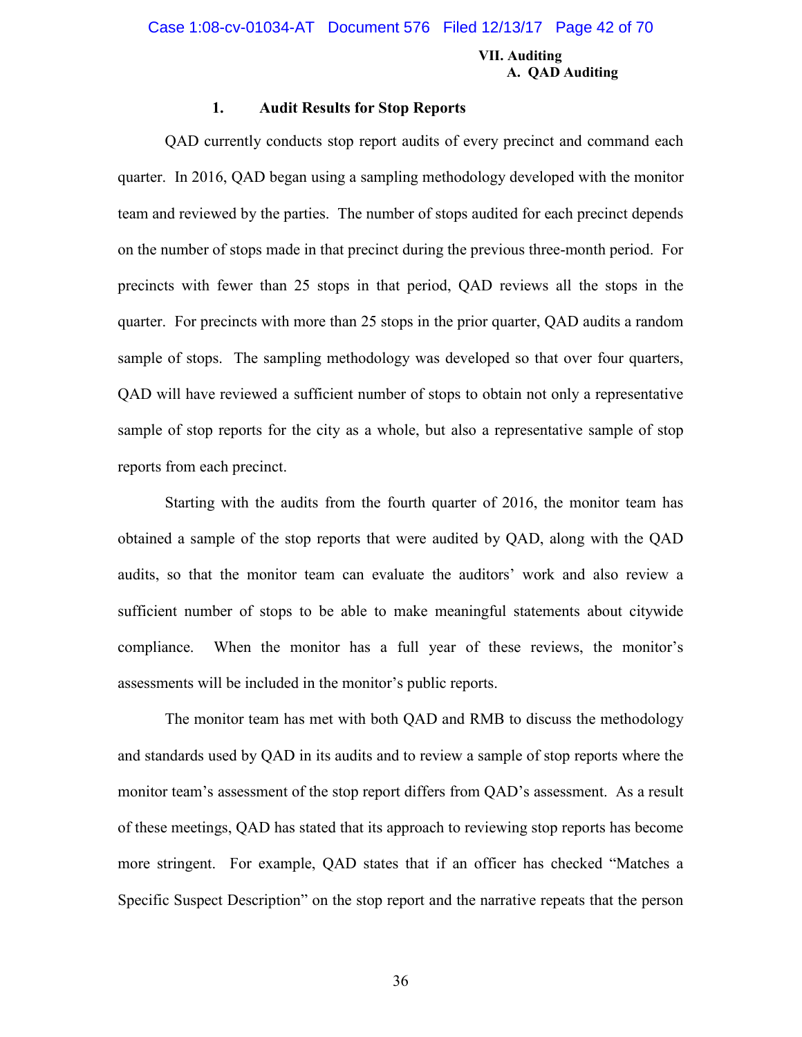### 1. Audit Results for Stop Reports

QAD currently conducts stop report audits of every precinct and command each quarter. In 2016, QAD began using a sampling methodology developed with the monitor team and reviewed by the parties. The number of stops audited for each precinct depends on the number of stops made in that precinct during the previous three-month period. For precincts with fewer than 25 stops in that period, QAD reviews all the stops in the quarter. For precincts with more than 25 stops in the prior quarter, QAD audits a random sample of stops. The sampling methodology was developed so that over four quarters, QAD will have reviewed a sufficient number of stops to obtain not only a representative sample of stop reports for the city as a whole, but also a representative sample of stop reports from each precinct.

Starting with the audits from the fourth quarter of 2016, the monitor team has obtained a sample of the stop reports that were audited by QAD, along with the QAD audits, so that the monitor team can evaluate the auditors' work and also review a sufficient number of stops to be able to make meaningful statements about citywide compliance. When the monitor has a full year of these reviews, the monitor's assessments will be included in the monitor's public reports.

The monitor team has met with both QAD and RMB to discuss the methodology and standards used by QAD in its audits and to review a sample of stop reports where the monitor team's assessment of the stop report differs from QAD's assessment. As a result of these meetings, QAD has stated that its approach to reviewing stop reports has become more stringent. For example, QAD states that if an officer has checked "Matches a Specific Suspect Description" on the stop report and the narrative repeats that the person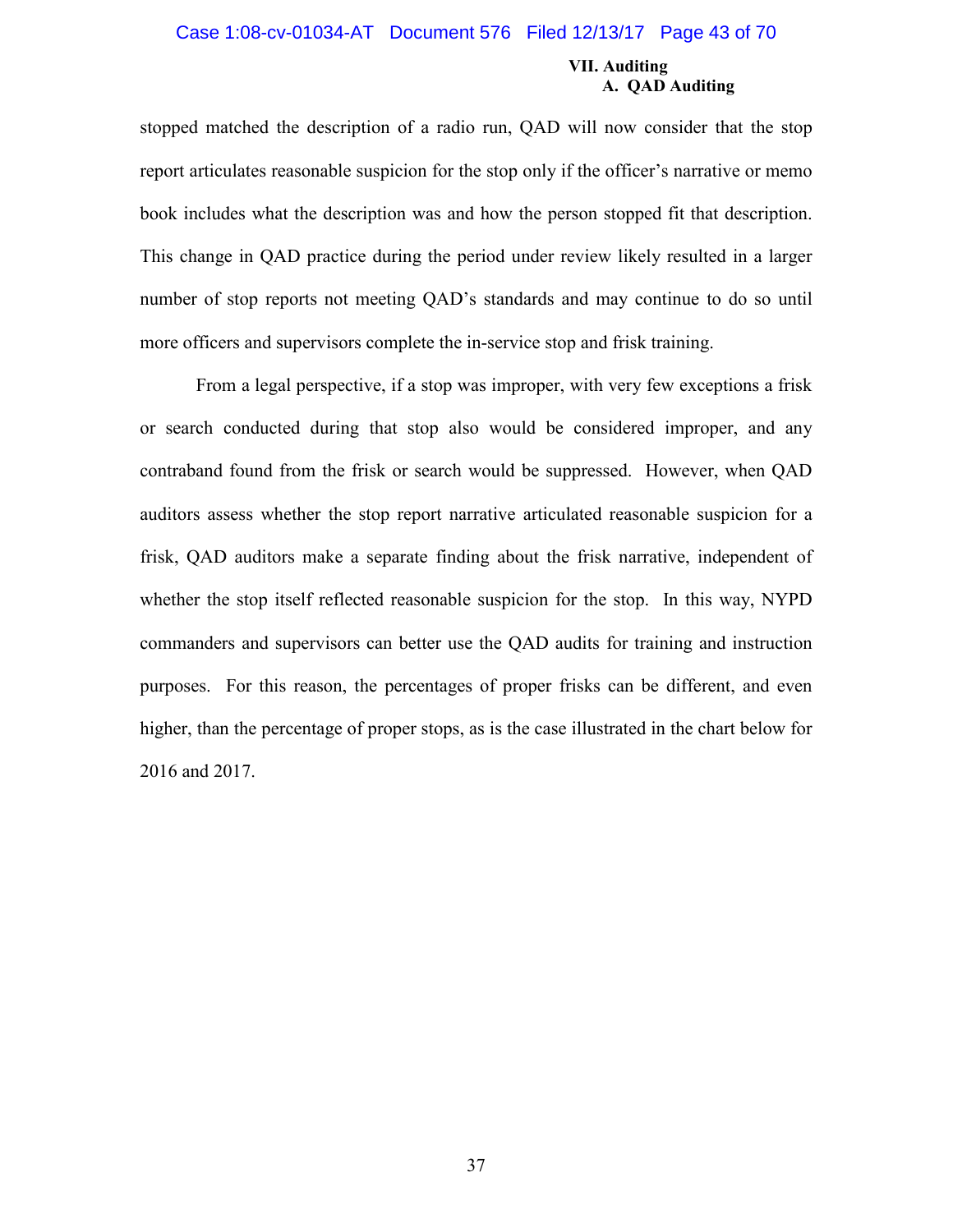stopped matched the description of a radio run, QAD will now consider that the stop report articulates reasonable suspicion for the stop only if the officer's narrative or memo book includes what the description was and how the person stopped fit that description. This change in QAD practice during the period under review likely resulted in a larger number of stop reports not meeting QAD's standards and may continue to do so until more officers and supervisors complete the in-service stop and frisk training.

From a legal perspective, if a stop was improper, with very few exceptions a frisk or search conducted during that stop also would be considered improper, and any contraband found from the frisk or search would be suppressed. However, when QAD auditors assess whether the stop report narrative articulated reasonable suspicion for a frisk, QAD auditors make a separate finding about the frisk narrative, independent of whether the stop itself reflected reasonable suspicion for the stop. In this way, NYPD commanders and supervisors can better use the QAD audits for training and instruction purposes. For this reason, the percentages of proper frisks can be different, and even higher, than the percentage of proper stops, as is the case illustrated in the chart below for 2016 and 2017.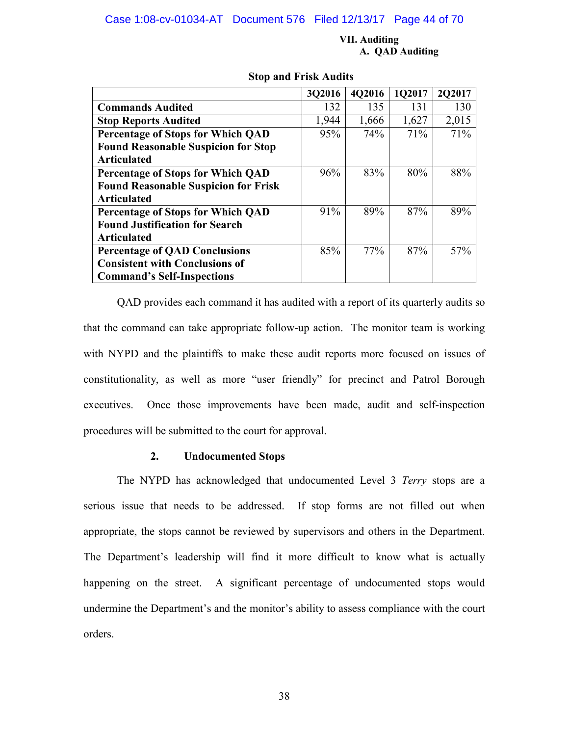**VII. Auditing**
**A. QAD Auditing**

**Stop and Frisk Audits**

| | 3Q2016 | 4Q2016 | 1Q2017 | 2Q2017 |
|---|---|---|---|---|
| **Commands Audited** | 132 | 135 | 131 | 130 |
| **Stop Reports Audited** | 1,944 | 1,666 | 1,627 | 2,015 |
| **Percentage of Stops for Which QAD Found Reasonable Suspicion for Stop Articulated** | 95% | 74% | 71% | 71% |
| **Percentage of Stops for Which QAD Found Reasonable Suspicion for Frisk Articulated** | 96% | 83% | 80% | 88% |
| **Percentage of Stops for Which QAD Found Justification for Search Articulated** | 91% | 89% | 87% | 89% |
| **Percentage of QAD Conclusions Consistent with Conclusions of Command's Self-Inspections** | 85% | 77% | 87% | 57% |

QAD provides each command it has audited with a report of its quarterly audits so that the command can take appropriate follow-up action. The monitor team is working with NYPD and the plaintiffs to make these audit reports more focused on issues of constitutionality, as well as more "user friendly" for precinct and Patrol Borough executives. Once those improvements have been made, audit and self-inspection procedures will be submitted to the court for approval.

### 2. Undocumented Stops

The NYPD has acknowledged that undocumented Level 3 *Terry* stops are a serious issue that needs to be addressed. If stop forms are not filled out when appropriate, the stops cannot be reviewed by supervisors and others in the Department. The Department's leadership will find it more difficult to know what is actually happening on the street. A significant percentage of undocumented stops would undermine the Department's and the monitor's ability to assess compliance with the court orders.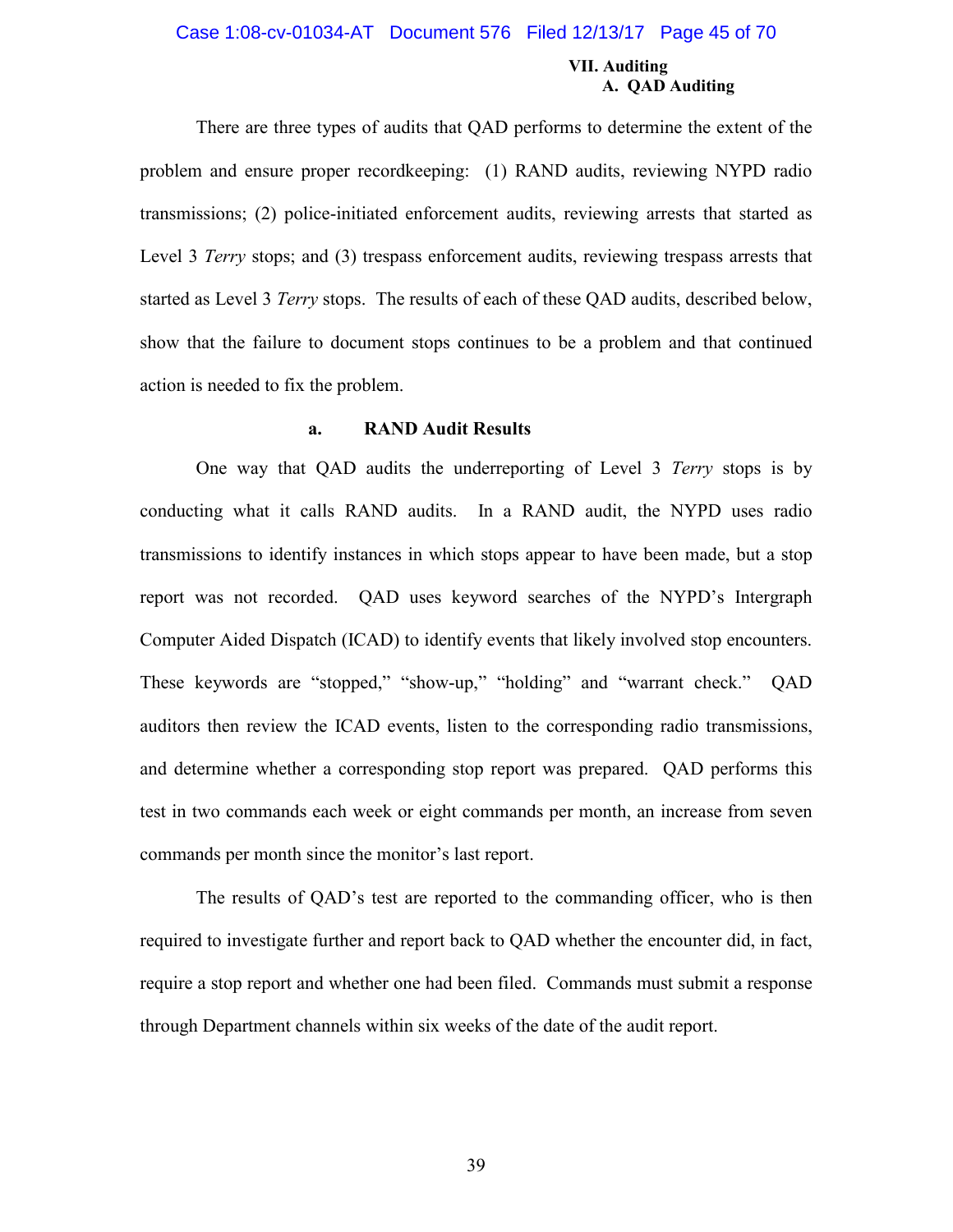## VII. Auditing

### A. QAD Auditing

There are three types of audits that QAD performs to determine the extent of the problem and ensure proper recordkeeping: (1) RAND audits, reviewing NYPD radio transmissions; (2) police-initiated enforcement audits, reviewing arrests that started as Level 3 *Terry* stops; and (3) trespass enforcement audits, reviewing trespass arrests that started as Level 3 *Terry* stops. The results of each of these QAD audits, described below, show that the failure to document stops continues to be a problem and that continued action is needed to fix the problem.

#### a. RAND Audit Results

One way that QAD audits the underreporting of Level 3 *Terry* stops is by conducting what it calls RAND audits. In a RAND audit, the NYPD uses radio transmissions to identify instances in which stops appear to have been made, but a stop report was not recorded. QAD uses keyword searches of the NYPD's Intergraph Computer Aided Dispatch (ICAD) to identify events that likely involved stop encounters. These keywords are "stopped," "show-up," "holding" and "warrant check." QAD auditors then review the ICAD events, listen to the corresponding radio transmissions, and determine whether a corresponding stop report was prepared. QAD performs this test in two commands each week or eight commands per month, an increase from seven commands per month since the monitor's last report.

The results of QAD's test are reported to the commanding officer, who is then required to investigate further and report back to QAD whether the encounter did, in fact, require a stop report and whether one had been filed. Commands must submit a response through Department channels within six weeks of the date of the audit report.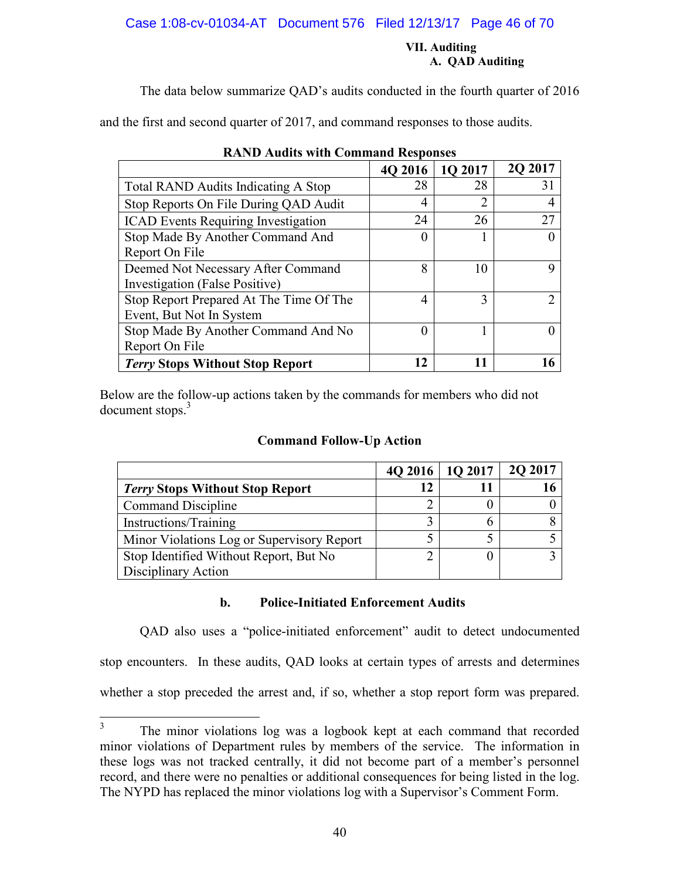### VII. Auditing

#### A. QAD Auditing

The data below summarize QAD's audits conducted in the fourth quarter of 2016 and the first and second quarter of 2017, and command responses to those audits.

**RAND Audits with Command Responses**

| | 4Q 2016 | 1Q 2017 | 2Q 2017 |
|---|---|---|---|
| Total RAND Audits Indicating A Stop | 28 | 28 | 31 |
| Stop Reports On File During QAD Audit | 4 | 2 | 4 |
| ICAD Events Requiring Investigation | 24 | 26 | 27 |
| Stop Made By Another Command And Report On File | 0 | 1 | 0 |
| Deemed Not Necessary After Command Investigation (False Positive) | 8 | 10 | 9 |
| Stop Report Prepared At The Time Of The Event, But Not In System | 4 | 3 | 2 |
| Stop Made By Another Command And No Report On File | 0 | 1 | 0 |
| ***Terry* Stops Without Stop Report** | **12** | **11** | **16** |

Below are the follow-up actions taken by the commands for members who did not document stops.[3]

**Command Follow-Up Action**

| | 4Q 2016 | 1Q 2017 | 2Q 2017 |
|---|---|---|---|
| ***Terry* Stops Without Stop Report** | **12** | **11** | **16** |
| Command Discipline | 2 | 0 | 0 |
| Instructions/Training | 3 | 6 | 8 |
| Minor Violations Log or Supervisory Report | 5 | 5 | 5 |
| Stop Identified Without Report, But No Disciplinary Action | 2 | 0 | 3 |

#### b. Police-Initiated Enforcement Audits

QAD also uses a "police-initiated enforcement" audit to detect undocumented stop encounters. In these audits, QAD looks at certain types of arrests and determines whether a stop preceded the arrest and, if so, whether a stop report form was prepared.

[3] The minor violations log was a logbook kept at each command that recorded minor violations of Department rules by members of the service. The information in these logs was not tracked centrally, it did not become part of a member's personnel record, and there were no penalties or additional consequences for being listed in the log. The NYPD has replaced the minor violations log with a Supervisor's Comment Form.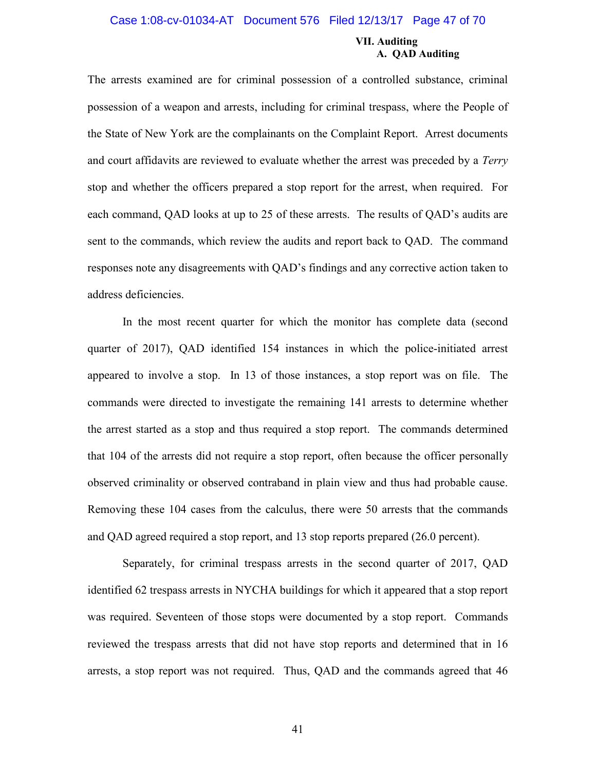The arrests examined are for criminal possession of a controlled substance, criminal possession of a weapon and arrests, including for criminal trespass, where the People of the State of New York are the complainants on the Complaint Report. Arrest documents and court affidavits are reviewed to evaluate whether the arrest was preceded by a *Terry* stop and whether the officers prepared a stop report for the arrest, when required. For each command, QAD looks at up to 25 of these arrests. The results of QAD's audits are sent to the commands, which review the audits and report back to QAD. The command responses note any disagreements with QAD's findings and any corrective action taken to address deficiencies.

In the most recent quarter for which the monitor has complete data (second quarter of 2017), QAD identified 154 instances in which the police-initiated arrest appeared to involve a stop. In 13 of those instances, a stop report was on file. The commands were directed to investigate the remaining 141 arrests to determine whether the arrest started as a stop and thus required a stop report. The commands determined that 104 of the arrests did not require a stop report, often because the officer personally observed criminality or observed contraband in plain view and thus had probable cause. Removing these 104 cases from the calculus, there were 50 arrests that the commands and QAD agreed required a stop report, and 13 stop reports prepared (26.0 percent).

Separately, for criminal trespass arrests in the second quarter of 2017, QAD identified 62 trespass arrests in NYCHA buildings for which it appeared that a stop report was required. Seventeen of those stops were documented by a stop report. Commands reviewed the trespass arrests that did not have stop reports and determined that in 16 arrests, a stop report was not required. Thus, QAD and the commands agreed that 46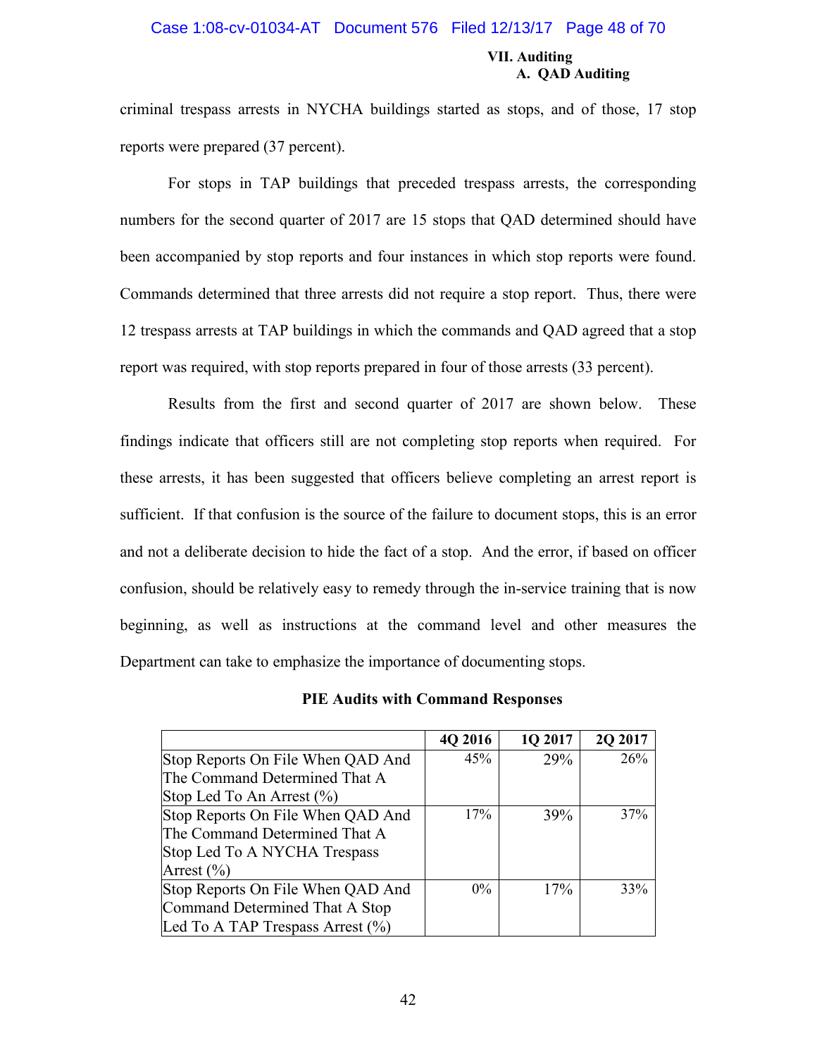criminal trespass arrests in NYCHA buildings started as stops, and of those, 17 stop reports were prepared (37 percent).

For stops in TAP buildings that preceded trespass arrests, the corresponding numbers for the second quarter of 2017 are 15 stops that QAD determined should have been accompanied by stop reports and four instances in which stop reports were found. Commands determined that three arrests did not require a stop report. Thus, there were 12 trespass arrests at TAP buildings in which the commands and QAD agreed that a stop report was required, with stop reports prepared in four of those arrests (33 percent).

Results from the first and second quarter of 2017 are shown below. These findings indicate that officers still are not completing stop reports when required. For these arrests, it has been suggested that officers believe completing an arrest report is sufficient. If that confusion is the source of the failure to document stops, this is an error and not a deliberate decision to hide the fact of a stop. And the error, if based on officer confusion, should be relatively easy to remedy through the in-service training that is now beginning, as well as instructions at the command level and other measures the Department can take to emphasize the importance of documenting stops.

**PIE Audits with Command Responses**

| | 4Q 2016 | 1Q 2017 | 2Q 2017 |
|---|---|---|---|
| Stop Reports On File When QAD And The Command Determined That A Stop Led To An Arrest (%) | 45% | 29% | 26% |
| Stop Reports On File When QAD And The Command Determined That A Stop Led To A NYCHA Trespass Arrest (%) | 17% | 39% | 37% |
| Stop Reports On File When QAD And Command Determined That A Stop Led To A TAP Trespass Arrest (%) | 0% | 17% | 33% |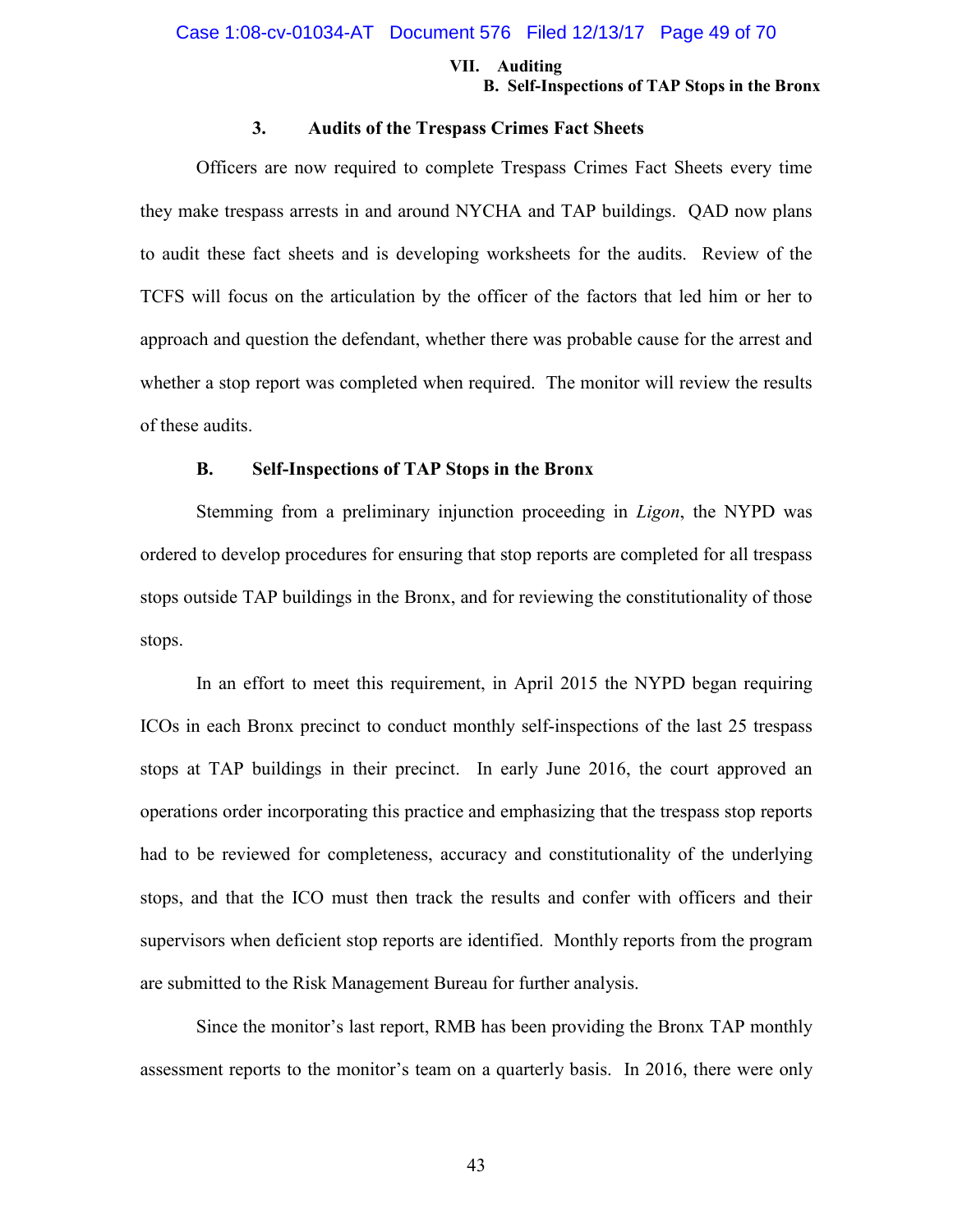### 3. Audits of the Trespass Crimes Fact Sheets

Officers are now required to complete Trespass Crimes Fact Sheets every time they make trespass arrests in and around NYCHA and TAP buildings. QAD now plans to audit these fact sheets and is developing worksheets for the audits. Review of the TCFS will focus on the articulation by the officer of the factors that led him or her to approach and question the defendant, whether there was probable cause for the arrest and whether a stop report was completed when required. The monitor will review the results of these audits.

## B. Self-Inspections of TAP Stops in the Bronx

Stemming from a preliminary injunction proceeding in *Ligon*, the NYPD was ordered to develop procedures for ensuring that stop reports are completed for all trespass stops outside TAP buildings in the Bronx, and for reviewing the constitutionality of those stops.

In an effort to meet this requirement, in April 2015 the NYPD began requiring ICOs in each Bronx precinct to conduct monthly self-inspections of the last 25 trespass stops at TAP buildings in their precinct. In early June 2016, the court approved an operations order incorporating this practice and emphasizing that the trespass stop reports had to be reviewed for completeness, accuracy and constitutionality of the underlying stops, and that the ICO must then track the results and confer with officers and their supervisors when deficient stop reports are identified. Monthly reports from the program are submitted to the Risk Management Bureau for further analysis.

Since the monitor's last report, RMB has been providing the Bronx TAP monthly assessment reports to the monitor's team on a quarterly basis. In 2016, there were only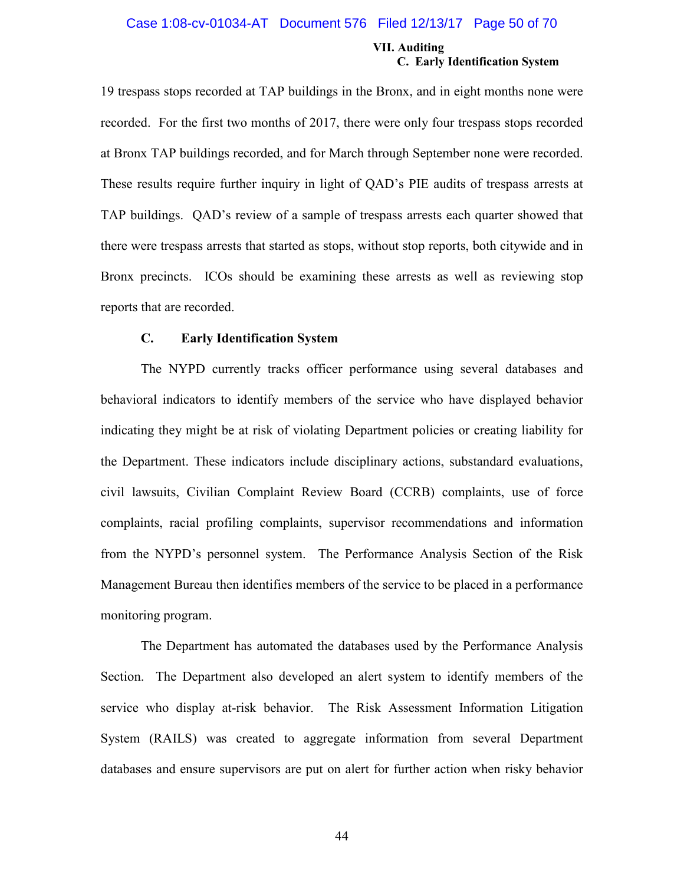19 trespass stops recorded at TAP buildings in the Bronx, and in eight months none were recorded. For the first two months of 2017, there were only four trespass stops recorded at Bronx TAP buildings recorded, and for March through September none were recorded. These results require further inquiry in light of QAD's PIE audits of trespass arrests at TAP buildings. QAD's review of a sample of trespass arrests each quarter showed that there were trespass arrests that started as stops, without stop reports, both citywide and in Bronx precincts. ICOs should be examining these arrests as well as reviewing stop reports that are recorded.

### C. Early Identification System

The NYPD currently tracks officer performance using several databases and behavioral indicators to identify members of the service who have displayed behavior indicating they might be at risk of violating Department policies or creating liability for the Department. These indicators include disciplinary actions, substandard evaluations, civil lawsuits, Civilian Complaint Review Board (CCRB) complaints, use of force complaints, racial profiling complaints, supervisor recommendations and information from the NYPD's personnel system. The Performance Analysis Section of the Risk Management Bureau then identifies members of the service to be placed in a performance monitoring program.

The Department has automated the databases used by the Performance Analysis Section. The Department also developed an alert system to identify members of the service who display at-risk behavior. The Risk Assessment Information Litigation System (RAILS) was created to aggregate information from several Department databases and ensure supervisors are put on alert for further action when risky behavior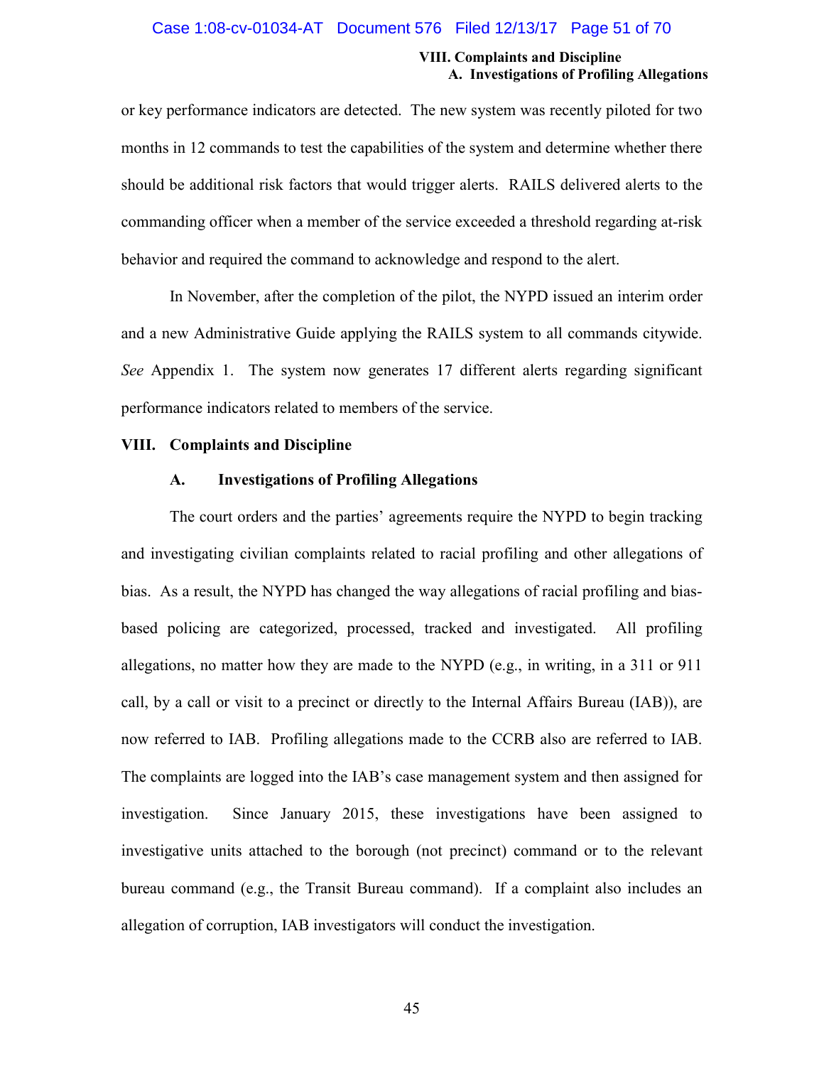or key performance indicators are detected. The new system was recently piloted for two months in 12 commands to test the capabilities of the system and determine whether there should be additional risk factors that would trigger alerts. RAILS delivered alerts to the commanding officer when a member of the service exceeded a threshold regarding at-risk behavior and required the command to acknowledge and respond to the alert.

In November, after the completion of the pilot, the NYPD issued an interim order and a new Administrative Guide applying the RAILS system to all commands citywide. *See* Appendix 1. The system now generates 17 different alerts regarding significant performance indicators related to members of the service.

## VIII. Complaints and Discipline

### A. Investigations of Profiling Allegations

The court orders and the parties' agreements require the NYPD to begin tracking and investigating civilian complaints related to racial profiling and other allegations of bias. As a result, the NYPD has changed the way allegations of racial profiling and bias-based policing are categorized, processed, tracked and investigated. All profiling allegations, no matter how they are made to the NYPD (e.g., in writing, in a 311 or 911 call, by a call or visit to a precinct or directly to the Internal Affairs Bureau (IAB)), are now referred to IAB. Profiling allegations made to the CCRB also are referred to IAB. The complaints are logged into the IAB's case management system and then assigned for investigation. Since January 2015, these investigations have been assigned to investigative units attached to the borough (not precinct) command or to the relevant bureau command (e.g., the Transit Bureau command). If a complaint also includes an allegation of corruption, IAB investigators will conduct the investigation.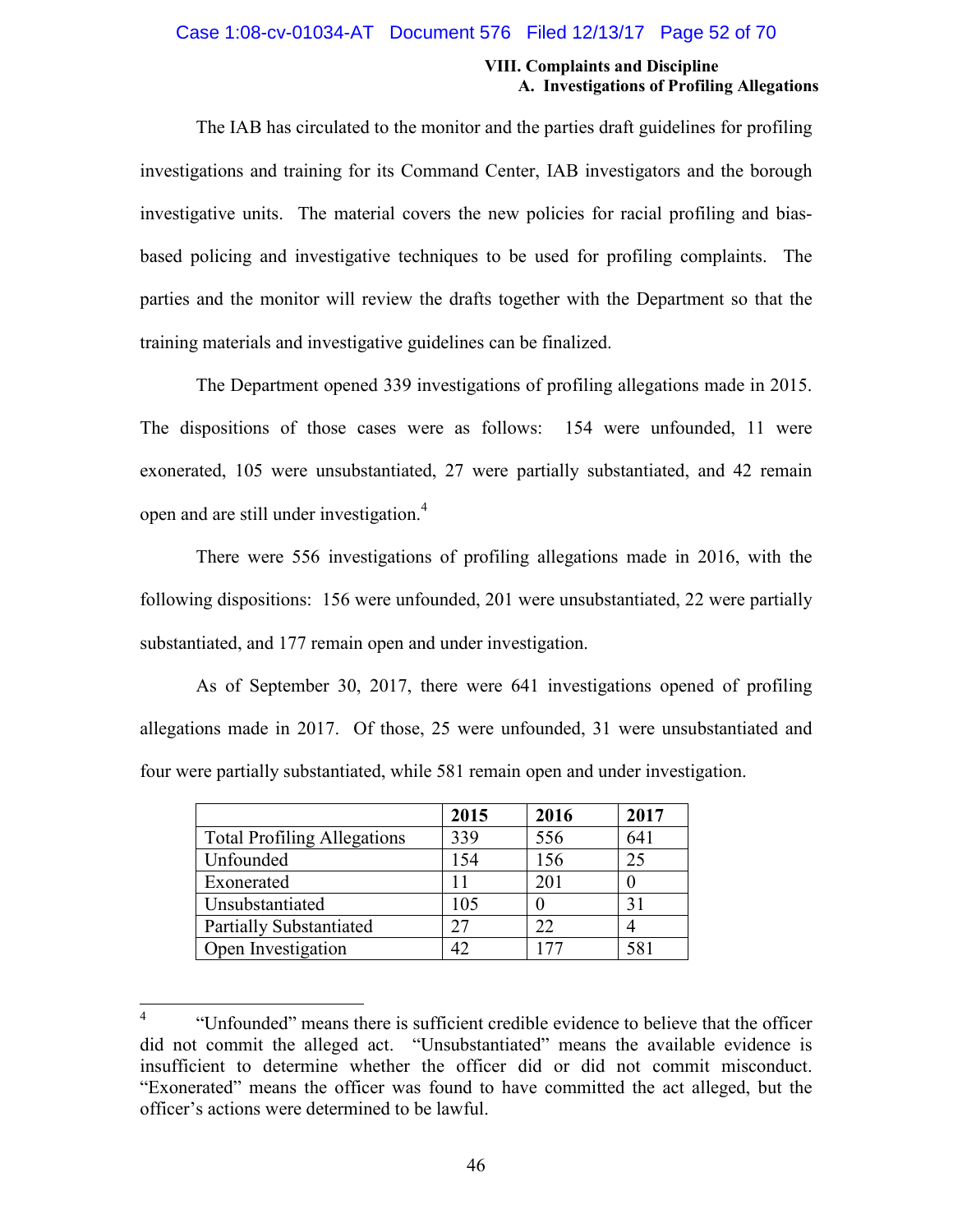**VIII. Complaints and Discipline**
**A. Investigations of Profiling Allegations**

The IAB has circulated to the monitor and the parties draft guidelines for profiling investigations and training for its Command Center, IAB investigators and the borough investigative units. The material covers the new policies for racial profiling and bias-based policing and investigative techniques to be used for profiling complaints. The parties and the monitor will review the drafts together with the Department so that the training materials and investigative guidelines can be finalized.

The Department opened 339 investigations of profiling allegations made in 2015. The dispositions of those cases were as follows: 154 were unfounded, 11 were exonerated, 105 were unsubstantiated, 27 were partially substantiated, and 42 remain open and are still under investigation.[4]

There were 556 investigations of profiling allegations made in 2016, with the following dispositions: 156 were unfounded, 201 were unsubstantiated, 22 were partially substantiated, and 177 remain open and under investigation.

As of September 30, 2017, there were 641 investigations opened of profiling allegations made in 2017. Of those, 25 were unfounded, 31 were unsubstantiated and four were partially substantiated, while 581 remain open and under investigation.

| | 2015 | 2016 | 2017 |
|---|---|---|---|
| Total Profiling Allegations | 339 | 556 | 641 |
| Unfounded | 154 | 156 | 25 |
| Exonerated | 11 | 201 | 0 |
| Unsubstantiated | 105 | 0 | 31 |
| Partially Substantiated | 27 | 22 | 4 |
| Open Investigation | 42 | 177 | 581 |

[4] "Unfounded" means there is sufficient credible evidence to believe that the officer did not commit the alleged act. "Unsubstantiated" means the available evidence is insufficient to determine whether the officer did or did not commit misconduct. "Exonerated" means the officer was found to have committed the act alleged, but the officer's actions were determined to be lawful.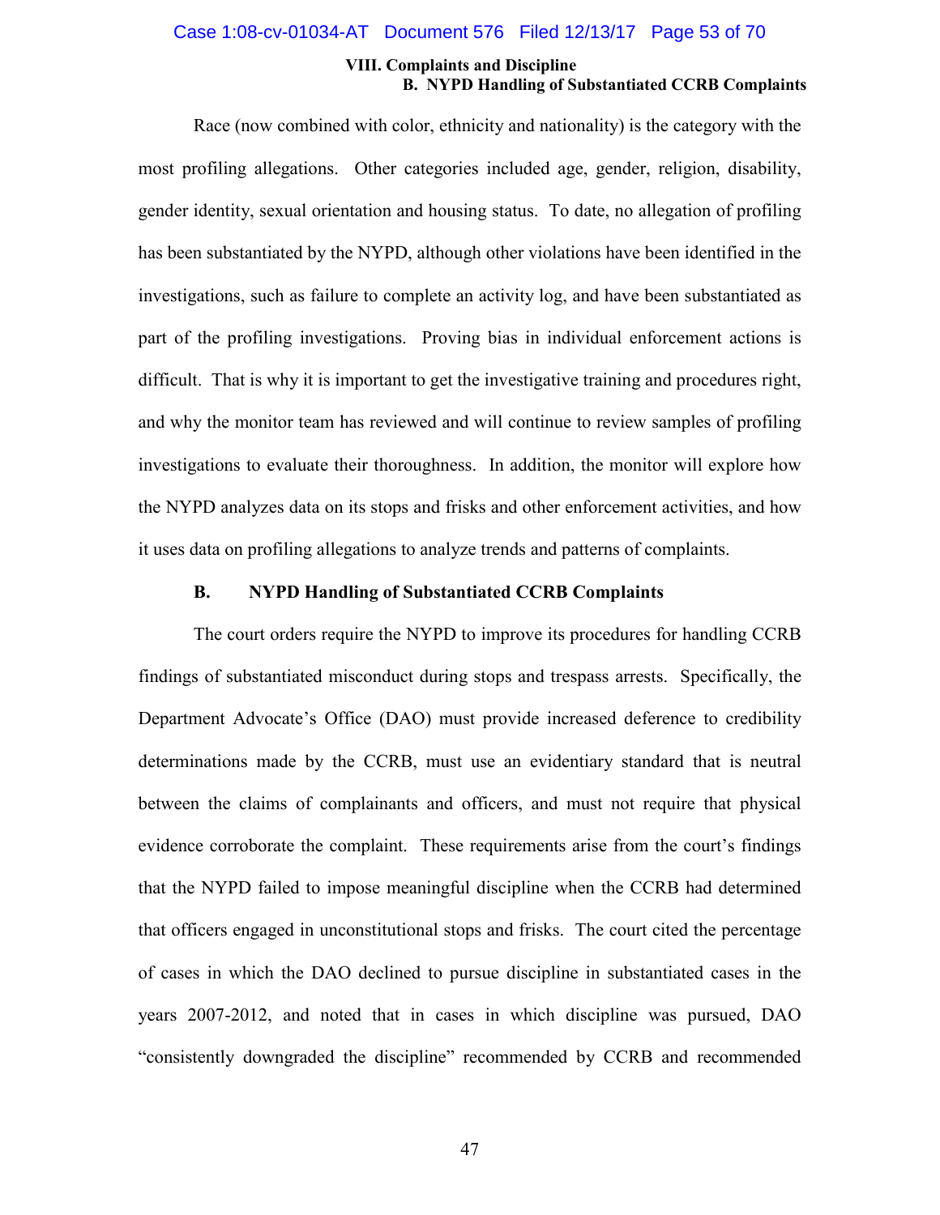Race (now combined with color, ethnicity and nationality) is the category with the most profiling allegations. Other categories included age, gender, religion, disability, gender identity, sexual orientation and housing status. To date, no allegation of profiling has been substantiated by the NYPD, although other violations have been identified in the investigations, such as failure to complete an activity log, and have been substantiated as part of the profiling investigations. Proving bias in individual enforcement actions is difficult. That is why it is important to get the investigative training and procedures right, and why the monitor team has reviewed and will continue to review samples of profiling investigations to evaluate their thoroughness. In addition, the monitor will explore how the NYPD analyzes data on its stops and frisks and other enforcement activities, and how it uses data on profiling allegations to analyze trends and patterns of complaints.

## B. NYPD Handling of Substantiated CCRB Complaints

The court orders require the NYPD to improve its procedures for handling CCRB findings of substantiated misconduct during stops and trespass arrests. Specifically, the Department Advocate's Office (DAO) must provide increased deference to credibility determinations made by the CCRB, must use an evidentiary standard that is neutral between the claims of complainants and officers, and must not require that physical evidence corroborate the complaint. These requirements arise from the court's findings that the NYPD failed to impose meaningful discipline when the CCRB had determined that officers engaged in unconstitutional stops and frisks. The court cited the percentage of cases in which the DAO declined to pursue discipline in substantiated cases in the years 2007-2012, and noted that in cases in which discipline was pursued, DAO "consistently downgraded the discipline" recommended by CCRB and recommended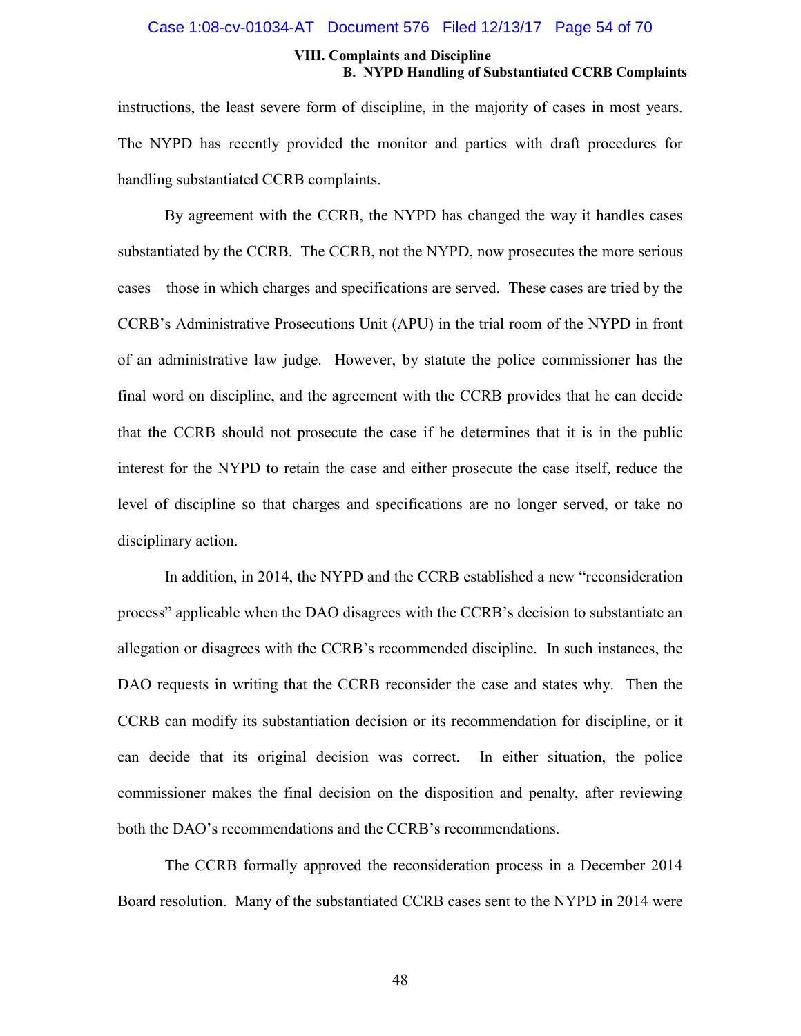instructions, the least severe form of discipline, in the majority of cases in most years. The NYPD has recently provided the monitor and parties with draft procedures for handling substantiated CCRB complaints.

By agreement with the CCRB, the NYPD has changed the way it handles cases substantiated by the CCRB. The CCRB, not the NYPD, now prosecutes the more serious cases—those in which charges and specifications are served. These cases are tried by the CCRB's Administrative Prosecutions Unit (APU) in the trial room of the NYPD in front of an administrative law judge. However, by statute the police commissioner has the final word on discipline, and the agreement with the CCRB provides that he can decide that the CCRB should not prosecute the case if he determines that it is in the public interest for the NYPD to retain the case and either prosecute the case itself, reduce the level of discipline so that charges and specifications are no longer served, or take no disciplinary action.

In addition, in 2014, the NYPD and the CCRB established a new "reconsideration process" applicable when the DAO disagrees with the CCRB's decision to substantiate an allegation or disagrees with the CCRB's recommended discipline. In such instances, the DAO requests in writing that the CCRB reconsider the case and states why. Then the CCRB can modify its substantiation decision or its recommendation for discipline, or it can decide that its original decision was correct. In either situation, the police commissioner makes the final decision on the disposition and penalty, after reviewing both the DAO's recommendations and the CCRB's recommendations.

The CCRB formally approved the reconsideration process in a December 2014 Board resolution. Many of the substantiated CCRB cases sent to the NYPD in 2014 were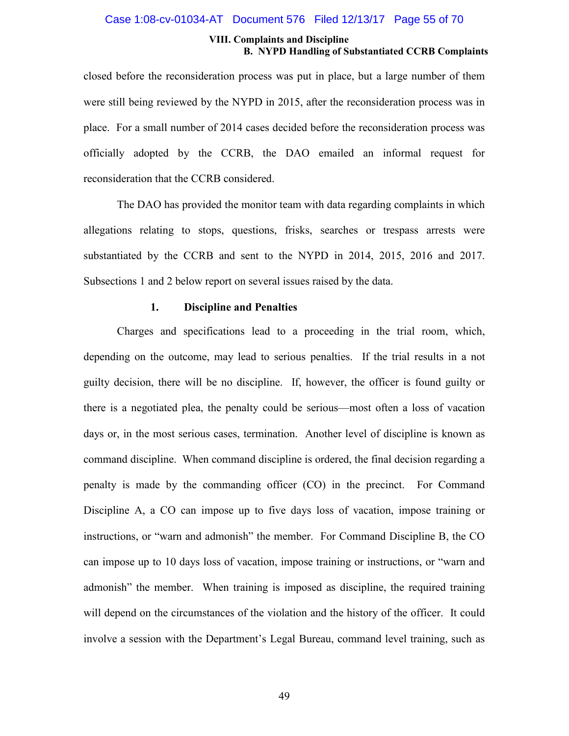closed before the reconsideration process was put in place, but a large number of them were still being reviewed by the NYPD in 2015, after the reconsideration process was in place. For a small number of 2014 cases decided before the reconsideration process was officially adopted by the CCRB, the DAO emailed an informal request for reconsideration that the CCRB considered.

The DAO has provided the monitor team with data regarding complaints in which allegations relating to stops, questions, frisks, searches or trespass arrests were substantiated by the CCRB and sent to the NYPD in 2014, 2015, 2016 and 2017. Subsections 1 and 2 below report on several issues raised by the data.

### 1. Discipline and Penalties

Charges and specifications lead to a proceeding in the trial room, which, depending on the outcome, may lead to serious penalties. If the trial results in a not guilty decision, there will be no discipline. If, however, the officer is found guilty or there is a negotiated plea, the penalty could be serious—most often a loss of vacation days or, in the most serious cases, termination. Another level of discipline is known as command discipline. When command discipline is ordered, the final decision regarding a penalty is made by the commanding officer (CO) in the precinct. For Command Discipline A, a CO can impose up to five days loss of vacation, impose training or instructions, or "warn and admonish" the member. For Command Discipline B, the CO can impose up to 10 days loss of vacation, impose training or instructions, or "warn and admonish" the member. When training is imposed as discipline, the required training will depend on the circumstances of the violation and the history of the officer. It could involve a session with the Department's Legal Bureau, command level training, such as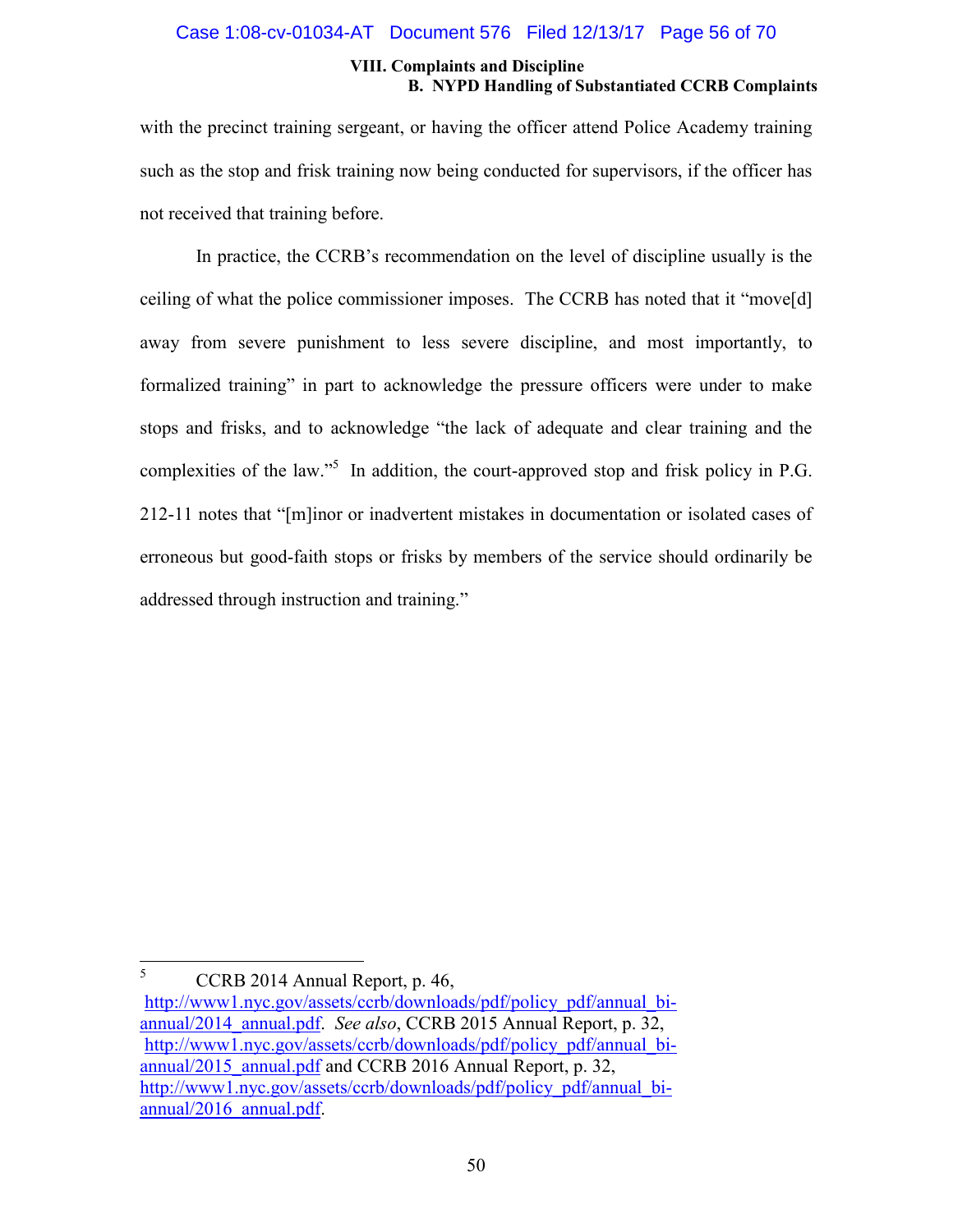with the precinct training sergeant, or having the officer attend Police Academy training such as the stop and frisk training now being conducted for supervisors, if the officer has not received that training before.

In practice, the CCRB's recommendation on the level of discipline usually is the ceiling of what the police commissioner imposes. The CCRB has noted that it "move[d] away from severe punishment to less severe discipline, and most importantly, to formalized training" in part to acknowledge the pressure officers were under to make stops and frisks, and to acknowledge "the lack of adequate and clear training and the complexities of the law."[5] In addition, the court-approved stop and frisk policy in P.G. 212-11 notes that "[m]inor or inadvertent mistakes in documentation or isolated cases of erroneous but good-faith stops or frisks by members of the service should ordinarily be addressed through instruction and training."

---

[5] CCRB 2014 Annual Report, p. 46, http://www1.nyc.gov/assets/ccrb/downloads/pdf/policy_pdf/annual_bi-annual/2014_annual.pdf. *See also*, CCRB 2015 Annual Report, p. 32, http://www1.nyc.gov/assets/ccrb/downloads/pdf/policy_pdf/annual_bi-annual/2015_annual.pdf and CCRB 2016 Annual Report, p. 32, http://www1.nyc.gov/assets/ccrb/downloads/pdf/policy_pdf/annual_bi-annual/2016_annual.pdf.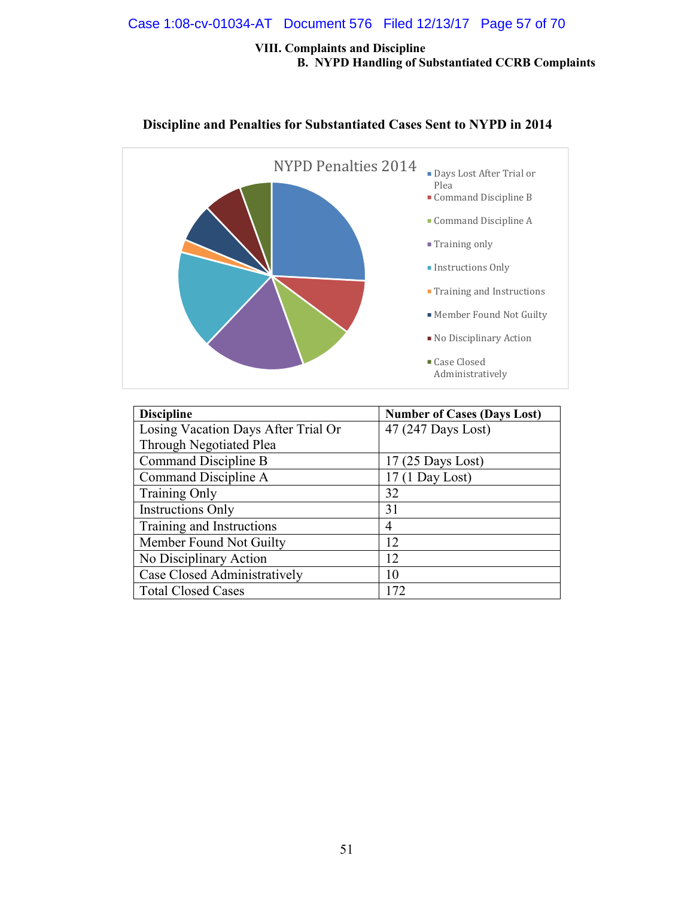VIII. Complaints and Discipline

B. NYPD Handling of Substantiated CCRB Complaints

**Discipline and Penalties for Substantiated Cases Sent to NYPD in 2014**

NYPD Penalties 2014

- Days Lost After Trial or Plea
- Command Discipline B
- Command Discipline A
- Training only
- Instructions Only
- Training and Instructions
- Member Found Not Guilty
- No Disciplinary Action
- Case Closed Administratively

| Discipline | Number of Cases (Days Lost) |
|---|---|
| Losing Vacation Days After Trial Or Through Negotiated Plea | 47 (247 Days Lost) |
| Command Discipline B | 17 (25 Days Lost) |
| Command Discipline A | 17 (1 Day Lost) |
| Training Only | 32 |
| Instructions Only | 31 |
| Training and Instructions | 4 |
| Member Found Not Guilty | 12 |
| No Disciplinary Action | 12 |
| Case Closed Administratively | 10 |
| Total Closed Cases | 172 |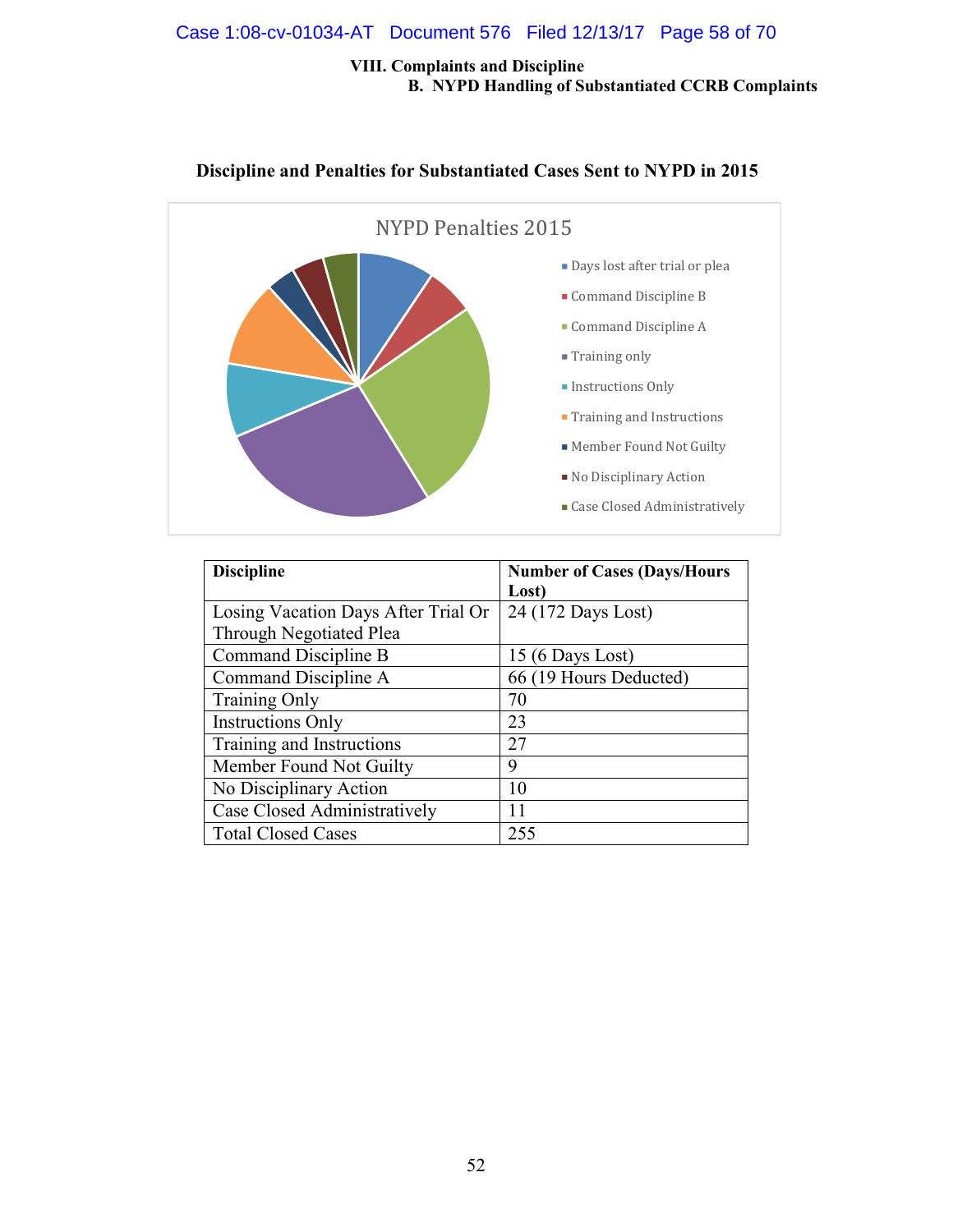### VIII. Complaints and Discipline

#### B. NYPD Handling of Substantiated CCRB Complaints

**Discipline and Penalties for Substantiated Cases Sent to NYPD in 2015**

NYPD Penalties 2015

- Days lost after trial or plea
- Command Discipline B
- Command Discipline A
- Training only
- Instructions Only
- Training and Instructions
- Member Found Not Guilty
- No Disciplinary Action
- Case Closed Administratively

| Discipline | Number of Cases (Days/Hours Lost) |
|---|---|
| Losing Vacation Days After Trial Or Through Negotiated Plea | 24 (172 Days Lost) |
| Command Discipline B | 15 (6 Days Lost) |
| Command Discipline A | 66 (19 Hours Deducted) |
| Training Only | 70 |
| Instructions Only | 23 |
| Training and Instructions | 27 |
| Member Found Not Guilty | 9 |
| No Disciplinary Action | 10 |
| Case Closed Administratively | 11 |
| Total Closed Cases | 255 |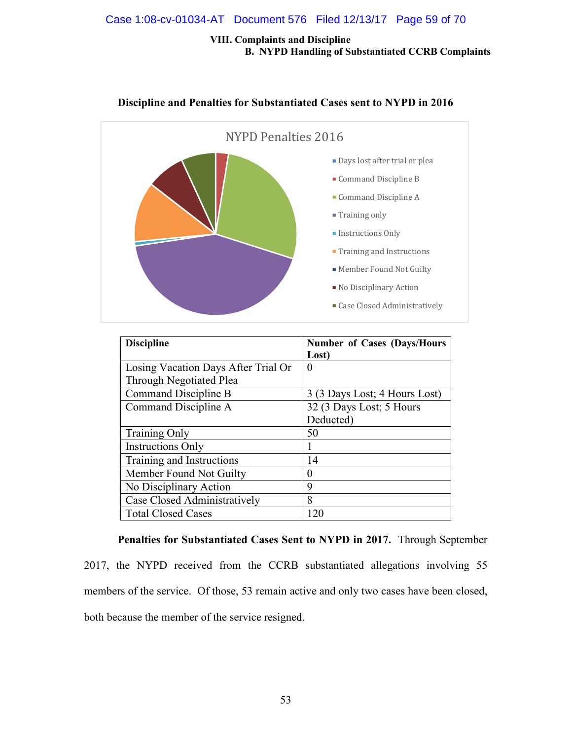**VIII. Complaints and Discipline**

**B. NYPD Handling of Substantiated CCRB Complaints**

**Discipline and Penalties for Substantiated Cases sent to NYPD in 2016**

NYPD Penalties 2016

- Days lost after trial or plea
- Command Discipline B
- Command Discipline A
- Training only
- Instructions Only
- Training and Instructions
- Member Found Not Guilty
- No Disciplinary Action
- Case Closed Administratively

| **Discipline** | **Number of Cases (Days/Hours Lost)** |
|---|---|
| Losing Vacation Days After Trial Or Through Negotiated Plea | 0 |
| Command Discipline B | 3 (3 Days Lost; 4 Hours Lost) |
| Command Discipline A | 32 (3 Days Lost; 5 Hours Deducted) |
| Training Only | 50 |
| Instructions Only | 1 |
| Training and Instructions | 14 |
| Member Found Not Guilty | 0 |
| No Disciplinary Action | 9 |
| Case Closed Administratively | 8 |
| Total Closed Cases | 120 |

**Penalties for Substantiated Cases Sent to NYPD in 2017.** Through September 2017, the NYPD received from the CCRB substantiated allegations involving 55 members of the service. Of those, 53 remain active and only two cases have been closed, both because the member of the service resigned.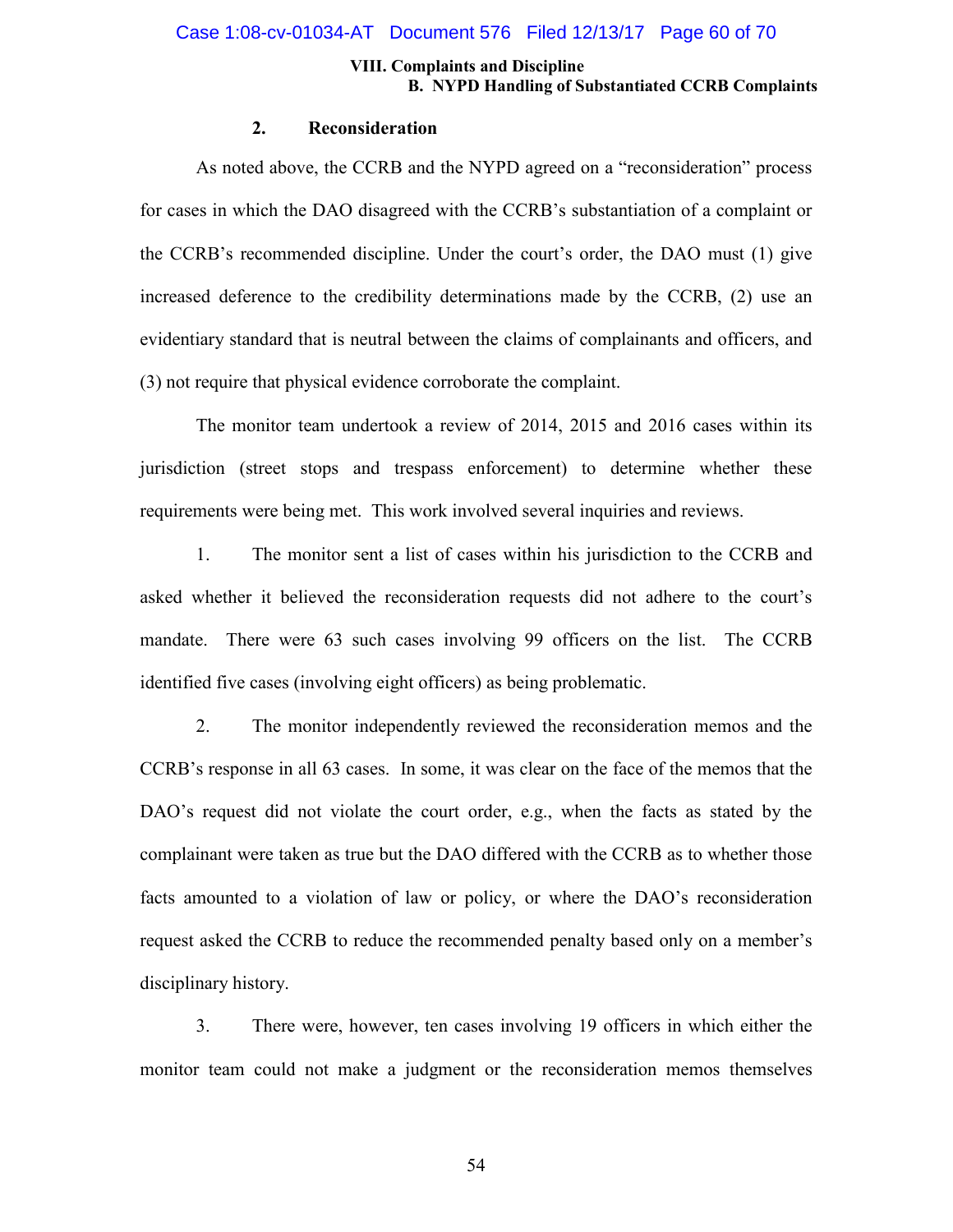### 2. Reconsideration

As noted above, the CCRB and the NYPD agreed on a "reconsideration" process for cases in which the DAO disagreed with the CCRB's substantiation of a complaint or the CCRB's recommended discipline. Under the court's order, the DAO must (1) give increased deference to the credibility determinations made by the CCRB, (2) use an evidentiary standard that is neutral between the claims of complainants and officers, and (3) not require that physical evidence corroborate the complaint.

The monitor team undertook a review of 2014, 2015 and 2016 cases within its jurisdiction (street stops and trespass enforcement) to determine whether these requirements were being met. This work involved several inquiries and reviews.

1. The monitor sent a list of cases within his jurisdiction to the CCRB and asked whether it believed the reconsideration requests did not adhere to the court's mandate. There were 63 such cases involving 99 officers on the list. The CCRB identified five cases (involving eight officers) as being problematic.

2. The monitor independently reviewed the reconsideration memos and the CCRB's response in all 63 cases. In some, it was clear on the face of the memos that the DAO's request did not violate the court order, e.g., when the facts as stated by the complainant were taken as true but the DAO differed with the CCRB as to whether those facts amounted to a violation of law or policy, or where the DAO's reconsideration request asked the CCRB to reduce the recommended penalty based only on a member's disciplinary history.

3. There were, however, ten cases involving 19 officers in which either the monitor team could not make a judgment or the reconsideration memos themselves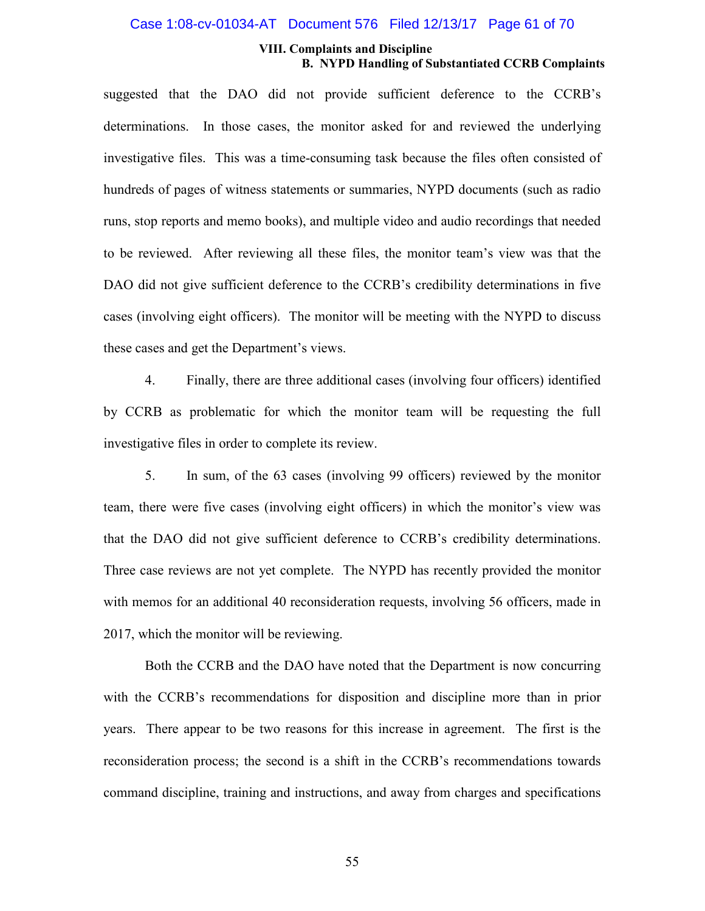suggested that the DAO did not provide sufficient deference to the CCRB's determinations. In those cases, the monitor asked for and reviewed the underlying investigative files. This was a time-consuming task because the files often consisted of hundreds of pages of witness statements or summaries, NYPD documents (such as radio runs, stop reports and memo books), and multiple video and audio recordings that needed to be reviewed. After reviewing all these files, the monitor team's view was that the DAO did not give sufficient deference to the CCRB's credibility determinations in five cases (involving eight officers). The monitor will be meeting with the NYPD to discuss these cases and get the Department's views.

4. Finally, there are three additional cases (involving four officers) identified by CCRB as problematic for which the monitor team will be requesting the full investigative files in order to complete its review.

5. In sum, of the 63 cases (involving 99 officers) reviewed by the monitor team, there were five cases (involving eight officers) in which the monitor's view was that the DAO did not give sufficient deference to CCRB's credibility determinations. Three case reviews are not yet complete. The NYPD has recently provided the monitor with memos for an additional 40 reconsideration requests, involving 56 officers, made in 2017, which the monitor will be reviewing.

Both the CCRB and the DAO have noted that the Department is now concurring with the CCRB's recommendations for disposition and discipline more than in prior years. There appear to be two reasons for this increase in agreement. The first is the reconsideration process; the second is a shift in the CCRB's recommendations towards command discipline, training and instructions, and away from charges and specifications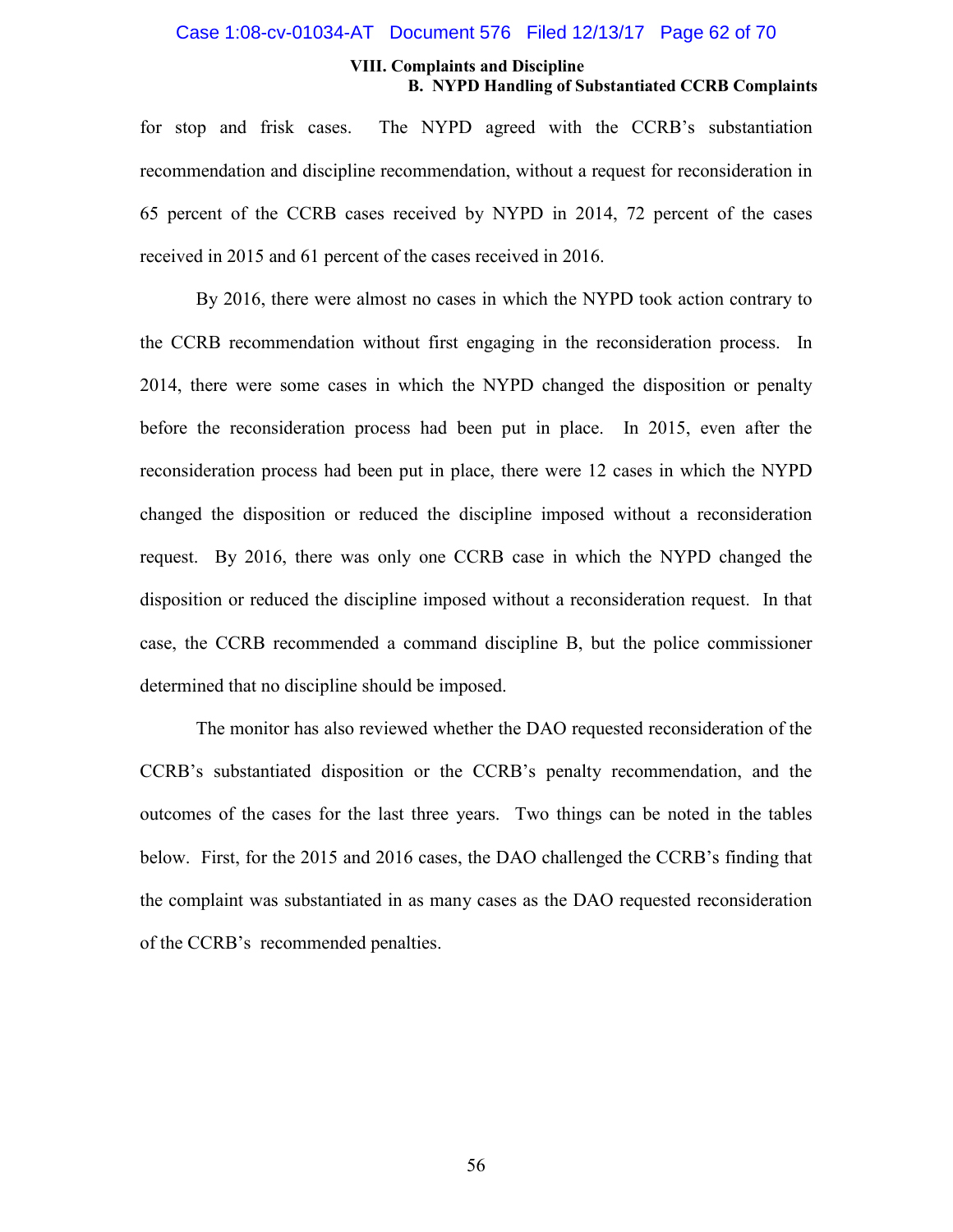for stop and frisk cases. The NYPD agreed with the CCRB's substantiation recommendation and discipline recommendation, without a request for reconsideration in 65 percent of the CCRB cases received by NYPD in 2014, 72 percent of the cases received in 2015 and 61 percent of the cases received in 2016.

By 2016, there were almost no cases in which the NYPD took action contrary to the CCRB recommendation without first engaging in the reconsideration process. In 2014, there were some cases in which the NYPD changed the disposition or penalty before the reconsideration process had been put in place. In 2015, even after the reconsideration process had been put in place, there were 12 cases in which the NYPD changed the disposition or reduced the discipline imposed without a reconsideration request. By 2016, there was only one CCRB case in which the NYPD changed the disposition or reduced the discipline imposed without a reconsideration request. In that case, the CCRB recommended a command discipline B, but the police commissioner determined that no discipline should be imposed.

The monitor has also reviewed whether the DAO requested reconsideration of the CCRB's substantiated disposition or the CCRB's penalty recommendation, and the outcomes of the cases for the last three years. Two things can be noted in the tables below. First, for the 2015 and 2016 cases, the DAO challenged the CCRB's finding that the complaint was substantiated in as many cases as the DAO requested reconsideration of the CCRB's recommended penalties.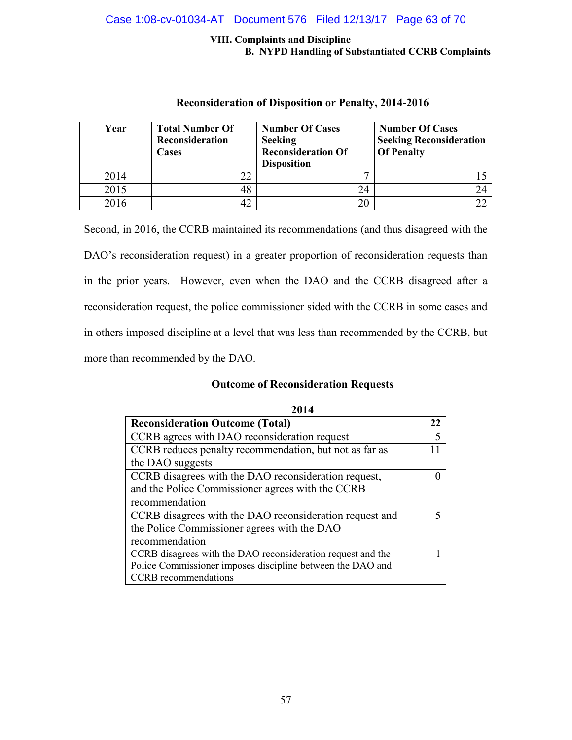**Reconsideration of Disposition or Penalty, 2014-2016**

| Year | Total Number Of Reconsideration Cases | Number Of Cases Seeking Reconsideration Of Disposition | Number Of Cases Seeking Reconsideration Of Penalty |
|---|---|---|---|
| 2014 | 22 | 7 | 15 |
| 2015 | 48 | 24 | 24 |
| 2016 | 42 | 20 | 22 |

Second, in 2016, the CCRB maintained its recommendations (and thus disagreed with the DAO's reconsideration request) in a greater proportion of reconsideration requests than in the prior years. However, even when the DAO and the CCRB disagreed after a reconsideration request, the police commissioner sided with the CCRB in some cases and in others imposed discipline at a level that was less than recommended by the CCRB, but more than recommended by the DAO.

**Outcome of Reconsideration Requests**

**2014**

| Reconsideration Outcome (Total) | 22 |
|---|---|
| CCRB agrees with DAO reconsideration request | 5 |
| CCRB reduces penalty recommendation, but not as far as the DAO suggests | 11 |
| CCRB disagrees with the DAO reconsideration request, and the Police Commissioner agrees with the CCRB recommendation | 0 |
| CCRB disagrees with the DAO reconsideration request and the Police Commissioner agrees with the DAO recommendation | 5 |
| CCRB disagrees with the DAO reconsideration request and the Police Commissioner imposes discipline between the DAO and CCRB recommendations | 1 |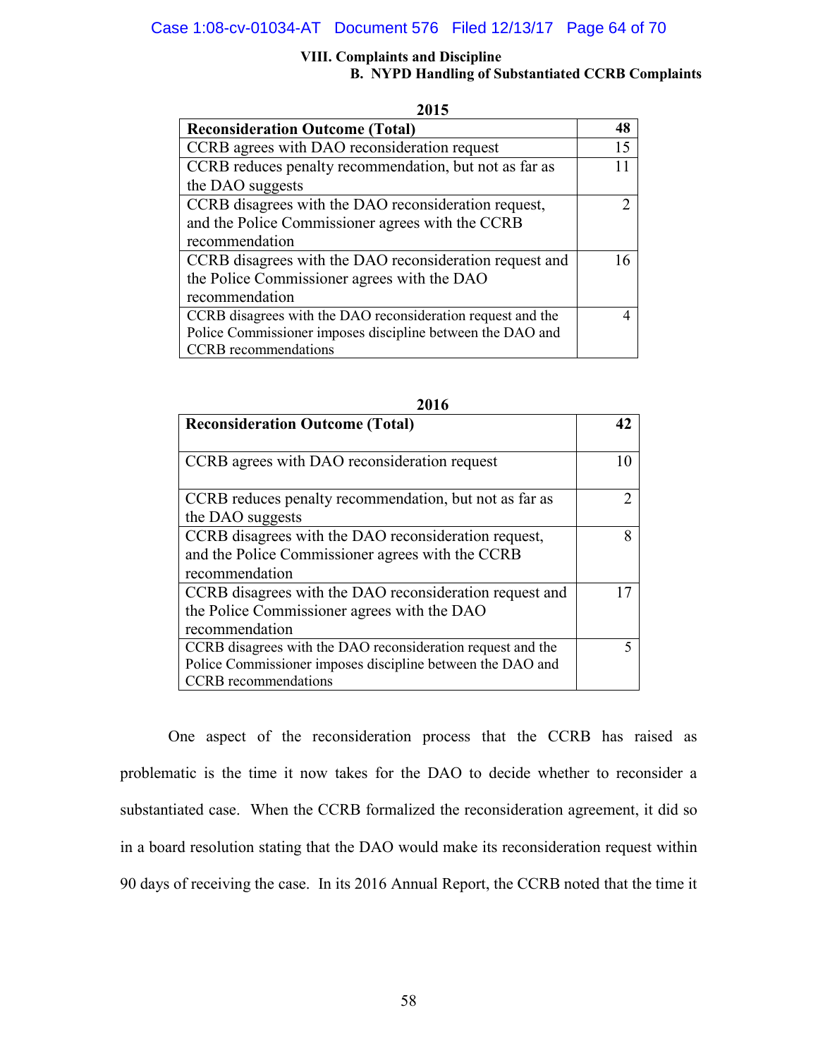**VIII. Complaints and Discipline**

**B. NYPD Handling of Substantiated CCRB Complaints**

**2015**

| **Reconsideration Outcome (Total)** | **48** |
|---|---|
| CCRB agrees with DAO reconsideration request | 15 |
| CCRB reduces penalty recommendation, but not as far as the DAO suggests | 11 |
| CCRB disagrees with the DAO reconsideration request, and the Police Commissioner agrees with the CCRB recommendation | 2 |
| CCRB disagrees with the DAO reconsideration request and the Police Commissioner agrees with the DAO recommendation | 16 |
| CCRB disagrees with the DAO reconsideration request and the Police Commissioner imposes discipline between the DAO and CCRB recommendations | 4 |

**2016**

| **Reconsideration Outcome (Total)** | **42** |
|---|---|
| CCRB agrees with DAO reconsideration request | 10 |
| CCRB reduces penalty recommendation, but not as far as the DAO suggests | 2 |
| CCRB disagrees with the DAO reconsideration request, and the Police Commissioner agrees with the CCRB recommendation | 8 |
| CCRB disagrees with the DAO reconsideration request and the Police Commissioner agrees with the DAO recommendation | 17 |
| CCRB disagrees with the DAO reconsideration request and the Police Commissioner imposes discipline between the DAO and CCRB recommendations | 5 |

One aspect of the reconsideration process that the CCRB has raised as problematic is the time it now takes for the DAO to decide whether to reconsider a substantiated case. When the CCRB formalized the reconsideration agreement, it did so in a board resolution stating that the DAO would make its reconsideration request within 90 days of receiving the case. In its 2016 Annual Report, the CCRB noted that the time it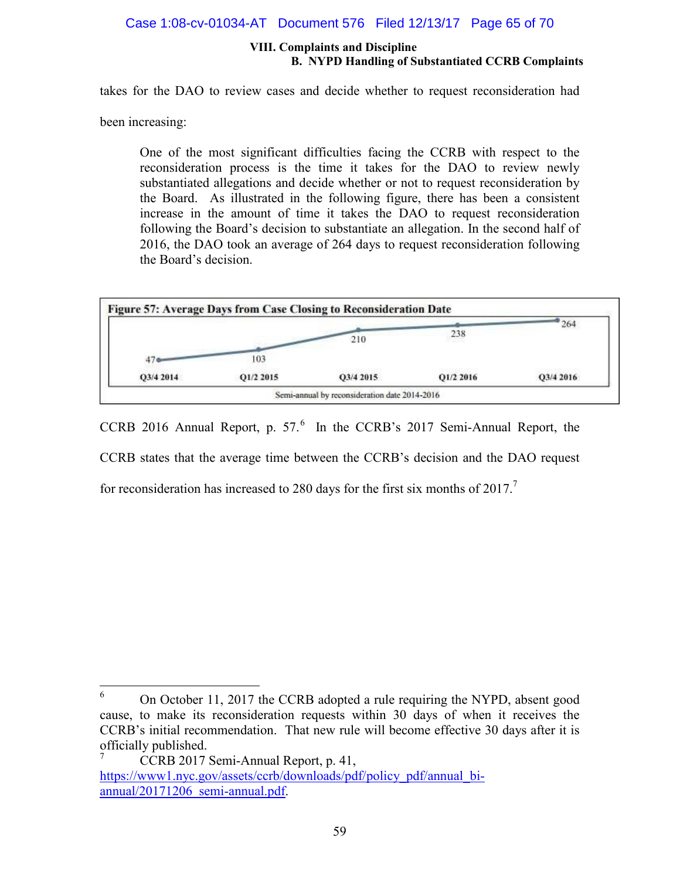takes for the DAO to review cases and decide whether to request reconsideration had been increasing:

> One of the most significant difficulties facing the CCRB with respect to the reconsideration process is the time it takes for the DAO to review newly substantiated allegations and decide whether or not to request reconsideration by the Board. As illustrated in the following figure, there has been a consistent increase in the amount of time it takes the DAO to request reconsideration following the Board's decision to substantiate an allegation. In the second half of 2016, the DAO took an average of 264 days to request reconsideration following the Board's decision.

**Figure 57: Average Days from Case Closing to Reconsideration Date**

| Q3/4 2014 | Q1/2 2015 | Q3/4 2015 | Q1/2 2016 | Q3/4 2016 |
|---|---|---|---|---|
| 47 | 103 | 210 | 238 | 264 |

Semi-annual by reconsideration date 2014-2016

CCRB 2016 Annual Report, p. 57.[6] In the CCRB's 2017 Semi-Annual Report, the CCRB states that the average time between the CCRB's decision and the DAO request for reconsideration has increased to 280 days for the first six months of 2017.[7]

---

[6] On October 11, 2017 the CCRB adopted a rule requiring the NYPD, absent good cause, to make its reconsideration requests within 30 days of when it receives the CCRB's initial recommendation. That new rule will become effective 30 days after it is officially published.

[7] CCRB 2017 Semi-Annual Report, p. 41, https://www1.nyc.gov/assets/ccrb/downloads/pdf/policy_pdf/annual_bi-annual/20171206_semi-annual.pdf.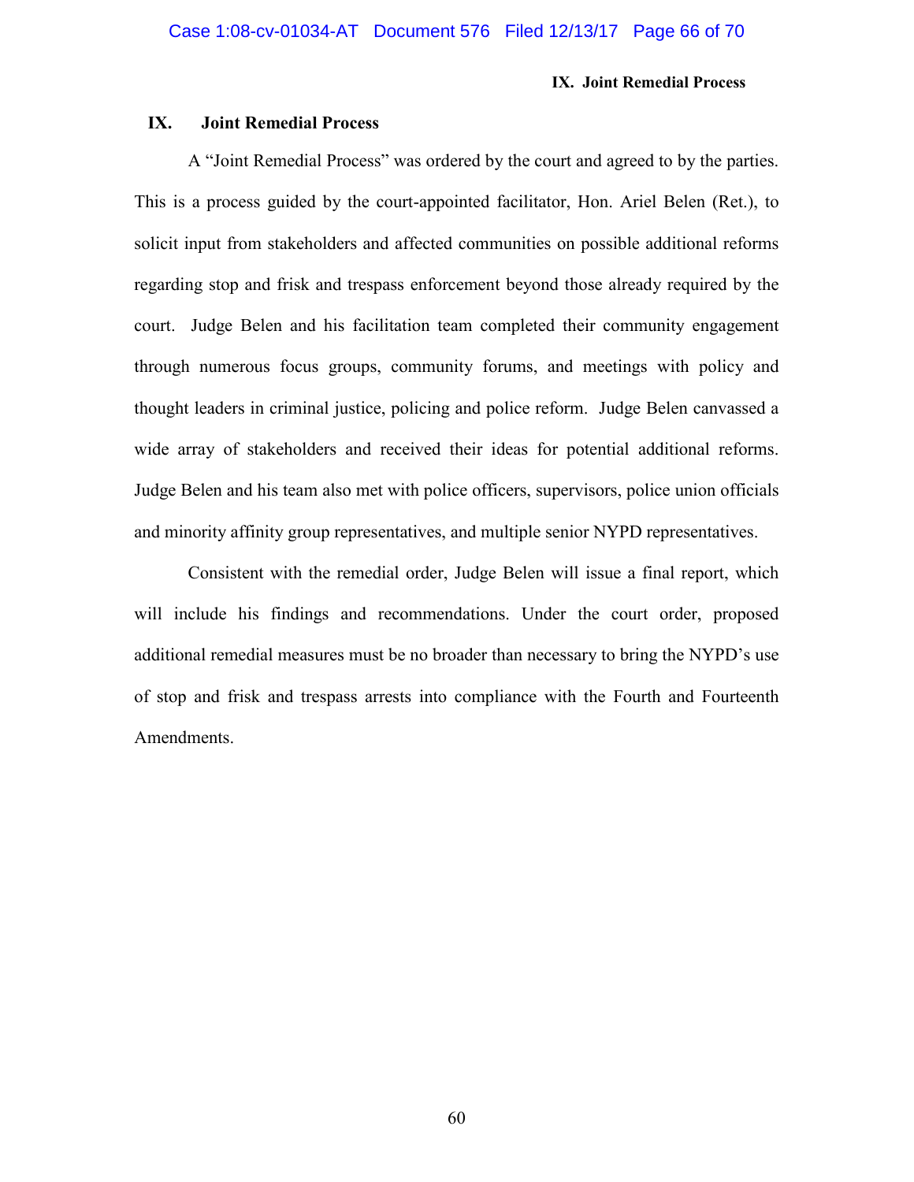## IX. Joint Remedial Process

A "Joint Remedial Process" was ordered by the court and agreed to by the parties. This is a process guided by the court-appointed facilitator, Hon. Ariel Belen (Ret.), to solicit input from stakeholders and affected communities on possible additional reforms regarding stop and frisk and trespass enforcement beyond those already required by the court. Judge Belen and his facilitation team completed their community engagement through numerous focus groups, community forums, and meetings with policy and thought leaders in criminal justice, policing and police reform. Judge Belen canvassed a wide array of stakeholders and received their ideas for potential additional reforms. Judge Belen and his team also met with police officers, supervisors, police union officials and minority affinity group representatives, and multiple senior NYPD representatives.

Consistent with the remedial order, Judge Belen will issue a final report, which will include his findings and recommendations. Under the court order, proposed additional remedial measures must be no broader than necessary to bring the NYPD's use of stop and frisk and trespass arrests into compliance with the Fourth and Fourteenth Amendments.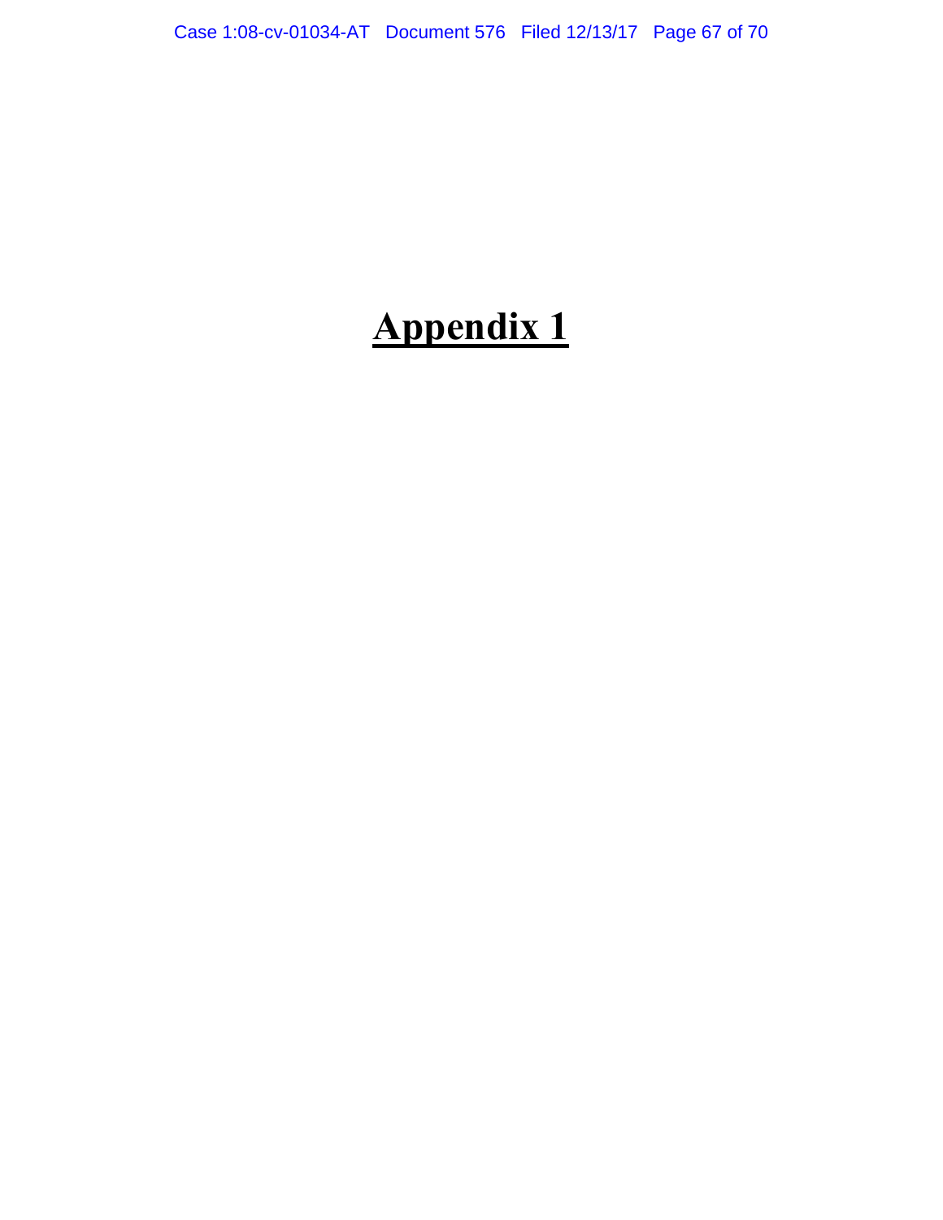# Appendix 1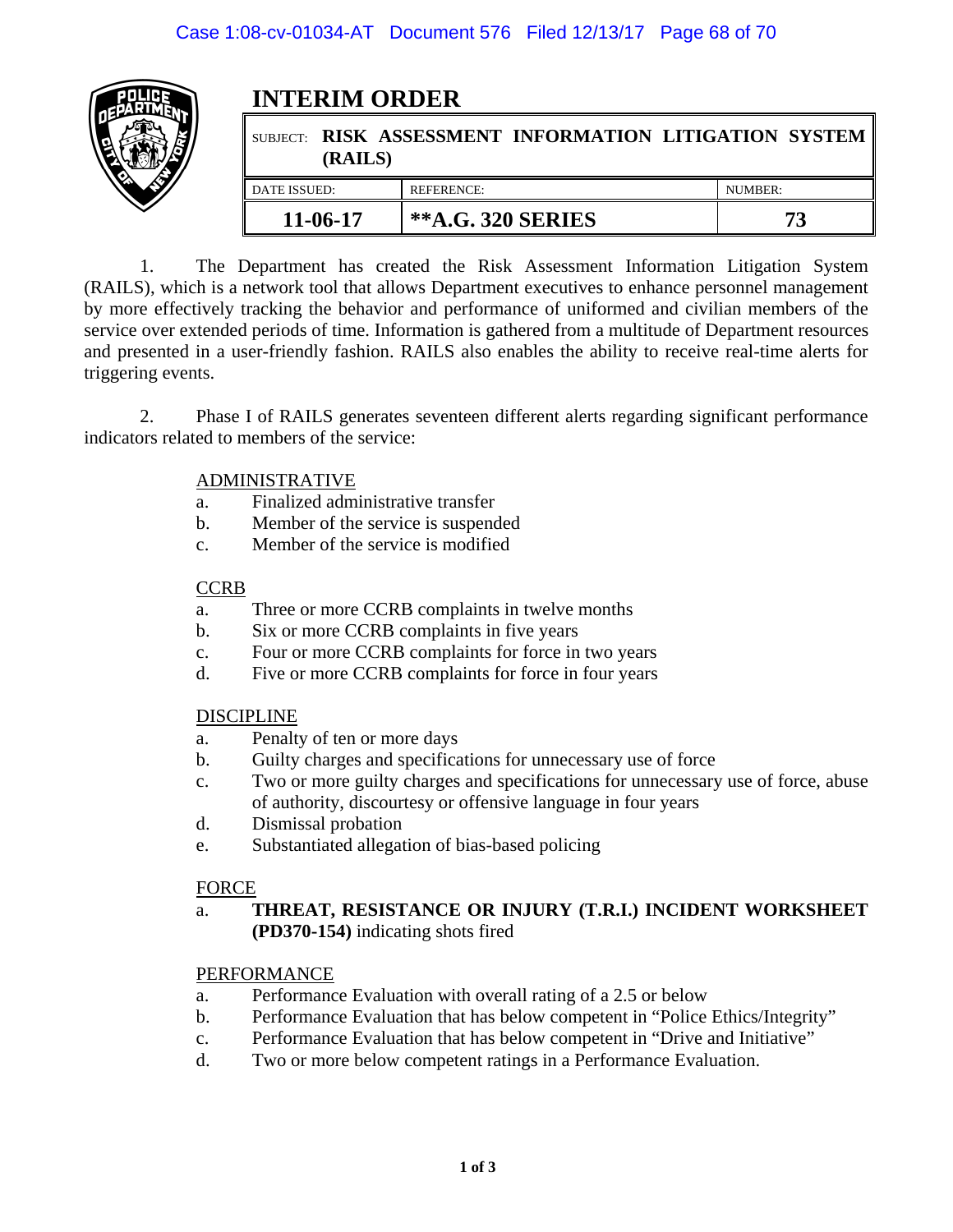# INTERIM ORDER

| SUBJECT: **RISK ASSESSMENT INFORMATION LITIGATION SYSTEM (RAILS)** | | |
|---|---|---|
| DATE ISSUED: | REFERENCE: | NUMBER: |
| **11-06-17** | **\*\*A.G. 320 SERIES** | **73** |

1. The Department has created the Risk Assessment Information Litigation System (RAILS), which is a network tool that allows Department executives to enhance personnel management by more effectively tracking the behavior and performance of uniformed and civilian members of the service over extended periods of time. Information is gathered from a multitude of Department resources and presented in a user-friendly fashion. RAILS also enables the ability to receive real-time alerts for triggering events.

2. Phase I of RAILS generates seventeen different alerts regarding significant performance indicators related to members of the service:

<u>ADMINISTRATIVE</u>

a. Finalized administrative transfer
b. Member of the service is suspended
c. Member of the service is modified

<u>CCRB</u>

a. Three or more CCRB complaints in twelve months
b. Six or more CCRB complaints in five years
c. Four or more CCRB complaints for force in two years
d. Five or more CCRB complaints for force in four years

<u>DISCIPLINE</u>

a. Penalty of ten or more days
b. Guilty charges and specifications for unnecessary use of force
c. Two or more guilty charges and specifications for unnecessary use of force, abuse of authority, discourtesy or offensive language in four years
d. Dismissal probation
e. Substantiated allegation of bias-based policing

<u>FORCE</u>

a. **THREAT, RESISTANCE OR INJURY (T.R.I.) INCIDENT WORKSHEET (PD370-154)** indicating shots fired

<u>PERFORMANCE</u>

a. Performance Evaluation with overall rating of a 2.5 or below
b. Performance Evaluation that has below competent in "Police Ethics/Integrity"
c. Performance Evaluation that has below competent in "Drive and Initiative"
d. Two or more below competent ratings in a Performance Evaluation.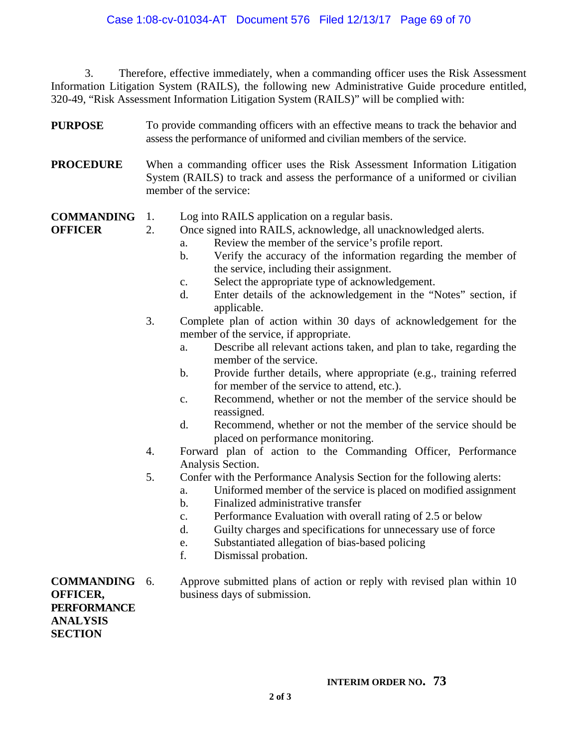3. Therefore, effective immediately, when a commanding officer uses the Risk Assessment Information Litigation System (RAILS), the following new Administrative Guide procedure entitled, 320-49, "Risk Assessment Information Litigation System (RAILS)" will be complied with:

**PURPOSE**

To provide commanding officers with an effective means to track the behavior and assess the performance of uniformed and civilian members of the service.

**PROCEDURE**

When a commanding officer uses the Risk Assessment Information Litigation System (RAILS) to track and assess the performance of a uniformed or civilian member of the service:

**COMMANDING OFFICER**

1. Log into RAILS application on a regular basis.
2. Once signed into RAILS, acknowledge, all unacknowledged alerts.
   a. Review the member of the service's profile report.
   b. Verify the accuracy of the information regarding the member of the service, including their assignment.
   c. Select the appropriate type of acknowledgement.
   d. Enter details of the acknowledgement in the "Notes" section, if applicable.
3. Complete plan of action within 30 days of acknowledgement for the member of the service, if appropriate.
   a. Describe all relevant actions taken, and plan to take, regarding the member of the service.
   b. Provide further details, where appropriate (e.g., training referred for member of the service to attend, etc.).
   c. Recommend, whether or not the member of the service should be reassigned.
   d. Recommend, whether or not the member of the service should be placed on performance monitoring.
4. Forward plan of action to the Commanding Officer, Performance Analysis Section.
5. Confer with the Performance Analysis Section for the following alerts:
   a. Uniformed member of the service is placed on modified assignment
   b. Finalized administrative transfer
   c. Performance Evaluation with overall rating of 2.5 or below
   d. Guilty charges and specifications for unnecessary use of force
   e. Substantiated allegation of bias-based policing
   f. Dismissal probation.

**COMMANDING OFFICER, PERFORMANCE ANALYSIS SECTION**

6. Approve submitted plans of action or reply with revised plan within 10 business days of submission.

**INTERIM ORDER NO. 73**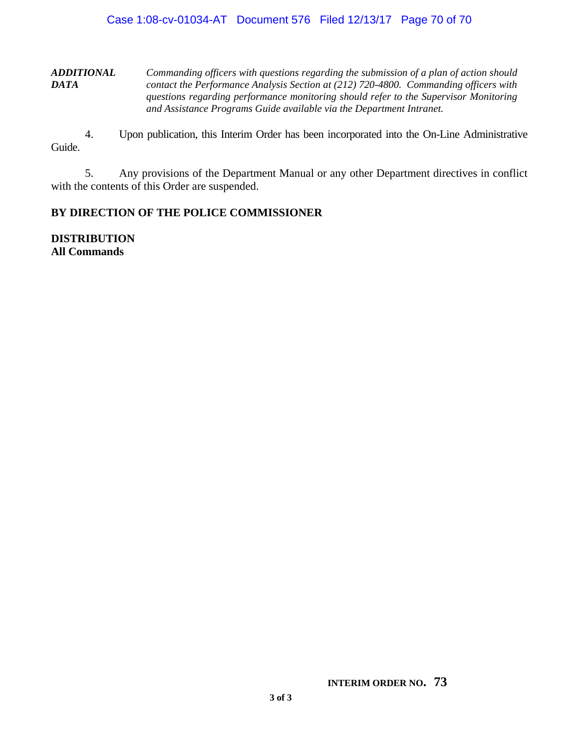***ADDITIONAL DATA*** *Commanding officers with questions regarding the submission of a plan of action should contact the Performance Analysis Section at (212) 720-4800. Commanding officers with questions regarding performance monitoring should refer to the Supervisor Monitoring and Assistance Programs Guide available via the Department Intranet.*

4. Upon publication, this Interim Order has been incorporated into the On-Line Administrative Guide.

5. Any provisions of the Department Manual or any other Department directives in conflict with the contents of this Order are suspended.

**BY DIRECTION OF THE POLICE COMMISSIONER**

**DISTRIBUTION**
**All Commands**

**INTERIM ORDER NO. 73**